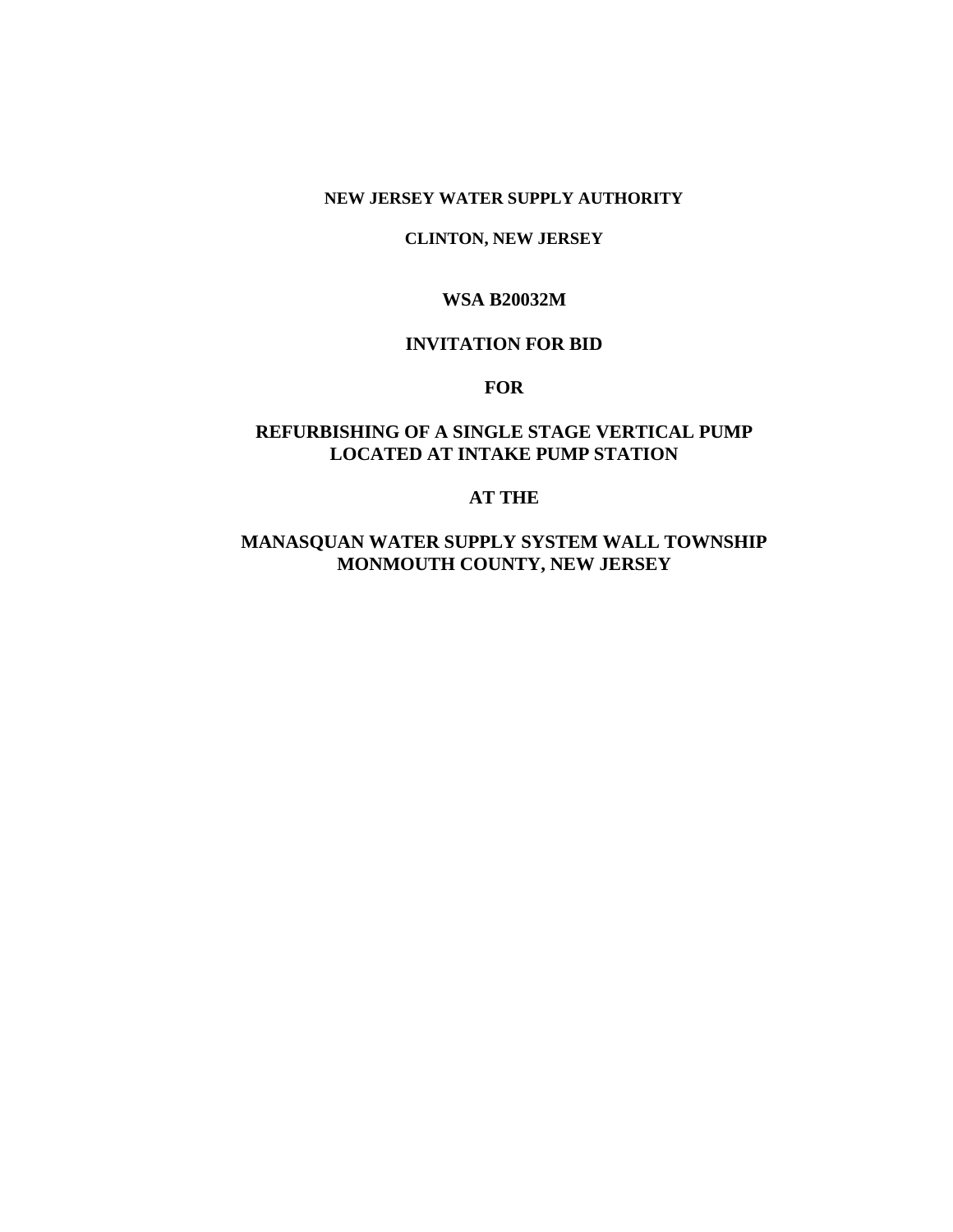**NEW JERSEY WATER SUPPLY AUTHORITY**

**CLINTON, NEW JERSEY**

**WSA B20032M**

**INVITATION FOR BID**

**FOR**

**REFURBISHING OF A SINGLE STAGE VERTICAL PUMP LOCATED AT INTAKE PUMP STATION**

**AT THE**

**MANASQUAN WATER SUPPLY SYSTEM WALL TOWNSHIP MONMOUTH COUNTY, NEW JERSEY**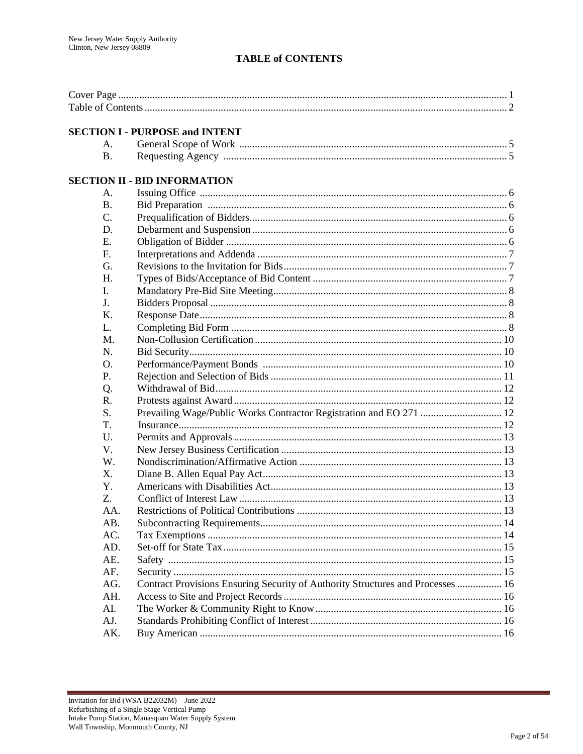# TABLE of CONTENTS

Cover Page ........ 1
Table of Contents ........ 2

**SECTION I - PURPOSE and INTENT**

| | | |
|---|---|---|
| A. | General Scope of Work | 5 |
| B. | Requesting Agency | 5 |

**SECTION II - BID INFORMATION**

| | | |
|---|---|---|
| A. | Issuing Office | 6 |
| B. | Bid Preparation | 6 |
| C. | Prequalification of Bidders | 6 |
| D. | Debarment and Suspension | 6 |
| E. | Obligation of Bidder | 6 |
| F. | Interpretations and Addenda | 7 |
| G. | Revisions to the Invitation for Bids | 7 |
| H. | Types of Bids/Acceptance of Bid Content | 7 |
| I. | Mandatory Pre-Bid Site Meeting | 8 |
| J. | Bidders Proposal | 8 |
| K. | Response Date | 8 |
| L. | Completing Bid Form | 8 |
| M. | Non-Collusion Certification | 10 |
| N. | Bid Security | 10 |
| O. | Performance/Payment Bonds | 10 |
| P. | Rejection and Selection of Bids | 11 |
| Q. | Withdrawal of Bid | 12 |
| R. | Protests against Award | 12 |
| S. | Prevailing Wage/Public Works Contractor Registration and EO 271 | 12 |
| T. | Insurance | 12 |
| U. | Permits and Approvals | 13 |
| V. | New Jersey Business Certification | 13 |
| W. | Nondiscrimination/Affirmative Action | 13 |
| X. | Diane B. Allen Equal Pay Act | 13 |
| Y. | Americans with Disabilities Act | 13 |
| Z. | Conflict of Interest Law | 13 |
| AA. | Restrictions of Political Contributions | 13 |
| AB. | Subcontracting Requirements | 14 |
| AC. | Tax Exemptions | 14 |
| AD. | Set-off for State Tax | 15 |
| AE. | Safety | 15 |
| AF. | Security | 15 |
| AG. | Contract Provisions Ensuring Security of Authority Structures and Processes | 16 |
| AH. | Access to Site and Project Records | 16 |
| AI. | The Worker & Community Right to Know | 16 |
| AJ. | Standards Prohibiting Conflict of Interest | 16 |
| AK. | Buy American | 16 |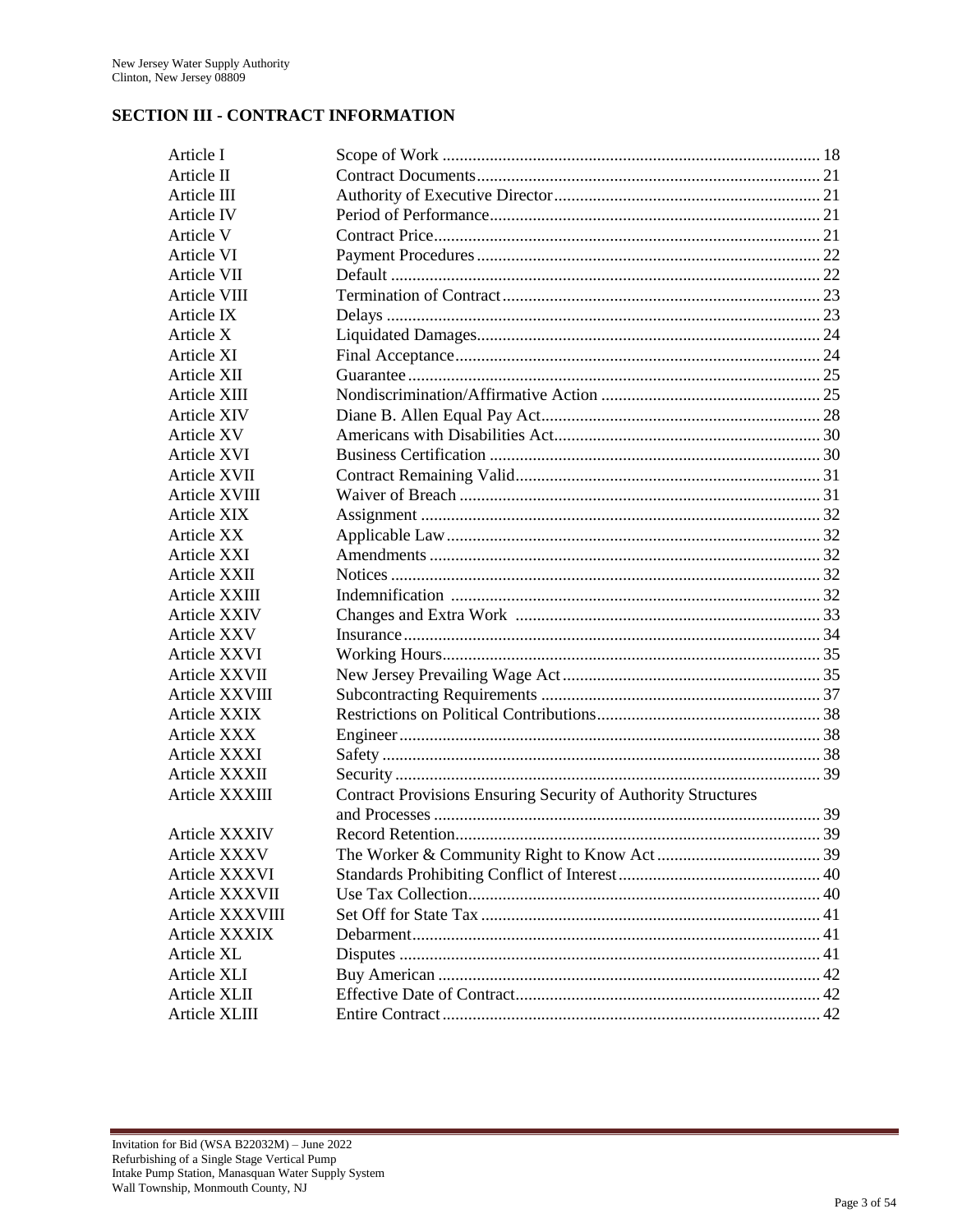## SECTION III - CONTRACT INFORMATION

| | | |
|---|---|---|
| Article I | Scope of Work | 18 |
| Article II | Contract Documents | 21 |
| Article III | Authority of Executive Director | 21 |
| Article IV | Period of Performance | 21 |
| Article V | Contract Price | 21 |
| Article VI | Payment Procedures | 22 |
| Article VII | Default | 22 |
| Article VIII | Termination of Contract | 23 |
| Article IX | Delays | 23 |
| Article X | Liquidated Damages | 24 |
| Article XI | Final Acceptance | 24 |
| Article XII | Guarantee | 25 |
| Article XIII | Nondiscrimination/Affirmative Action | 25 |
| Article XIV | Diane B. Allen Equal Pay Act | 28 |
| Article XV | Americans with Disabilities Act | 30 |
| Article XVI | Business Certification | 30 |
| Article XVII | Contract Remaining Valid | 31 |
| Article XVIII | Waiver of Breach | 31 |
| Article XIX | Assignment | 32 |
| Article XX | Applicable Law | 32 |
| Article XXI | Amendments | 32 |
| Article XXII | Notices | 32 |
| Article XXIII | Indemnification | 32 |
| Article XXIV | Changes and Extra Work | 33 |
| Article XXV | Insurance | 34 |
| Article XXVI | Working Hours | 35 |
| Article XXVII | New Jersey Prevailing Wage Act | 35 |
| Article XXVIII | Subcontracting Requirements | 37 |
| Article XXIX | Restrictions on Political Contributions | 38 |
| Article XXX | Engineer | 38 |
| Article XXXI | Safety | 38 |
| Article XXXII | Security | 39 |
| Article XXXIII | Contract Provisions Ensuring Security of Authority Structures and Processes | 39 |
| Article XXXIV | Record Retention | 39 |
| Article XXXV | The Worker & Community Right to Know Act | 39 |
| Article XXXVI | Standards Prohibiting Conflict of Interest | 40 |
| Article XXXVII | Use Tax Collection | 40 |
| Article XXXVIII | Set Off for State Tax | 41 |
| Article XXXIX | Debarment | 41 |
| Article XL | Disputes | 41 |
| Article XLI | Buy American | 42 |
| Article XLII | Effective Date of Contract | 42 |
| Article XLIII | Entire Contract | 42 |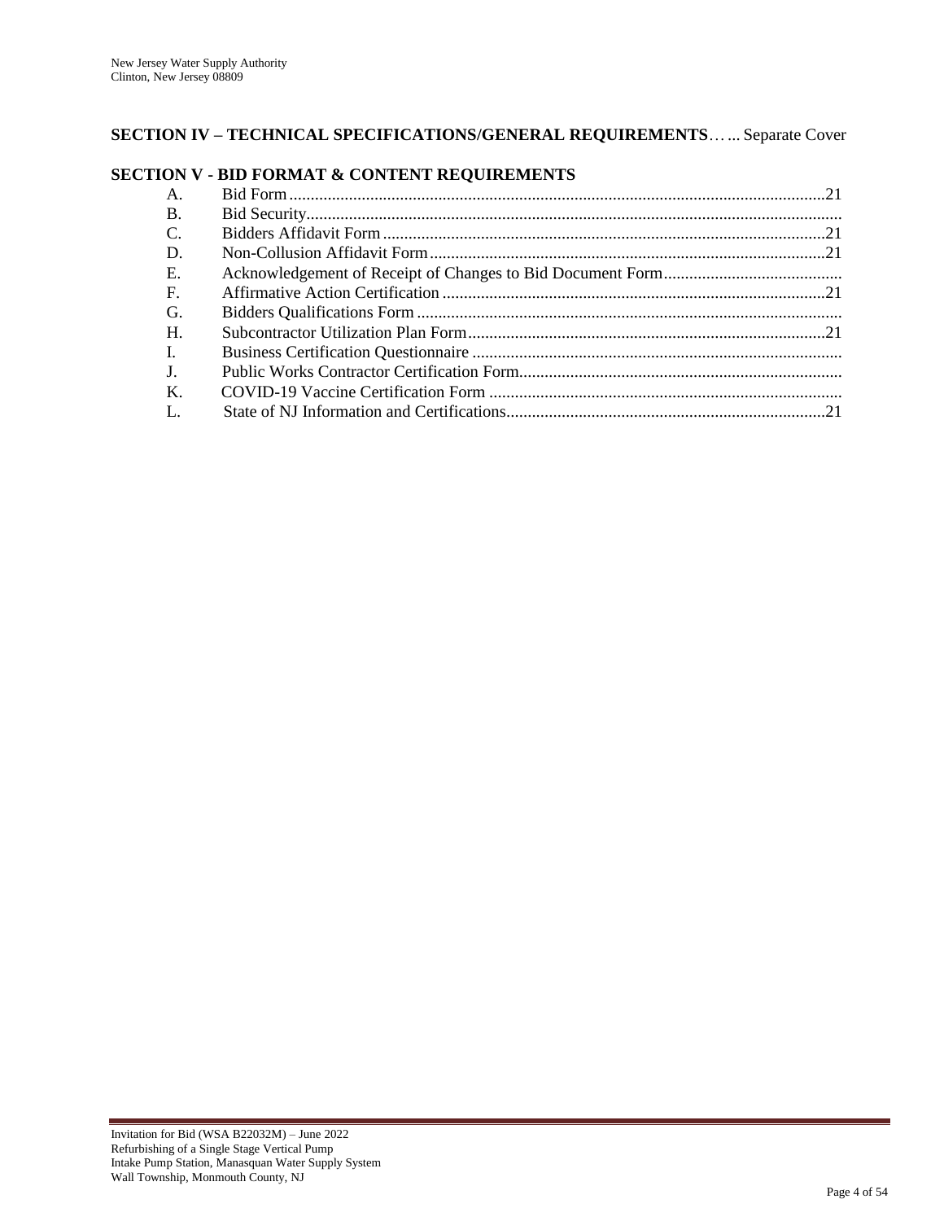**SECTION IV – TECHNICAL SPECIFICATIONS/GENERAL REQUIREMENTS**…... Separate Cover

**SECTION V - BID FORMAT & CONTENT REQUIREMENTS**

A. Bid Form .......................................................................................................21
B. Bid Security........................................................................................................
C. Bidders Affidavit Form ....................................................................................21
D. Non-Collusion Affidavit Form .........................................................................21
E. Acknowledgement of Receipt of Changes to Bid Document Form......................................
F. Affirmative Action Certification ......................................................................21
G. Bidders Qualifications Form ...............................................................................
H. Subcontractor Utilization Plan Form................................................................21
I. Business Certification Questionnaire ..................................................................
J. Public Works Contractor Certification Form........................................................
K. COVID-19 Vaccine Certification Form ...............................................................
L. State of NJ Information and Certifications......................................................21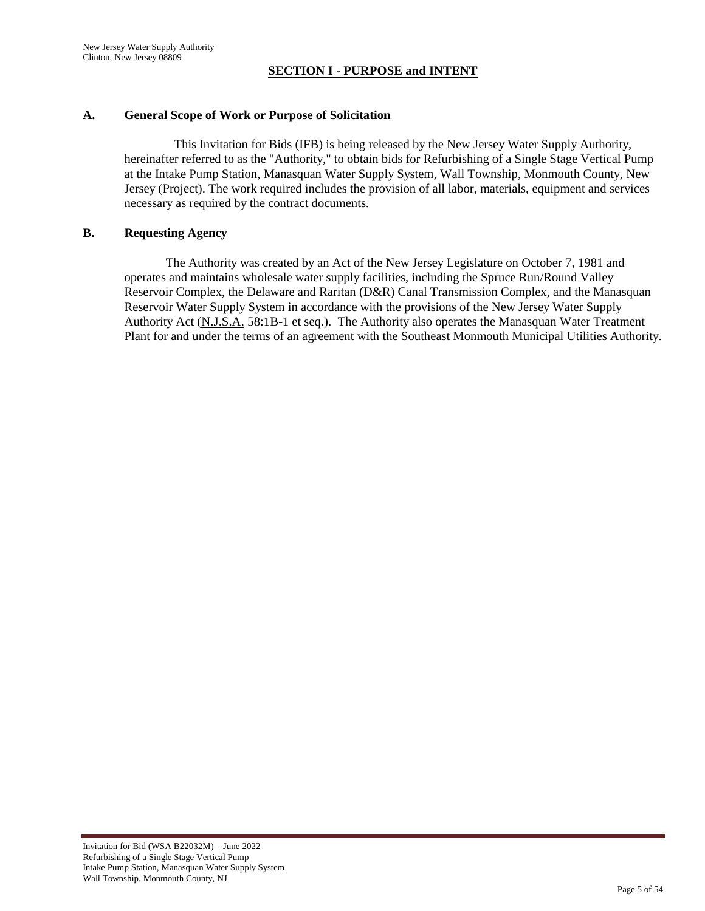## SECTION I - PURPOSE and INTENT

### A. General Scope of Work or Purpose of Solicitation

This Invitation for Bids (IFB) is being released by the New Jersey Water Supply Authority, hereinafter referred to as the "Authority," to obtain bids for Refurbishing of a Single Stage Vertical Pump at the Intake Pump Station, Manasquan Water Supply System, Wall Township, Monmouth County, New Jersey (Project). The work required includes the provision of all labor, materials, equipment and services necessary as required by the contract documents.

### B. Requesting Agency

The Authority was created by an Act of the New Jersey Legislature on October 7, 1981 and operates and maintains wholesale water supply facilities, including the Spruce Run/Round Valley Reservoir Complex, the Delaware and Raritan (D&R) Canal Transmission Complex, and the Manasquan Reservoir Water Supply System in accordance with the provisions of the New Jersey Water Supply Authority Act (N.J.S.A. 58:1B-1 et seq.). The Authority also operates the Manasquan Water Treatment Plant for and under the terms of an agreement with the Southeast Monmouth Municipal Utilities Authority.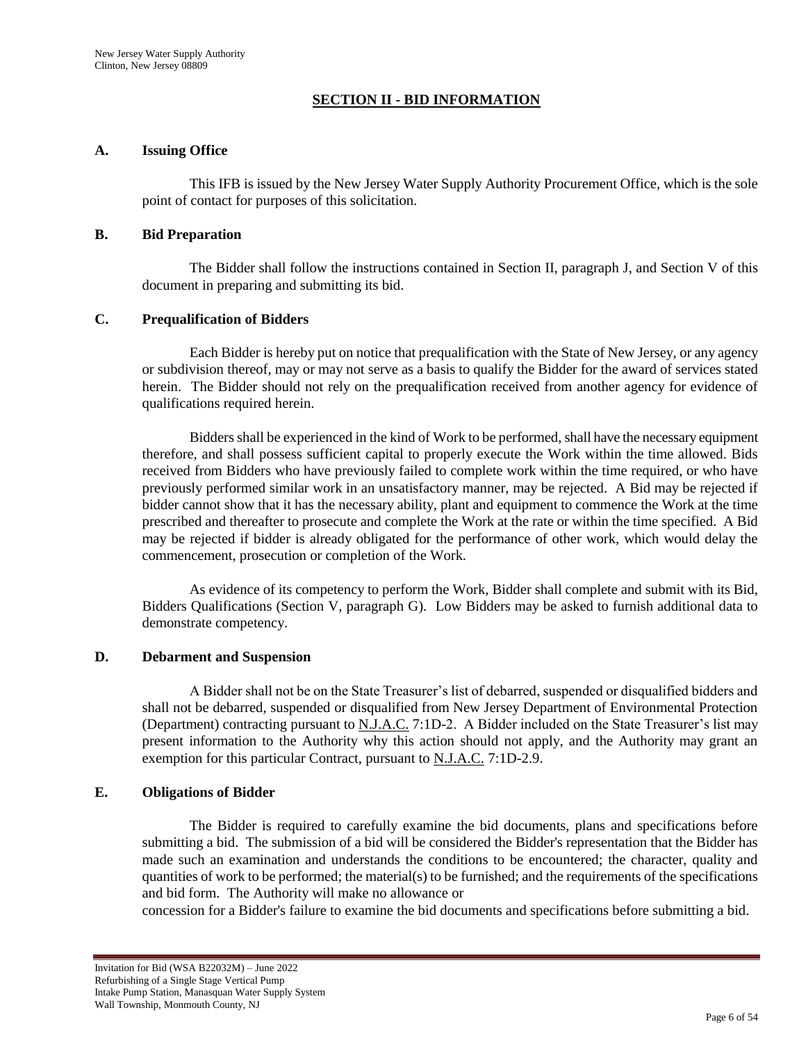## SECTION II - BID INFORMATION

### A. Issuing Office

This IFB is issued by the New Jersey Water Supply Authority Procurement Office, which is the sole point of contact for purposes of this solicitation.

### B. Bid Preparation

The Bidder shall follow the instructions contained in Section II, paragraph J, and Section V of this document in preparing and submitting its bid.

### C. Prequalification of Bidders

Each Bidder is hereby put on notice that prequalification with the State of New Jersey, or any agency or subdivision thereof, may or may not serve as a basis to qualify the Bidder for the award of services stated herein. The Bidder should not rely on the prequalification received from another agency for evidence of qualifications required herein.

Bidders shall be experienced in the kind of Work to be performed, shall have the necessary equipment therefore, and shall possess sufficient capital to properly execute the Work within the time allowed. Bids received from Bidders who have previously failed to complete work within the time required, or who have previously performed similar work in an unsatisfactory manner, may be rejected. A Bid may be rejected if bidder cannot show that it has the necessary ability, plant and equipment to commence the Work at the time prescribed and thereafter to prosecute and complete the Work at the rate or within the time specified. A Bid may be rejected if bidder is already obligated for the performance of other work, which would delay the commencement, prosecution or completion of the Work.

As evidence of its competency to perform the Work, Bidder shall complete and submit with its Bid, Bidders Qualifications (Section V, paragraph G). Low Bidders may be asked to furnish additional data to demonstrate competency.

### D. Debarment and Suspension

A Bidder shall not be on the State Treasurer's list of debarred, suspended or disqualified bidders and shall not be debarred, suspended or disqualified from New Jersey Department of Environmental Protection (Department) contracting pursuant to N.J.A.C. 7:1D-2. A Bidder included on the State Treasurer's list may present information to the Authority why this action should not apply, and the Authority may grant an exemption for this particular Contract, pursuant to N.J.A.C. 7:1D-2.9.

### E. Obligations of Bidder

The Bidder is required to carefully examine the bid documents, plans and specifications before submitting a bid. The submission of a bid will be considered the Bidder's representation that the Bidder has made such an examination and understands the conditions to be encountered; the character, quality and quantities of work to be performed; the material(s) to be furnished; and the requirements of the specifications and bid form. The Authority will make no allowance or concession for a Bidder's failure to examine the bid documents and specifications before submitting a bid.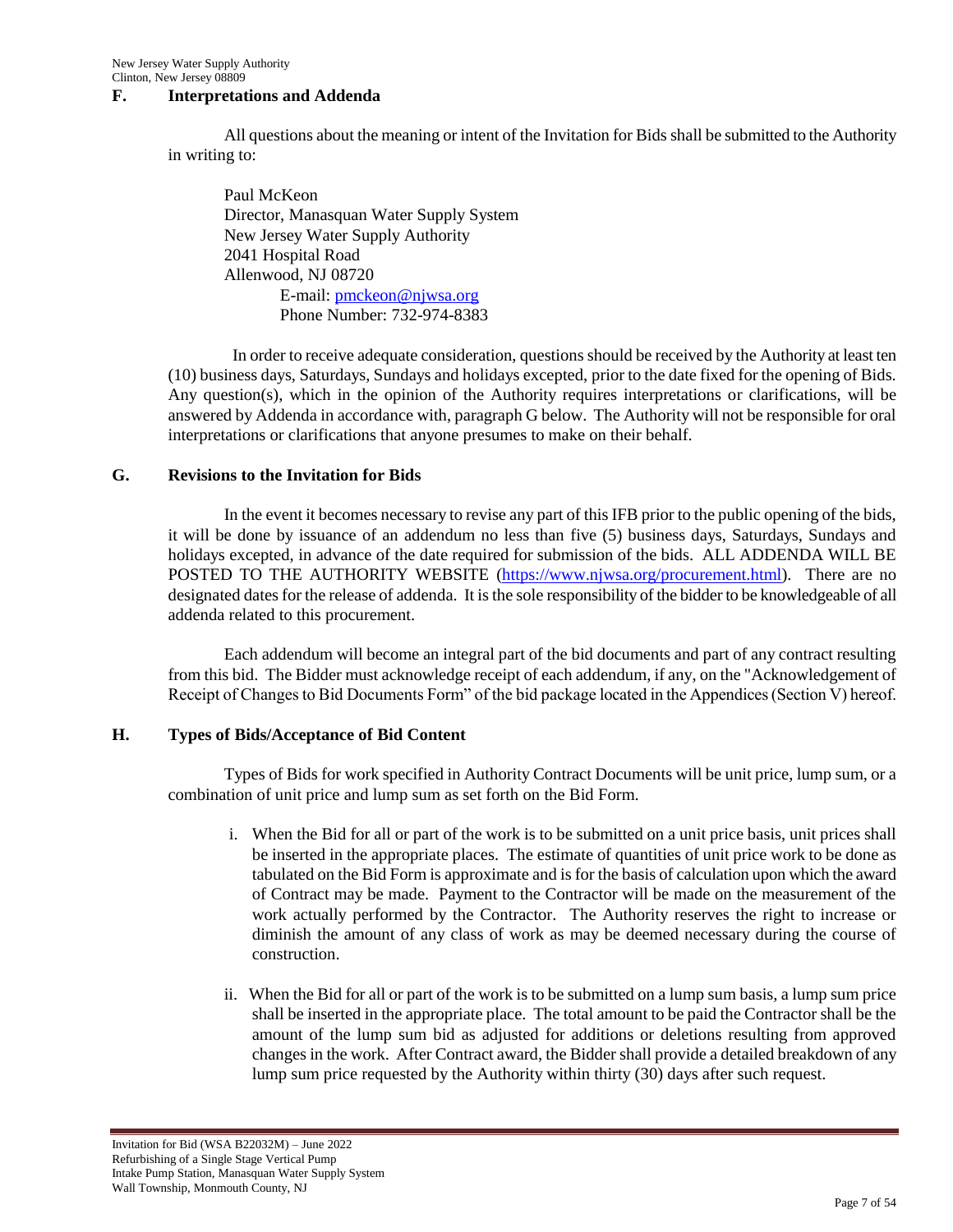## F. Interpretations and Addenda

All questions about the meaning or intent of the Invitation for Bids shall be submitted to the Authority in writing to:

Paul McKeon
Director, Manasquan Water Supply System
New Jersey Water Supply Authority
2041 Hospital Road
Allenwood, NJ 08720
E-mail: pmckeon@njwsa.org
Phone Number: 732-974-8383

In order to receive adequate consideration, questions should be received by the Authority at least ten (10) business days, Saturdays, Sundays and holidays excepted, prior to the date fixed for the opening of Bids. Any question(s), which in the opinion of the Authority requires interpretations or clarifications, will be answered by Addenda in accordance with, paragraph G below. The Authority will not be responsible for oral interpretations or clarifications that anyone presumes to make on their behalf.

## G. Revisions to the Invitation for Bids

In the event it becomes necessary to revise any part of this IFB prior to the public opening of the bids, it will be done by issuance of an addendum no less than five (5) business days, Saturdays, Sundays and holidays excepted, in advance of the date required for submission of the bids. ALL ADDENDA WILL BE POSTED TO THE AUTHORITY WEBSITE (https://www.njwsa.org/procurement.html). There are no designated dates for the release of addenda. It is the sole responsibility of the bidder to be knowledgeable of all addenda related to this procurement.

Each addendum will become an integral part of the bid documents and part of any contract resulting from this bid. The Bidder must acknowledge receipt of each addendum, if any, on the "Acknowledgement of Receipt of Changes to Bid Documents Form" of the bid package located in the Appendices (Section V) hereof.

## H. Types of Bids/Acceptance of Bid Content

Types of Bids for work specified in Authority Contract Documents will be unit price, lump sum, or a combination of unit price and lump sum as set forth on the Bid Form.

i. When the Bid for all or part of the work is to be submitted on a unit price basis, unit prices shall be inserted in the appropriate places. The estimate of quantities of unit price work to be done as tabulated on the Bid Form is approximate and is for the basis of calculation upon which the award of Contract may be made. Payment to the Contractor will be made on the measurement of the work actually performed by the Contractor. The Authority reserves the right to increase or diminish the amount of any class of work as may be deemed necessary during the course of construction.

ii. When the Bid for all or part of the work is to be submitted on a lump sum basis, a lump sum price shall be inserted in the appropriate place. The total amount to be paid the Contractor shall be the amount of the lump sum bid as adjusted for additions or deletions resulting from approved changes in the work. After Contract award, the Bidder shall provide a detailed breakdown of any lump sum price requested by the Authority within thirty (30) days after such request.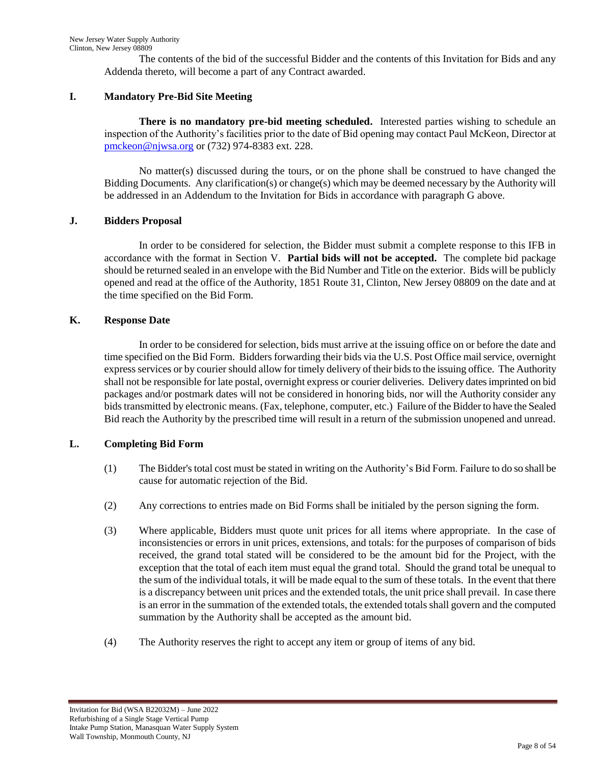The contents of the bid of the successful Bidder and the contents of this Invitation for Bids and any Addenda thereto, will become a part of any Contract awarded.

## I. Mandatory Pre-Bid Site Meeting

**There is no mandatory pre-bid meeting scheduled.** Interested parties wishing to schedule an inspection of the Authority's facilities prior to the date of Bid opening may contact Paul McKeon, Director at pmckeon@njwsa.org or (732) 974-8383 ext. 228.

No matter(s) discussed during the tours, or on the phone shall be construed to have changed the Bidding Documents. Any clarification(s) or change(s) which may be deemed necessary by the Authority will be addressed in an Addendum to the Invitation for Bids in accordance with paragraph G above.

## J. Bidders Proposal

In order to be considered for selection, the Bidder must submit a complete response to this IFB in accordance with the format in Section V. **Partial bids will not be accepted.** The complete bid package should be returned sealed in an envelope with the Bid Number and Title on the exterior. Bids will be publicly opened and read at the office of the Authority, 1851 Route 31, Clinton, New Jersey 08809 on the date and at the time specified on the Bid Form.

## K. Response Date

In order to be considered for selection, bids must arrive at the issuing office on or before the date and time specified on the Bid Form. Bidders forwarding their bids via the U.S. Post Office mail service, overnight express services or by courier should allow for timely delivery of their bids to the issuing office. The Authority shall not be responsible for late postal, overnight express or courier deliveries. Delivery dates imprinted on bid packages and/or postmark dates will not be considered in honoring bids, nor will the Authority consider any bids transmitted by electronic means. (Fax, telephone, computer, etc.) Failure of the Bidder to have the Sealed Bid reach the Authority by the prescribed time will result in a return of the submission unopened and unread.

## L. Completing Bid Form

(1) The Bidder's total cost must be stated in writing on the Authority's Bid Form. Failure to do so shall be cause for automatic rejection of the Bid.

(2) Any corrections to entries made on Bid Forms shall be initialed by the person signing the form.

(3) Where applicable, Bidders must quote unit prices for all items where appropriate. In the case of inconsistencies or errors in unit prices, extensions, and totals: for the purposes of comparison of bids received, the grand total stated will be considered to be the amount bid for the Project, with the exception that the total of each item must equal the grand total. Should the grand total be unequal to the sum of the individual totals, it will be made equal to the sum of these totals. In the event that there is a discrepancy between unit prices and the extended totals, the unit price shall prevail. In case there is an error in the summation of the extended totals, the extended totals shall govern and the computed summation by the Authority shall be accepted as the amount bid.

(4) The Authority reserves the right to accept any item or group of items of any bid.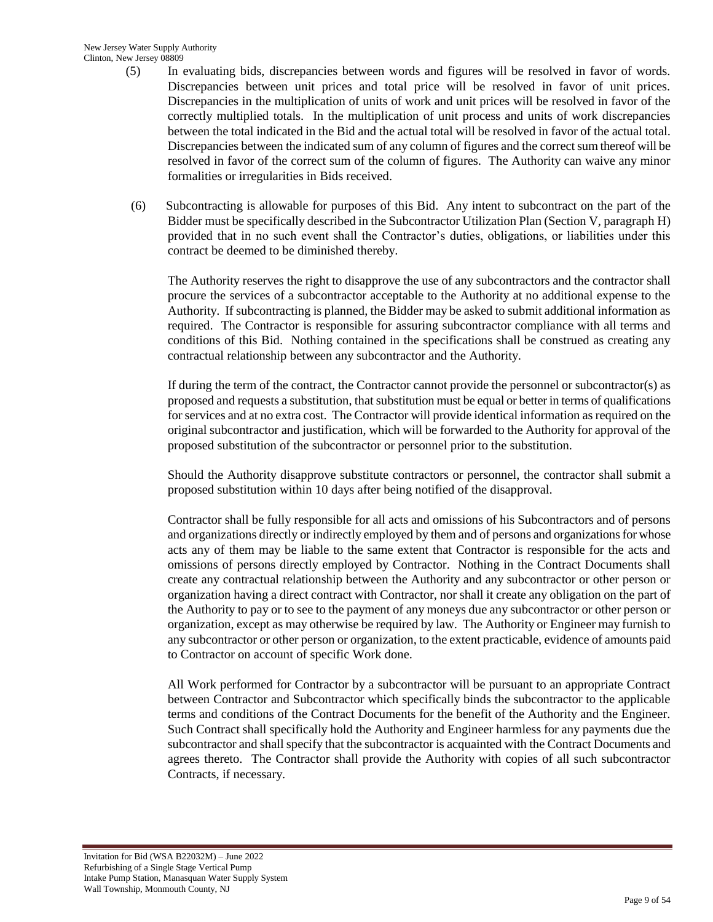(5) In evaluating bids, discrepancies between words and figures will be resolved in favor of words. Discrepancies between unit prices and total price will be resolved in favor of unit prices. Discrepancies in the multiplication of units of work and unit prices will be resolved in favor of the correctly multiplied totals. In the multiplication of unit process and units of work discrepancies between the total indicated in the Bid and the actual total will be resolved in favor of the actual total. Discrepancies between the indicated sum of any column of figures and the correct sum thereof will be resolved in favor of the correct sum of the column of figures. The Authority can waive any minor formalities or irregularities in Bids received.

(6) Subcontracting is allowable for purposes of this Bid. Any intent to subcontract on the part of the Bidder must be specifically described in the Subcontractor Utilization Plan (Section V, paragraph H) provided that in no such event shall the Contractor's duties, obligations, or liabilities under this contract be deemed to be diminished thereby.

The Authority reserves the right to disapprove the use of any subcontractors and the contractor shall procure the services of a subcontractor acceptable to the Authority at no additional expense to the Authority. If subcontracting is planned, the Bidder may be asked to submit additional information as required. The Contractor is responsible for assuring subcontractor compliance with all terms and conditions of this Bid. Nothing contained in the specifications shall be construed as creating any contractual relationship between any subcontractor and the Authority.

If during the term of the contract, the Contractor cannot provide the personnel or subcontractor(s) as proposed and requests a substitution, that substitution must be equal or better in terms of qualifications for services and at no extra cost. The Contractor will provide identical information as required on the original subcontractor and justification, which will be forwarded to the Authority for approval of the proposed substitution of the subcontractor or personnel prior to the substitution.

Should the Authority disapprove substitute contractors or personnel, the contractor shall submit a proposed substitution within 10 days after being notified of the disapproval.

Contractor shall be fully responsible for all acts and omissions of his Subcontractors and of persons and organizations directly or indirectly employed by them and of persons and organizations for whose acts any of them may be liable to the same extent that Contractor is responsible for the acts and omissions of persons directly employed by Contractor. Nothing in the Contract Documents shall create any contractual relationship between the Authority and any subcontractor or other person or organization having a direct contract with Contractor, nor shall it create any obligation on the part of the Authority to pay or to see to the payment of any moneys due any subcontractor or other person or organization, except as may otherwise be required by law. The Authority or Engineer may furnish to any subcontractor or other person or organization, to the extent practicable, evidence of amounts paid to Contractor on account of specific Work done.

All Work performed for Contractor by a subcontractor will be pursuant to an appropriate Contract between Contractor and Subcontractor which specifically binds the subcontractor to the applicable terms and conditions of the Contract Documents for the benefit of the Authority and the Engineer. Such Contract shall specifically hold the Authority and Engineer harmless for any payments due the subcontractor and shall specify that the subcontractor is acquainted with the Contract Documents and agrees thereto. The Contractor shall provide the Authority with copies of all such subcontractor Contracts, if necessary.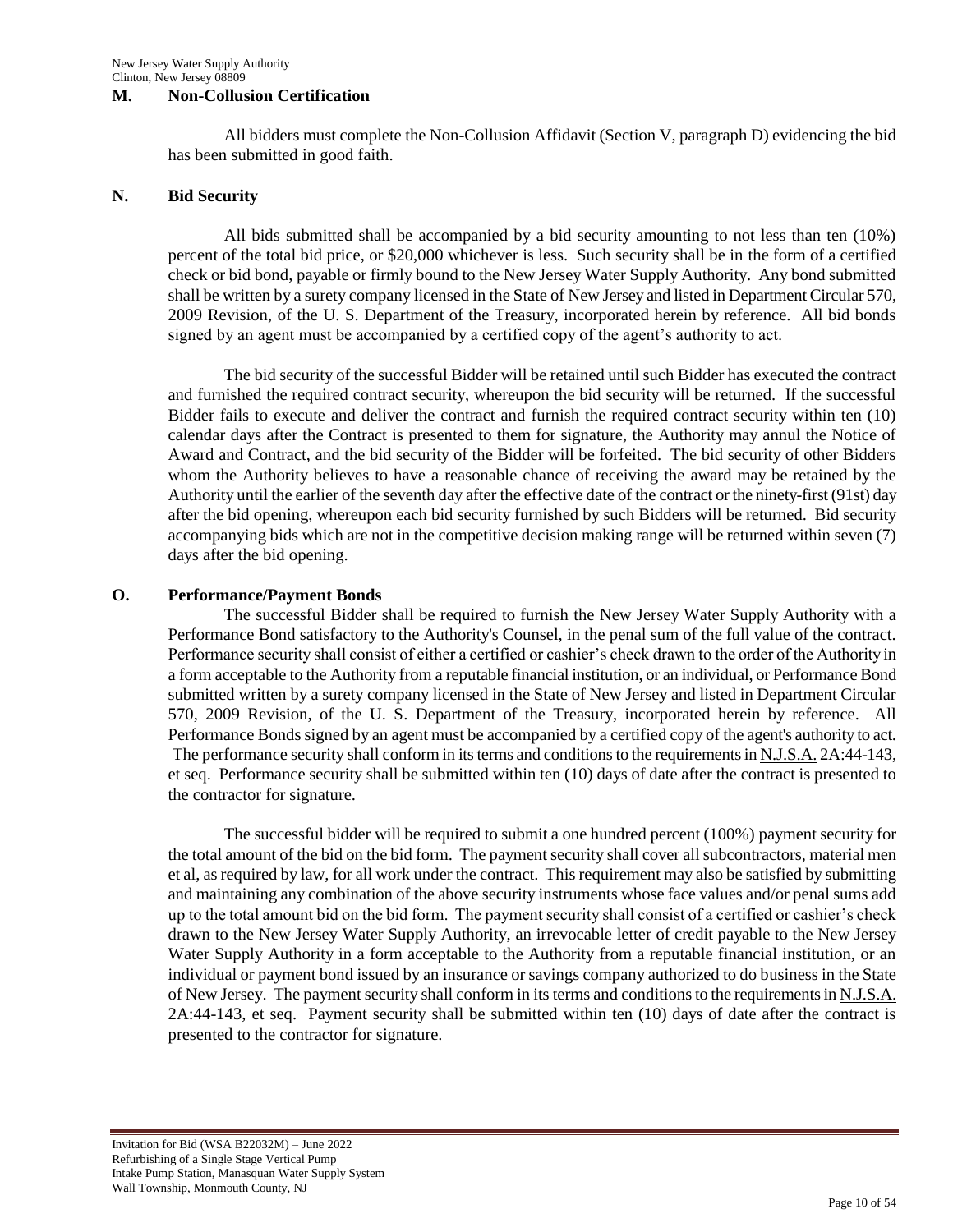## M. Non-Collusion Certification

All bidders must complete the Non-Collusion Affidavit (Section V, paragraph D) evidencing the bid has been submitted in good faith.

## N. Bid Security

All bids submitted shall be accompanied by a bid security amounting to not less than ten (10%) percent of the total bid price, or $20,000 whichever is less. Such security shall be in the form of a certified check or bid bond, payable or firmly bound to the New Jersey Water Supply Authority. Any bond submitted shall be written by a surety company licensed in the State of New Jersey and listed in Department Circular 570, 2009 Revision, of the U. S. Department of the Treasury, incorporated herein by reference. All bid bonds signed by an agent must be accompanied by a certified copy of the agent's authority to act.

The bid security of the successful Bidder will be retained until such Bidder has executed the contract and furnished the required contract security, whereupon the bid security will be returned. If the successful Bidder fails to execute and deliver the contract and furnish the required contract security within ten (10) calendar days after the Contract is presented to them for signature, the Authority may annul the Notice of Award and Contract, and the bid security of the Bidder will be forfeited. The bid security of other Bidders whom the Authority believes to have a reasonable chance of receiving the award may be retained by the Authority until the earlier of the seventh day after the effective date of the contract or the ninety-first (91st) day after the bid opening, whereupon each bid security furnished by such Bidders will be returned. Bid security accompanying bids which are not in the competitive decision making range will be returned within seven (7) days after the bid opening.

## O. Performance/Payment Bonds

The successful Bidder shall be required to furnish the New Jersey Water Supply Authority with a Performance Bond satisfactory to the Authority's Counsel, in the penal sum of the full value of the contract. Performance security shall consist of either a certified or cashier's check drawn to the order of the Authority in a form acceptable to the Authority from a reputable financial institution, or an individual, or Performance Bond submitted written by a surety company licensed in the State of New Jersey and listed in Department Circular 570, 2009 Revision, of the U. S. Department of the Treasury, incorporated herein by reference. All Performance Bonds signed by an agent must be accompanied by a certified copy of the agent's authority to act. The performance security shall conform in its terms and conditions to the requirements in N.J.S.A. 2A:44-143, et seq. Performance security shall be submitted within ten (10) days of date after the contract is presented to the contractor for signature.

The successful bidder will be required to submit a one hundred percent (100%) payment security for the total amount of the bid on the bid form. The payment security shall cover all subcontractors, material men et al, as required by law, for all work under the contract. This requirement may also be satisfied by submitting and maintaining any combination of the above security instruments whose face values and/or penal sums add up to the total amount bid on the bid form. The payment security shall consist of a certified or cashier's check drawn to the New Jersey Water Supply Authority, an irrevocable letter of credit payable to the New Jersey Water Supply Authority in a form acceptable to the Authority from a reputable financial institution, or an individual or payment bond issued by an insurance or savings company authorized to do business in the State of New Jersey. The payment security shall conform in its terms and conditions to the requirements in N.J.S.A. 2A:44-143, et seq. Payment security shall be submitted within ten (10) days of date after the contract is presented to the contractor for signature.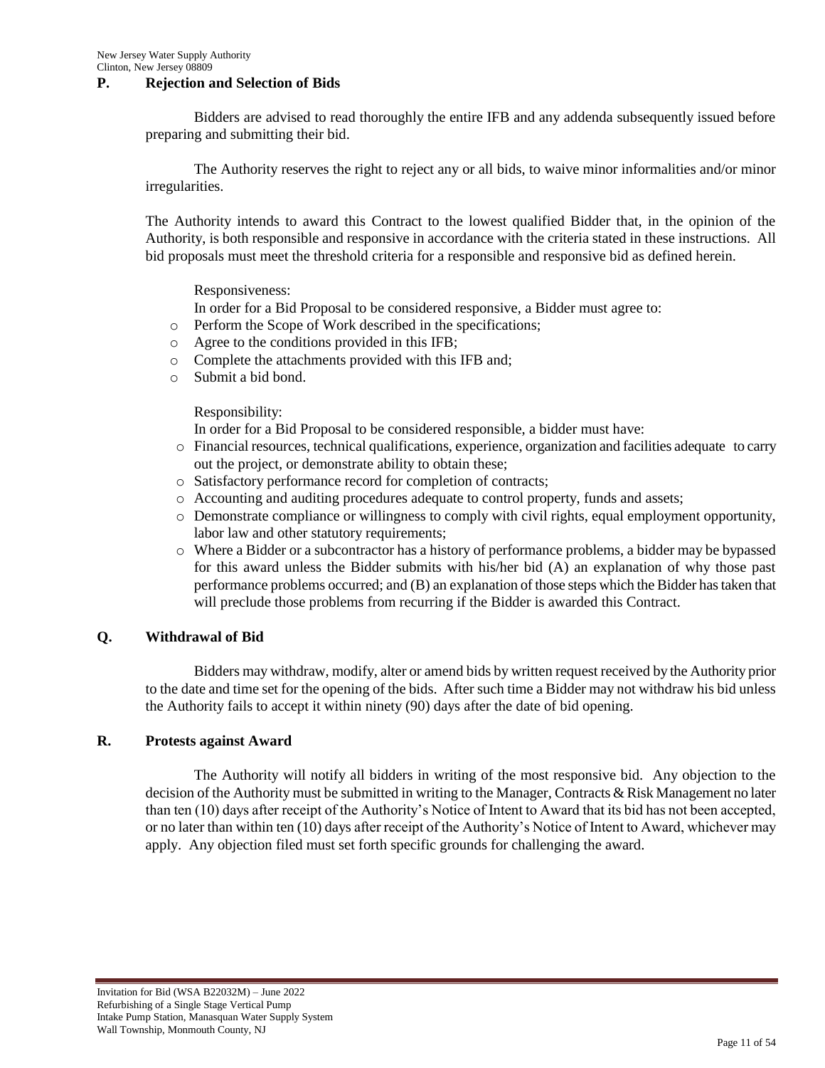## P. Rejection and Selection of Bids

Bidders are advised to read thoroughly the entire IFB and any addenda subsequently issued before preparing and submitting their bid.

The Authority reserves the right to reject any or all bids, to waive minor informalities and/or minor irregularities.

The Authority intends to award this Contract to the lowest qualified Bidder that, in the opinion of the Authority, is both responsible and responsive in accordance with the criteria stated in these instructions. All bid proposals must meet the threshold criteria for a responsible and responsive bid as defined herein.

Responsiveness:
In order for a Bid Proposal to be considered responsive, a Bidder must agree to:

- Perform the Scope of Work described in the specifications;
- Agree to the conditions provided in this IFB;
- Complete the attachments provided with this IFB and;
- Submit a bid bond.

Responsibility:
In order for a Bid Proposal to be considered responsible, a bidder must have:

- Financial resources, technical qualifications, experience, organization and facilities adequate to carry out the project, or demonstrate ability to obtain these;
- Satisfactory performance record for completion of contracts;
- Accounting and auditing procedures adequate to control property, funds and assets;
- Demonstrate compliance or willingness to comply with civil rights, equal employment opportunity, labor law and other statutory requirements;
- Where a Bidder or a subcontractor has a history of performance problems, a bidder may be bypassed for this award unless the Bidder submits with his/her bid (A) an explanation of why those past performance problems occurred; and (B) an explanation of those steps which the Bidder has taken that will preclude those problems from recurring if the Bidder is awarded this Contract.

## Q. Withdrawal of Bid

Bidders may withdraw, modify, alter or amend bids by written request received by the Authority prior to the date and time set for the opening of the bids. After such time a Bidder may not withdraw his bid unless the Authority fails to accept it within ninety (90) days after the date of bid opening.

## R. Protests against Award

The Authority will notify all bidders in writing of the most responsive bid. Any objection to the decision of the Authority must be submitted in writing to the Manager, Contracts & Risk Management no later than ten (10) days after receipt of the Authority's Notice of Intent to Award that its bid has not been accepted, or no later than within ten (10) days after receipt of the Authority's Notice of Intent to Award, whichever may apply. Any objection filed must set forth specific grounds for challenging the award.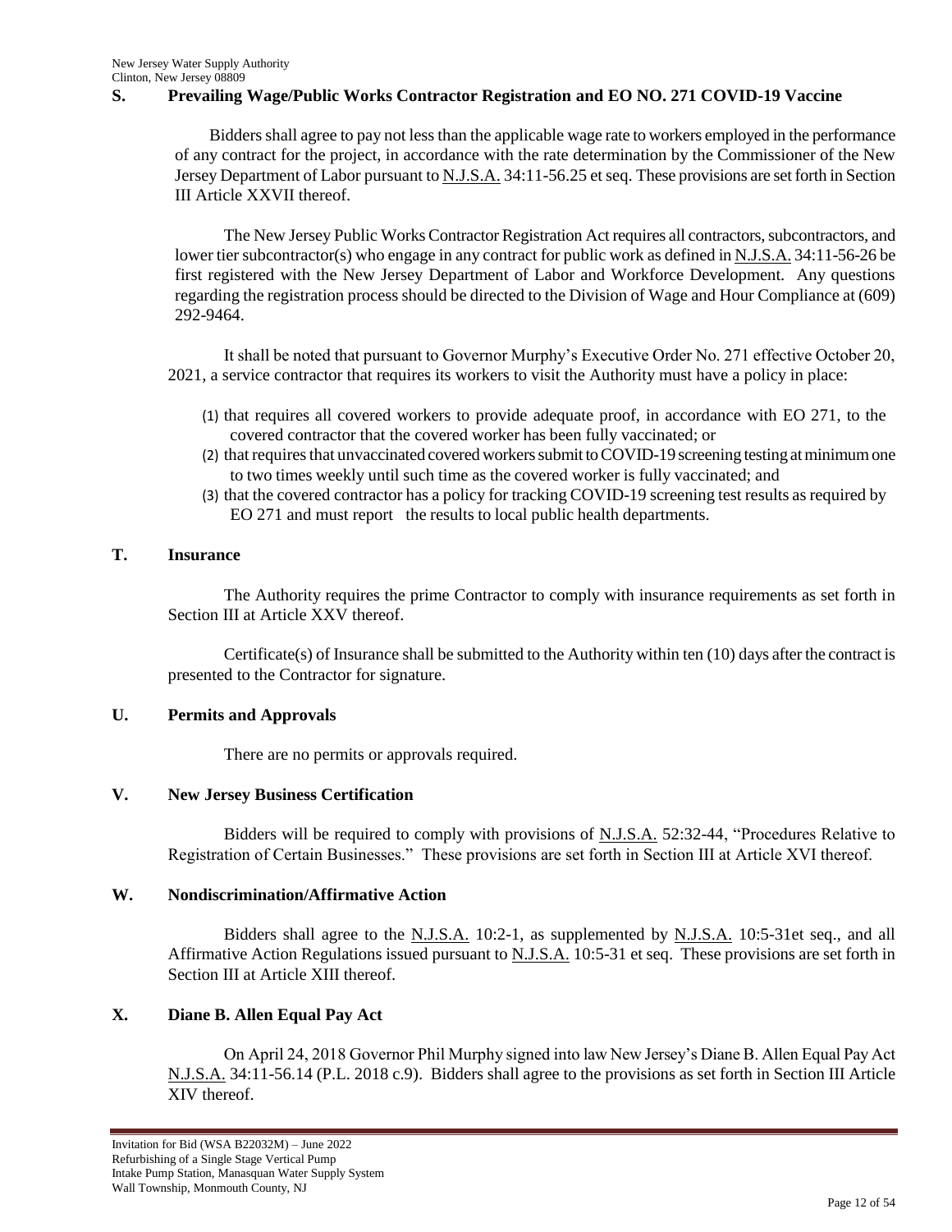**S. Prevailing Wage/Public Works Contractor Registration and EO NO. 271 COVID-19 Vaccine**

Bidders shall agree to pay not less than the applicable wage rate to workers employed in the performance of any contract for the project, in accordance with the rate determination by the Commissioner of the New Jersey Department of Labor pursuant to N.J.S.A. 34:11-56.25 et seq. These provisions are set forth in Section III Article XXVII thereof.

The New Jersey Public Works Contractor Registration Act requires all contractors, subcontractors, and lower tier subcontractor(s) who engage in any contract for public work as defined in N.J.S.A. 34:11-56-26 be first registered with the New Jersey Department of Labor and Workforce Development. Any questions regarding the registration process should be directed to the Division of Wage and Hour Compliance at (609) 292-9464.

It shall be noted that pursuant to Governor Murphy's Executive Order No. 271 effective October 20, 2021, a service contractor that requires its workers to visit the Authority must have a policy in place:

(1) that requires all covered workers to provide adequate proof, in accordance with EO 271, to the covered contractor that the covered worker has been fully vaccinated; or
(2) that requires that unvaccinated covered workers submit to COVID-19 screening testing at minimum one to two times weekly until such time as the covered worker is fully vaccinated; and
(3) that the covered contractor has a policy for tracking COVID-19 screening test results as required by EO 271 and must report the results to local public health departments.

**T. Insurance**

The Authority requires the prime Contractor to comply with insurance requirements as set forth in Section III at Article XXV thereof.

Certificate(s) of Insurance shall be submitted to the Authority within ten (10) days after the contract is presented to the Contractor for signature.

**U. Permits and Approvals**

There are no permits or approvals required.

**V. New Jersey Business Certification**

Bidders will be required to comply with provisions of N.J.S.A. 52:32-44, "Procedures Relative to Registration of Certain Businesses." These provisions are set forth in Section III at Article XVI thereof.

**W. Nondiscrimination/Affirmative Action**

Bidders shall agree to the N.J.S.A. 10:2-1, as supplemented by N.J.S.A. 10:5-31et seq., and all Affirmative Action Regulations issued pursuant to N.J.S.A. 10:5-31 et seq. These provisions are set forth in Section III at Article XIII thereof.

**X. Diane B. Allen Equal Pay Act**

On April 24, 2018 Governor Phil Murphy signed into law New Jersey's Diane B. Allen Equal Pay Act N.J.S.A. 34:11-56.14 (P.L. 2018 c.9). Bidders shall agree to the provisions as set forth in Section III Article XIV thereof.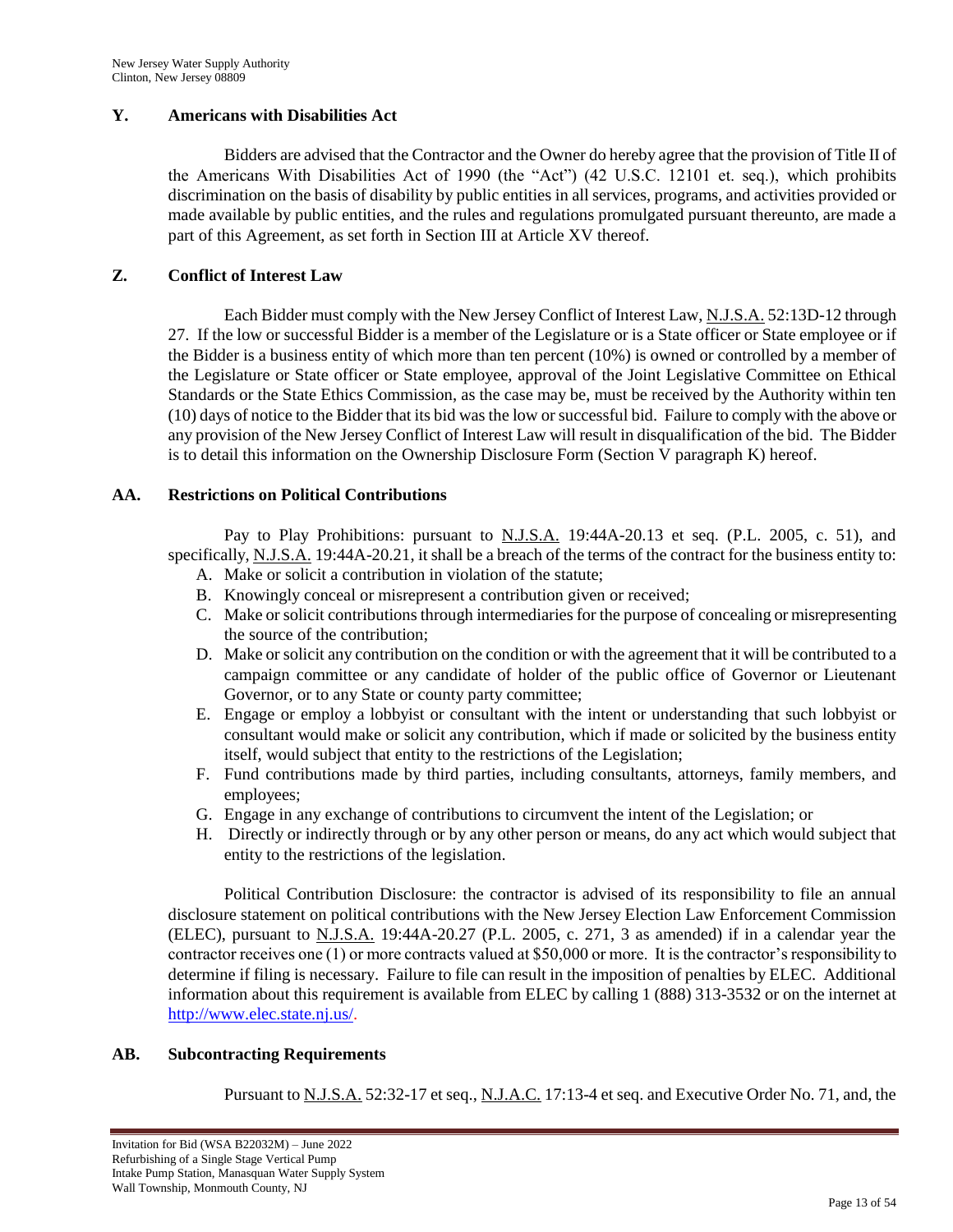## Y. Americans with Disabilities Act

Bidders are advised that the Contractor and the Owner do hereby agree that the provision of Title II of the Americans With Disabilities Act of 1990 (the "Act") (42 U.S.C. 12101 et. seq.), which prohibits discrimination on the basis of disability by public entities in all services, programs, and activities provided or made available by public entities, and the rules and regulations promulgated pursuant thereunto, are made a part of this Agreement, as set forth in Section III at Article XV thereof.

## Z. Conflict of Interest Law

Each Bidder must comply with the New Jersey Conflict of Interest Law, N.J.S.A. 52:13D-12 through 27. If the low or successful Bidder is a member of the Legislature or is a State officer or State employee or if the Bidder is a business entity of which more than ten percent (10%) is owned or controlled by a member of the Legislature or State officer or State employee, approval of the Joint Legislative Committee on Ethical Standards or the State Ethics Commission, as the case may be, must be received by the Authority within ten (10) days of notice to the Bidder that its bid was the low or successful bid. Failure to comply with the above or any provision of the New Jersey Conflict of Interest Law will result in disqualification of the bid. The Bidder is to detail this information on the Ownership Disclosure Form (Section V paragraph K) hereof.

## AA. Restrictions on Political Contributions

Pay to Play Prohibitions: pursuant to N.J.S.A. 19:44A-20.13 et seq. (P.L. 2005, c. 51), and specifically, N.J.S.A. 19:44A-20.21, it shall be a breach of the terms of the contract for the business entity to:

A. Make or solicit a contribution in violation of the statute;
B. Knowingly conceal or misrepresent a contribution given or received;
C. Make or solicit contributions through intermediaries for the purpose of concealing or misrepresenting the source of the contribution;
D. Make or solicit any contribution on the condition or with the agreement that it will be contributed to a campaign committee or any candidate of holder of the public office of Governor or Lieutenant Governor, or to any State or county party committee;
E. Engage or employ a lobbyist or consultant with the intent or understanding that such lobbyist or consultant would make or solicit any contribution, which if made or solicited by the business entity itself, would subject that entity to the restrictions of the Legislation;
F. Fund contributions made by third parties, including consultants, attorneys, family members, and employees;
G. Engage in any exchange of contributions to circumvent the intent of the Legislation; or
H. Directly or indirectly through or by any other person or means, do any act which would subject that entity to the restrictions of the legislation.

Political Contribution Disclosure: the contractor is advised of its responsibility to file an annual disclosure statement on political contributions with the New Jersey Election Law Enforcement Commission (ELEC), pursuant to N.J.S.A. 19:44A-20.27 (P.L. 2005, c. 271, 3 as amended) if in a calendar year the contractor receives one (1) or more contracts valued at $50,000 or more. It is the contractor's responsibility to determine if filing is necessary. Failure to file can result in the imposition of penalties by ELEC. Additional information about this requirement is available from ELEC by calling 1 (888) 313-3532 or on the internet at http://www.elec.state.nj.us/.

## AB. Subcontracting Requirements

Pursuant to N.J.S.A. 52:32-17 et seq., N.J.A.C. 17:13-4 et seq. and Executive Order No. 71, and, the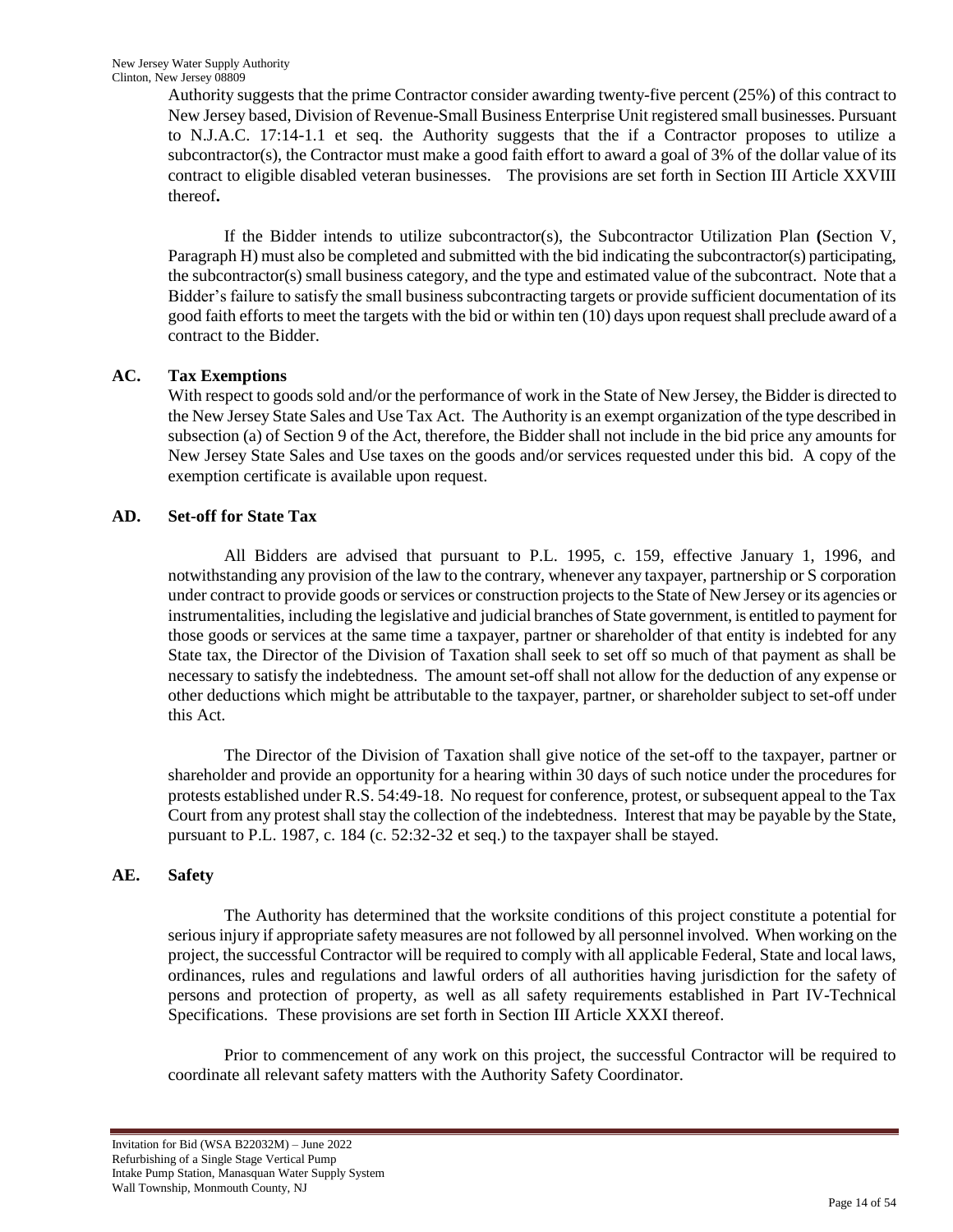Authority suggests that the prime Contractor consider awarding twenty-five percent (25%) of this contract to New Jersey based, Division of Revenue-Small Business Enterprise Unit registered small businesses. Pursuant to N.J.A.C. 17:14-1.1 et seq. the Authority suggests that the if a Contractor proposes to utilize a subcontractor(s), the Contractor must make a good faith effort to award a goal of 3% of the dollar value of its contract to eligible disabled veteran businesses. The provisions are set forth in Section III Article XXVIII thereof**.**

If the Bidder intends to utilize subcontractor(s), the Subcontractor Utilization Plan **(**Section V, Paragraph H) must also be completed and submitted with the bid indicating the subcontractor(s) participating, the subcontractor(s) small business category, and the type and estimated value of the subcontract. Note that a Bidder's failure to satisfy the small business subcontracting targets or provide sufficient documentation of its good faith efforts to meet the targets with the bid or within ten (10) days upon request shall preclude award of a contract to the Bidder.

### AC. Tax Exemptions

With respect to goods sold and/or the performance of work in the State of New Jersey, the Bidder is directed to the New Jersey State Sales and Use Tax Act. The Authority is an exempt organization of the type described in subsection (a) of Section 9 of the Act, therefore, the Bidder shall not include in the bid price any amounts for New Jersey State Sales and Use taxes on the goods and/or services requested under this bid. A copy of the exemption certificate is available upon request.

### AD. Set-off for State Tax

All Bidders are advised that pursuant to P.L. 1995, c. 159, effective January 1, 1996, and notwithstanding any provision of the law to the contrary, whenever any taxpayer, partnership or S corporation under contract to provide goods or services or construction projects to the State of New Jersey or its agencies or instrumentalities, including the legislative and judicial branches of State government, is entitled to payment for those goods or services at the same time a taxpayer, partner or shareholder of that entity is indebted for any State tax, the Director of the Division of Taxation shall seek to set off so much of that payment as shall be necessary to satisfy the indebtedness. The amount set-off shall not allow for the deduction of any expense or other deductions which might be attributable to the taxpayer, partner, or shareholder subject to set-off under this Act.

The Director of the Division of Taxation shall give notice of the set-off to the taxpayer, partner or shareholder and provide an opportunity for a hearing within 30 days of such notice under the procedures for protests established under R.S. 54:49-18. No request for conference, protest, or subsequent appeal to the Tax Court from any protest shall stay the collection of the indebtedness. Interest that may be payable by the State, pursuant to P.L. 1987, c. 184 (c. 52:32-32 et seq.) to the taxpayer shall be stayed.

### AE. Safety

The Authority has determined that the worksite conditions of this project constitute a potential for serious injury if appropriate safety measures are not followed by all personnel involved. When working on the project, the successful Contractor will be required to comply with all applicable Federal, State and local laws, ordinances, rules and regulations and lawful orders of all authorities having jurisdiction for the safety of persons and protection of property, as well as all safety requirements established in Part IV-Technical Specifications. These provisions are set forth in Section III Article XXXI thereof.

Prior to commencement of any work on this project, the successful Contractor will be required to coordinate all relevant safety matters with the Authority Safety Coordinator.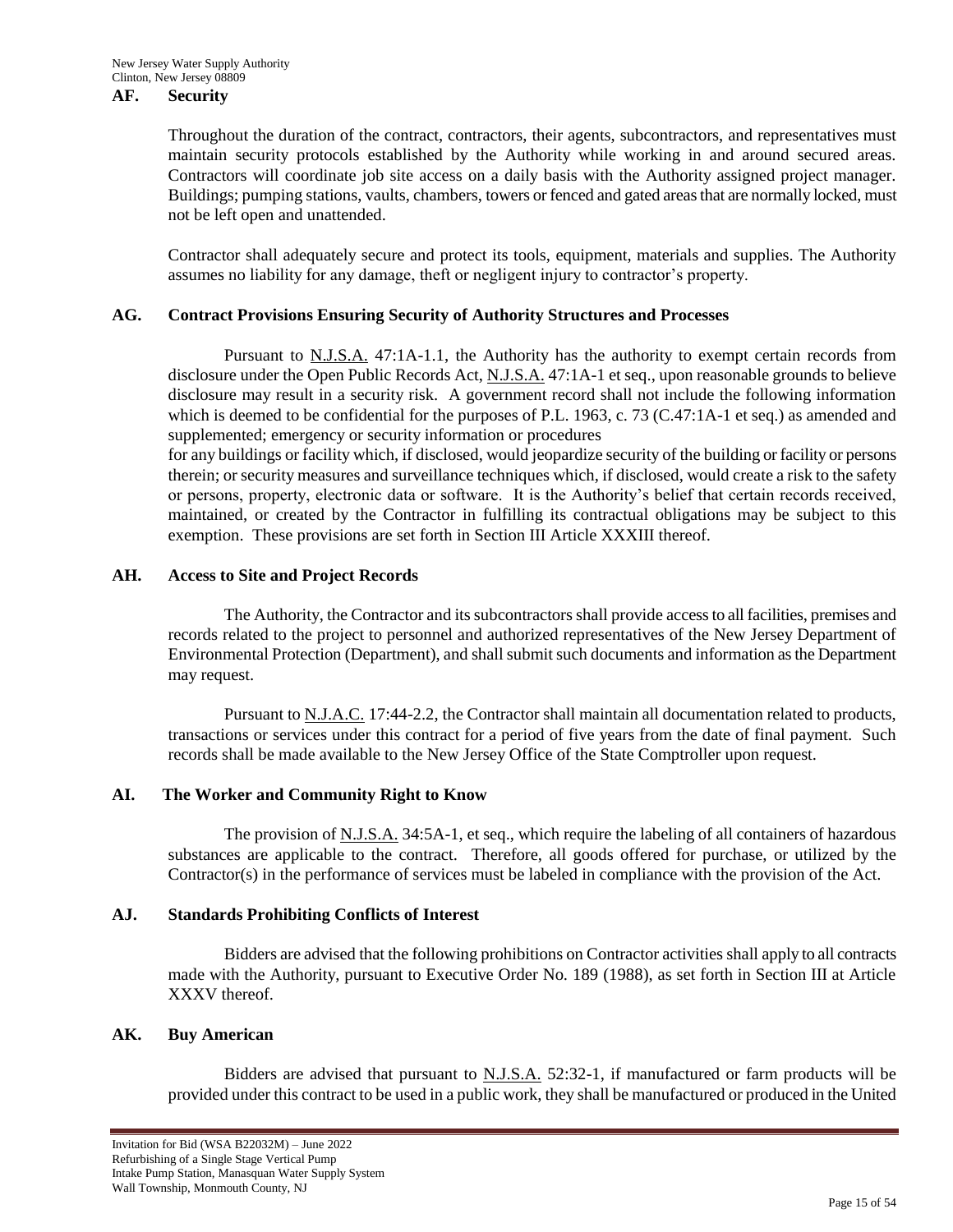## AF. Security

Throughout the duration of the contract, contractors, their agents, subcontractors, and representatives must maintain security protocols established by the Authority while working in and around secured areas. Contractors will coordinate job site access on a daily basis with the Authority assigned project manager. Buildings; pumping stations, vaults, chambers, towers or fenced and gated areas that are normally locked, must not be left open and unattended.

Contractor shall adequately secure and protect its tools, equipment, materials and supplies. The Authority assumes no liability for any damage, theft or negligent injury to contractor's property.

## AG. Contract Provisions Ensuring Security of Authority Structures and Processes

Pursuant to N.J.S.A. 47:1A-1.1, the Authority has the authority to exempt certain records from disclosure under the Open Public Records Act, N.J.S.A. 47:1A-1 et seq., upon reasonable grounds to believe disclosure may result in a security risk. A government record shall not include the following information which is deemed to be confidential for the purposes of P.L. 1963, c. 73 (C.47:1A-1 et seq.) as amended and supplemented; emergency or security information or procedures for any buildings or facility which, if disclosed, would jeopardize security of the building or facility or persons therein; or security measures and surveillance techniques which, if disclosed, would create a risk to the safety or persons, property, electronic data or software. It is the Authority's belief that certain records received, maintained, or created by the Contractor in fulfilling its contractual obligations may be subject to this exemption. These provisions are set forth in Section III Article XXXIII thereof.

## AH. Access to Site and Project Records

The Authority, the Contractor and its subcontractors shall provide access to all facilities, premises and records related to the project to personnel and authorized representatives of the New Jersey Department of Environmental Protection (Department), and shall submit such documents and information as the Department may request.

Pursuant to N.J.A.C. 17:44-2.2, the Contractor shall maintain all documentation related to products, transactions or services under this contract for a period of five years from the date of final payment. Such records shall be made available to the New Jersey Office of the State Comptroller upon request.

## AI. The Worker and Community Right to Know

The provision of N.J.S.A. 34:5A-1, et seq., which require the labeling of all containers of hazardous substances are applicable to the contract. Therefore, all goods offered for purchase, or utilized by the Contractor(s) in the performance of services must be labeled in compliance with the provision of the Act.

## AJ. Standards Prohibiting Conflicts of Interest

Bidders are advised that the following prohibitions on Contractor activities shall apply to all contracts made with the Authority, pursuant to Executive Order No. 189 (1988), as set forth in Section III at Article XXXV thereof.

## AK. Buy American

Bidders are advised that pursuant to N.J.S.A. 52:32-1, if manufactured or farm products will be provided under this contract to be used in a public work, they shall be manufactured or produced in the United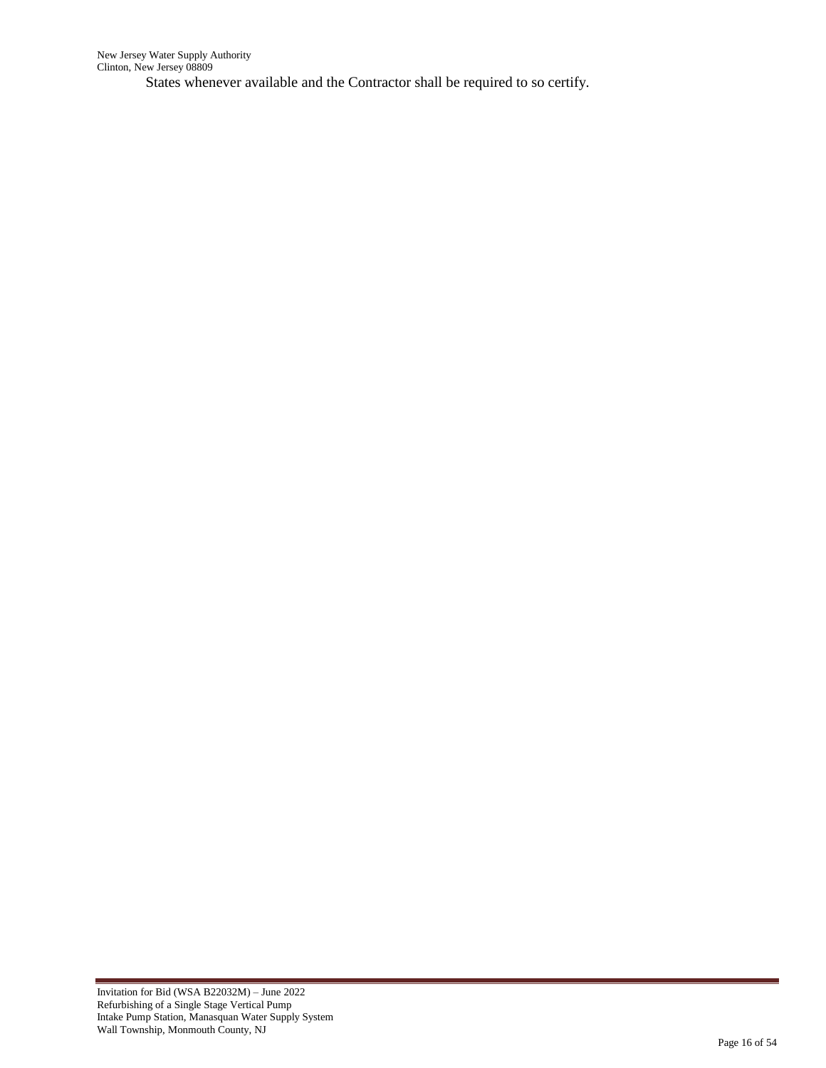States whenever available and the Contractor shall be required to so certify.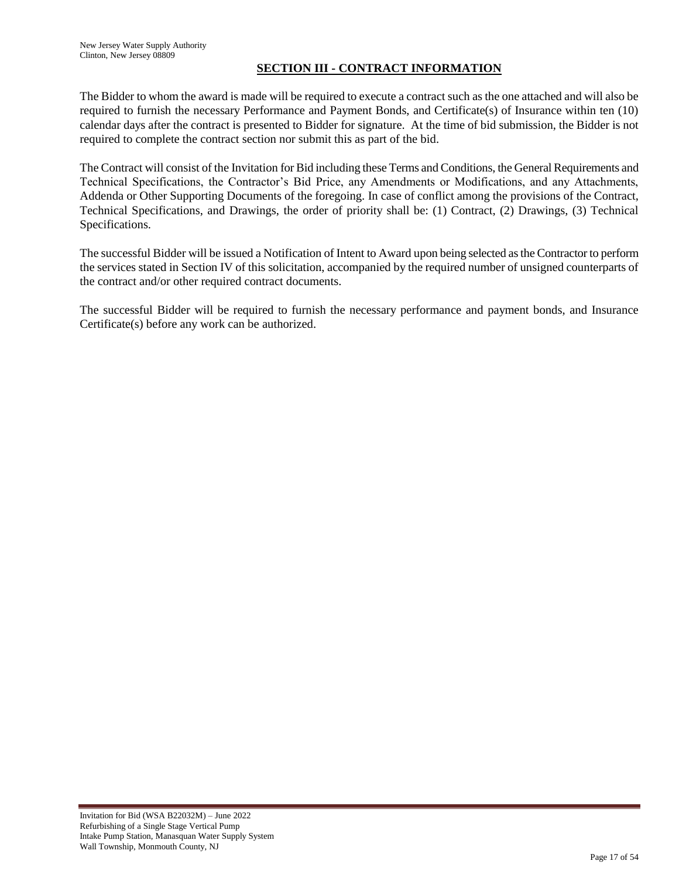## SECTION III - CONTRACT INFORMATION

The Bidder to whom the award is made will be required to execute a contract such as the one attached and will also be required to furnish the necessary Performance and Payment Bonds, and Certificate(s) of Insurance within ten (10) calendar days after the contract is presented to Bidder for signature. At the time of bid submission, the Bidder is not required to complete the contract section nor submit this as part of the bid.

The Contract will consist of the Invitation for Bid including these Terms and Conditions, the General Requirements and Technical Specifications, the Contractor's Bid Price, any Amendments or Modifications, and any Attachments, Addenda or Other Supporting Documents of the foregoing. In case of conflict among the provisions of the Contract, Technical Specifications, and Drawings, the order of priority shall be: (1) Contract, (2) Drawings, (3) Technical Specifications.

The successful Bidder will be issued a Notification of Intent to Award upon being selected as the Contractor to perform the services stated in Section IV of this solicitation, accompanied by the required number of unsigned counterparts of the contract and/or other required contract documents.

The successful Bidder will be required to furnish the necessary performance and payment bonds, and Insurance Certificate(s) before any work can be authorized.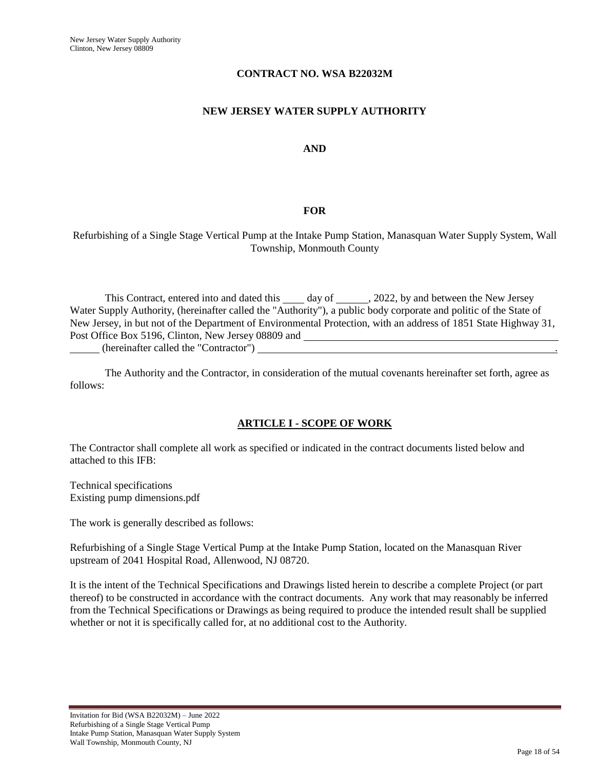**CONTRACT NO. WSA B22032M**

**NEW JERSEY WATER SUPPLY AUTHORITY**

**AND**

**FOR**

Refurbishing of a Single Stage Vertical Pump at the Intake Pump Station, Manasquan Water Supply System, Wall Township, Monmouth County

This Contract, entered into and dated this ____ day of ______, 2022, by and between the New Jersey Water Supply Authority, (hereinafter called the "Authority"), a public body corporate and politic of the State of New Jersey, in but not of the Department of Environmental Protection, with an address of 1851 State Highway 31, Post Office Box 5196, Clinton, New Jersey 08809 and ______________________________________________ ______ (hereinafter called the "Contractor") ____________________________________________________________.

The Authority and the Contractor, in consideration of the mutual covenants hereinafter set forth, agree as follows:

## ARTICLE I - SCOPE OF WORK

The Contractor shall complete all work as specified or indicated in the contract documents listed below and attached to this IFB:

Technical specifications
Existing pump dimensions.pdf

The work is generally described as follows:

Refurbishing of a Single Stage Vertical Pump at the Intake Pump Station, located on the Manasquan River upstream of 2041 Hospital Road, Allenwood, NJ 08720.

It is the intent of the Technical Specifications and Drawings listed herein to describe a complete Project (or part thereof) to be constructed in accordance with the contract documents. Any work that may reasonably be inferred from the Technical Specifications or Drawings as being required to produce the intended result shall be supplied whether or not it is specifically called for, at no additional cost to the Authority.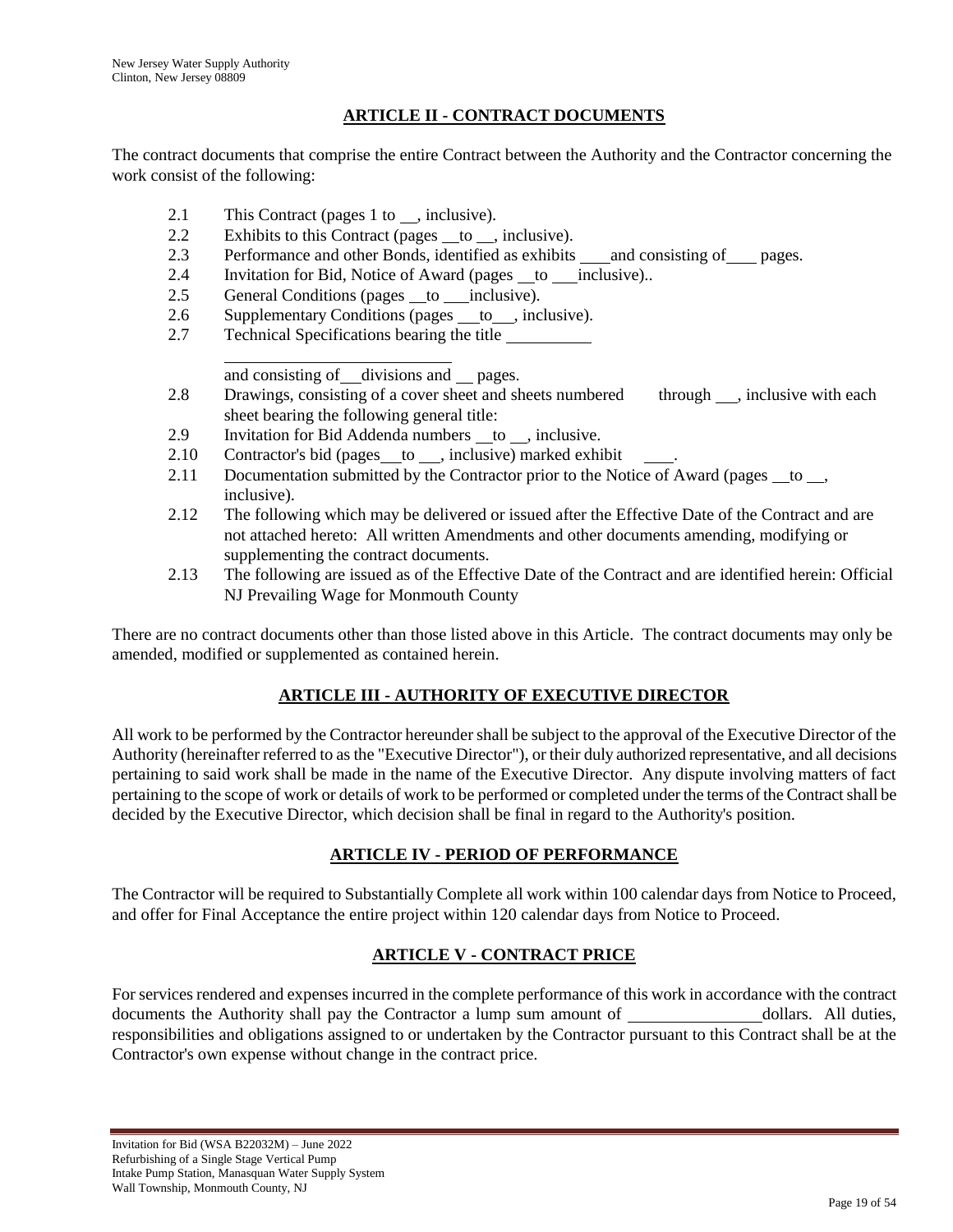## ARTICLE II - CONTRACT DOCUMENTS

The contract documents that comprise the entire Contract between the Authority and the Contractor concerning the work consist of the following:

2.1 This Contract (pages 1 to __, inclusive).

2.2 Exhibits to this Contract (pages __to __, inclusive).

2.3 Performance and other Bonds, identified as exhibits ___and consisting of___ pages.

2.4 Invitation for Bid, Notice of Award (pages __to ___inclusive)..

2.5 General Conditions (pages __to ___inclusive).

2.6 Supplementary Conditions (pages ___to__, inclusive).

2.7 Technical Specifications bearing the title __________

__________________________

and consisting of__divisions and __ pages.

2.8 Drawings, consisting of a cover sheet and sheets numbered through __, inclusive with each sheet bearing the following general title:

2.9 Invitation for Bid Addenda numbers __to __, inclusive.

2.10 Contractor's bid (pages___to __, inclusive) marked exhibit ___.

2.11 Documentation submitted by the Contractor prior to the Notice of Award (pages __to __, inclusive).

2.12 The following which may be delivered or issued after the Effective Date of the Contract and are not attached hereto: All written Amendments and other documents amending, modifying or supplementing the contract documents.

2.13 The following are issued as of the Effective Date of the Contract and are identified herein: Official NJ Prevailing Wage for Monmouth County

There are no contract documents other than those listed above in this Article. The contract documents may only be amended, modified or supplemented as contained herein.

## ARTICLE III - AUTHORITY OF EXECUTIVE DIRECTOR

All work to be performed by the Contractor hereunder shall be subject to the approval of the Executive Director of the Authority (hereinafter referred to as the "Executive Director"), or their duly authorized representative, and all decisions pertaining to said work shall be made in the name of the Executive Director. Any dispute involving matters of fact pertaining to the scope of work or details of work to be performed or completed under the terms of the Contract shall be decided by the Executive Director, which decision shall be final in regard to the Authority's position.

## ARTICLE IV - PERIOD OF PERFORMANCE

The Contractor will be required to Substantially Complete all work within 100 calendar days from Notice to Proceed, and offer for Final Acceptance the entire project within 120 calendar days from Notice to Proceed.

## ARTICLE V - CONTRACT PRICE

For services rendered and expenses incurred in the complete performance of this work in accordance with the contract documents the Authority shall pay the Contractor a lump sum amount of _______________dollars. All duties, responsibilities and obligations assigned to or undertaken by the Contractor pursuant to this Contract shall be at the Contractor's own expense without change in the contract price.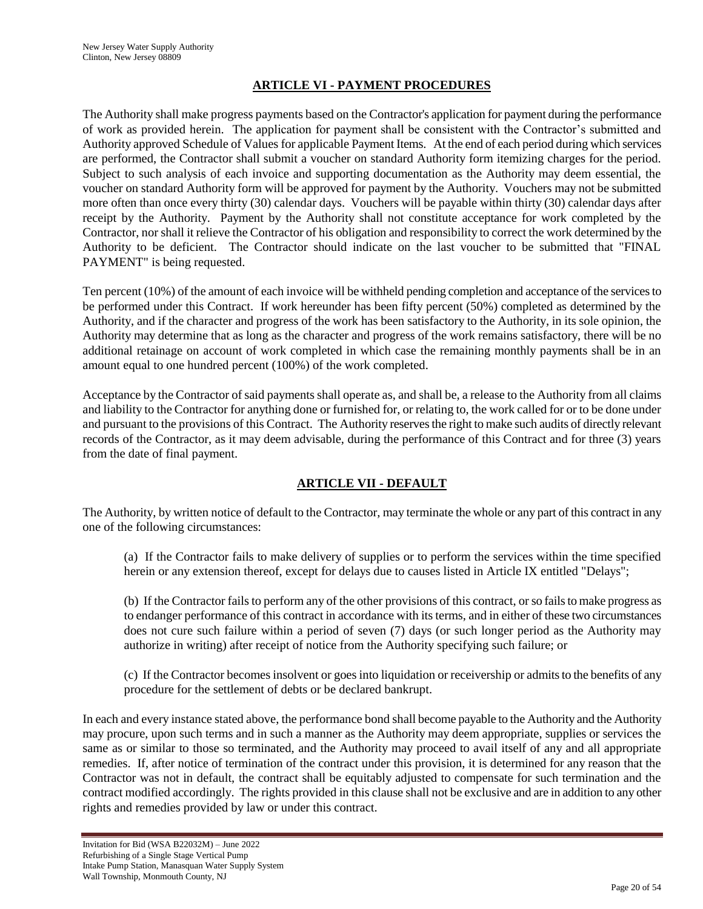## ARTICLE VI - PAYMENT PROCEDURES

The Authority shall make progress payments based on the Contractor's application for payment during the performance of work as provided herein. The application for payment shall be consistent with the Contractor's submitted and Authority approved Schedule of Values for applicable Payment Items. At the end of each period during which services are performed, the Contractor shall submit a voucher on standard Authority form itemizing charges for the period. Subject to such analysis of each invoice and supporting documentation as the Authority may deem essential, the voucher on standard Authority form will be approved for payment by the Authority. Vouchers may not be submitted more often than once every thirty (30) calendar days. Vouchers will be payable within thirty (30) calendar days after receipt by the Authority. Payment by the Authority shall not constitute acceptance for work completed by the Contractor, nor shall it relieve the Contractor of his obligation and responsibility to correct the work determined by the Authority to be deficient. The Contractor should indicate on the last voucher to be submitted that "FINAL PAYMENT" is being requested.

Ten percent (10%) of the amount of each invoice will be withheld pending completion and acceptance of the services to be performed under this Contract. If work hereunder has been fifty percent (50%) completed as determined by the Authority, and if the character and progress of the work has been satisfactory to the Authority, in its sole opinion, the Authority may determine that as long as the character and progress of the work remains satisfactory, there will be no additional retainage on account of work completed in which case the remaining monthly payments shall be in an amount equal to one hundred percent (100%) of the work completed.

Acceptance by the Contractor of said payments shall operate as, and shall be, a release to the Authority from all claims and liability to the Contractor for anything done or furnished for, or relating to, the work called for or to be done under and pursuant to the provisions of this Contract. The Authority reserves the right to make such audits of directly relevant records of the Contractor, as it may deem advisable, during the performance of this Contract and for three (3) years from the date of final payment.

## ARTICLE VII - DEFAULT

The Authority, by written notice of default to the Contractor, may terminate the whole or any part of this contract in any one of the following circumstances:

(a) If the Contractor fails to make delivery of supplies or to perform the services within the time specified herein or any extension thereof, except for delays due to causes listed in Article IX entitled "Delays";

(b) If the Contractor fails to perform any of the other provisions of this contract, or so fails to make progress as to endanger performance of this contract in accordance with its terms, and in either of these two circumstances does not cure such failure within a period of seven (7) days (or such longer period as the Authority may authorize in writing) after receipt of notice from the Authority specifying such failure; or

(c) If the Contractor becomes insolvent or goes into liquidation or receivership or admits to the benefits of any procedure for the settlement of debts or be declared bankrupt.

In each and every instance stated above, the performance bond shall become payable to the Authority and the Authority may procure, upon such terms and in such a manner as the Authority may deem appropriate, supplies or services the same as or similar to those so terminated, and the Authority may proceed to avail itself of any and all appropriate remedies. If, after notice of termination of the contract under this provision, it is determined for any reason that the Contractor was not in default, the contract shall be equitably adjusted to compensate for such termination and the contract modified accordingly. The rights provided in this clause shall not be exclusive and are in addition to any other rights and remedies provided by law or under this contract.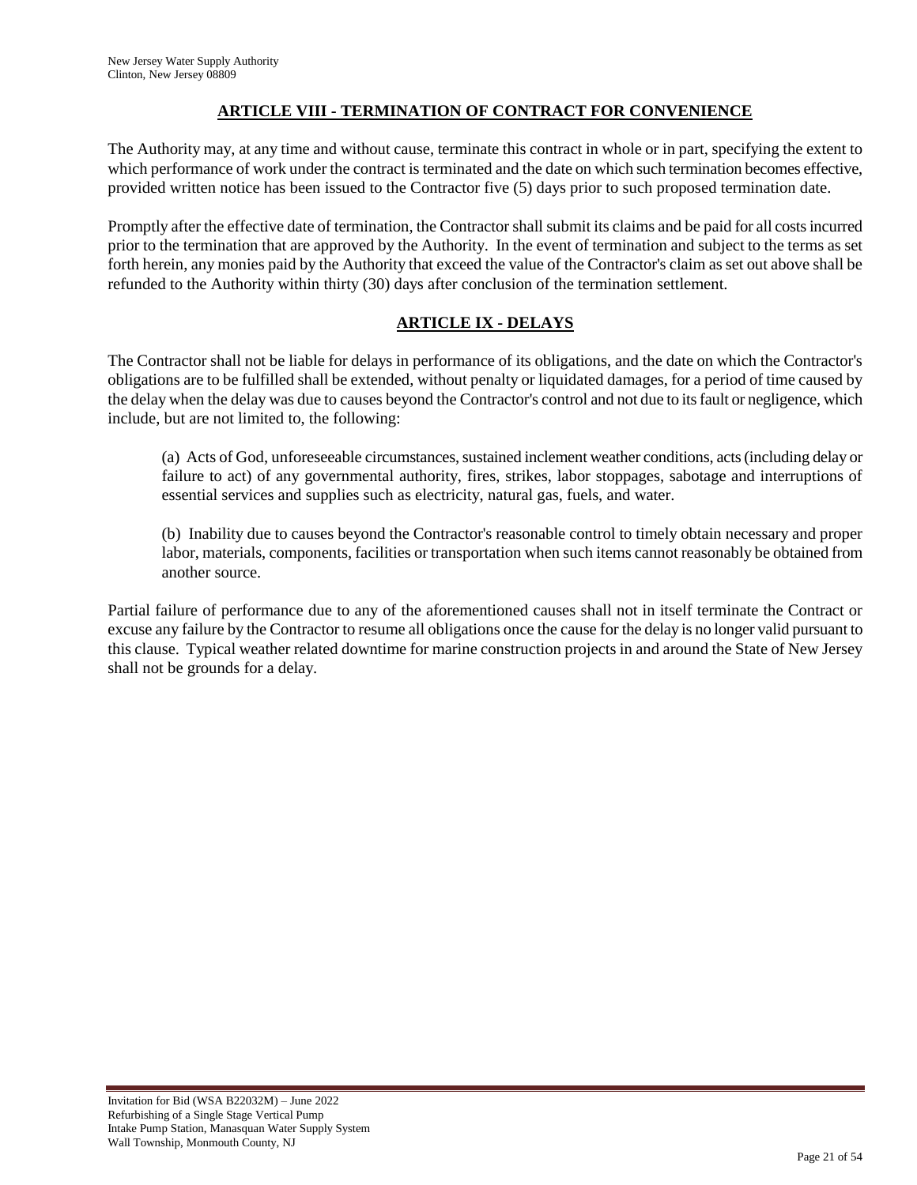## ARTICLE VIII - TERMINATION OF CONTRACT FOR CONVENIENCE

The Authority may, at any time and without cause, terminate this contract in whole or in part, specifying the extent to which performance of work under the contract is terminated and the date on which such termination becomes effective, provided written notice has been issued to the Contractor five (5) days prior to such proposed termination date.

Promptly after the effective date of termination, the Contractor shall submit its claims and be paid for all costs incurred prior to the termination that are approved by the Authority. In the event of termination and subject to the terms as set forth herein, any monies paid by the Authority that exceed the value of the Contractor's claim as set out above shall be refunded to the Authority within thirty (30) days after conclusion of the termination settlement.

## ARTICLE IX - DELAYS

The Contractor shall not be liable for delays in performance of its obligations, and the date on which the Contractor's obligations are to be fulfilled shall be extended, without penalty or liquidated damages, for a period of time caused by the delay when the delay was due to causes beyond the Contractor's control and not due to its fault or negligence, which include, but are not limited to, the following:

(a) Acts of God, unforeseeable circumstances, sustained inclement weather conditions, acts (including delay or failure to act) of any governmental authority, fires, strikes, labor stoppages, sabotage and interruptions of essential services and supplies such as electricity, natural gas, fuels, and water.

(b) Inability due to causes beyond the Contractor's reasonable control to timely obtain necessary and proper labor, materials, components, facilities or transportation when such items cannot reasonably be obtained from another source.

Partial failure of performance due to any of the aforementioned causes shall not in itself terminate the Contract or excuse any failure by the Contractor to resume all obligations once the cause for the delay is no longer valid pursuant to this clause. Typical weather related downtime for marine construction projects in and around the State of New Jersey shall not be grounds for a delay.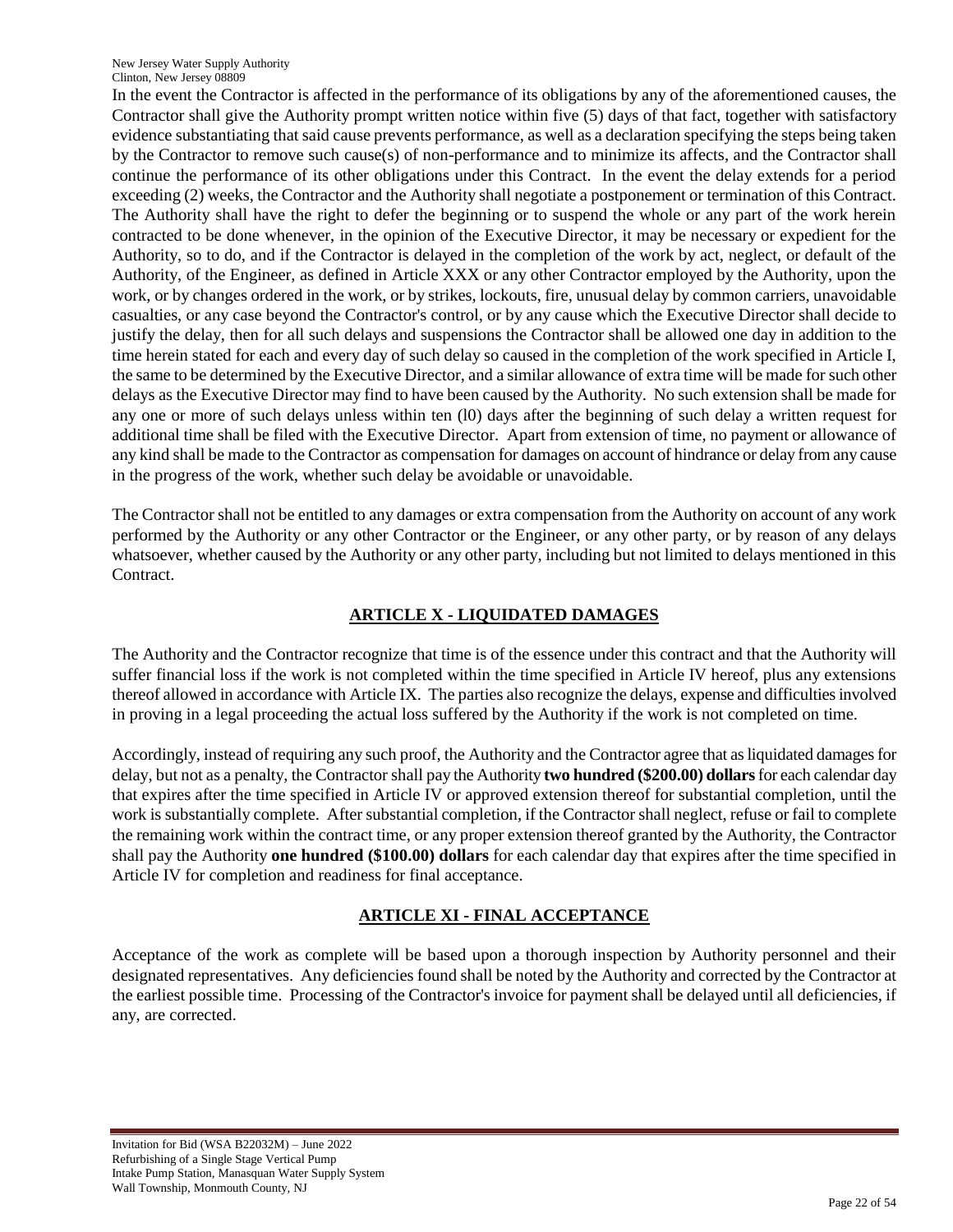In the event the Contractor is affected in the performance of its obligations by any of the aforementioned causes, the Contractor shall give the Authority prompt written notice within five (5) days of that fact, together with satisfactory evidence substantiating that said cause prevents performance, as well as a declaration specifying the steps being taken by the Contractor to remove such cause(s) of non-performance and to minimize its affects, and the Contractor shall continue the performance of its other obligations under this Contract. In the event the delay extends for a period exceeding (2) weeks, the Contractor and the Authority shall negotiate a postponement or termination of this Contract. The Authority shall have the right to defer the beginning or to suspend the whole or any part of the work herein contracted to be done whenever, in the opinion of the Executive Director, it may be necessary or expedient for the Authority, so to do, and if the Contractor is delayed in the completion of the work by act, neglect, or default of the Authority, of the Engineer, as defined in Article XXX or any other Contractor employed by the Authority, upon the work, or by changes ordered in the work, or by strikes, lockouts, fire, unusual delay by common carriers, unavoidable casualties, or any case beyond the Contractor's control, or by any cause which the Executive Director shall decide to justify the delay, then for all such delays and suspensions the Contractor shall be allowed one day in addition to the time herein stated for each and every day of such delay so caused in the completion of the work specified in Article I, the same to be determined by the Executive Director, and a similar allowance of extra time will be made for such other delays as the Executive Director may find to have been caused by the Authority. No such extension shall be made for any one or more of such delays unless within ten (l0) days after the beginning of such delay a written request for additional time shall be filed with the Executive Director. Apart from extension of time, no payment or allowance of any kind shall be made to the Contractor as compensation for damages on account of hindrance or delay from any cause in the progress of the work, whether such delay be avoidable or unavoidable.

The Contractor shall not be entitled to any damages or extra compensation from the Authority on account of any work performed by the Authority or any other Contractor or the Engineer, or any other party, or by reason of any delays whatsoever, whether caused by the Authority or any other party, including but not limited to delays mentioned in this Contract.

## ARTICLE X - LIQUIDATED DAMAGES

The Authority and the Contractor recognize that time is of the essence under this contract and that the Authority will suffer financial loss if the work is not completed within the time specified in Article IV hereof, plus any extensions thereof allowed in accordance with Article IX. The parties also recognize the delays, expense and difficulties involved in proving in a legal proceeding the actual loss suffered by the Authority if the work is not completed on time.

Accordingly, instead of requiring any such proof, the Authority and the Contractor agree that as liquidated damages for delay, but not as a penalty, the Contractor shall pay the Authority **two hundred ($200.00) dollars** for each calendar day that expires after the time specified in Article IV or approved extension thereof for substantial completion, until the work is substantially complete. After substantial completion, if the Contractor shall neglect, refuse or fail to complete the remaining work within the contract time, or any proper extension thereof granted by the Authority, the Contractor shall pay the Authority **one hundred ($100.00) dollars** for each calendar day that expires after the time specified in Article IV for completion and readiness for final acceptance.

## ARTICLE XI - FINAL ACCEPTANCE

Acceptance of the work as complete will be based upon a thorough inspection by Authority personnel and their designated representatives. Any deficiencies found shall be noted by the Authority and corrected by the Contractor at the earliest possible time. Processing of the Contractor's invoice for payment shall be delayed until all deficiencies, if any, are corrected.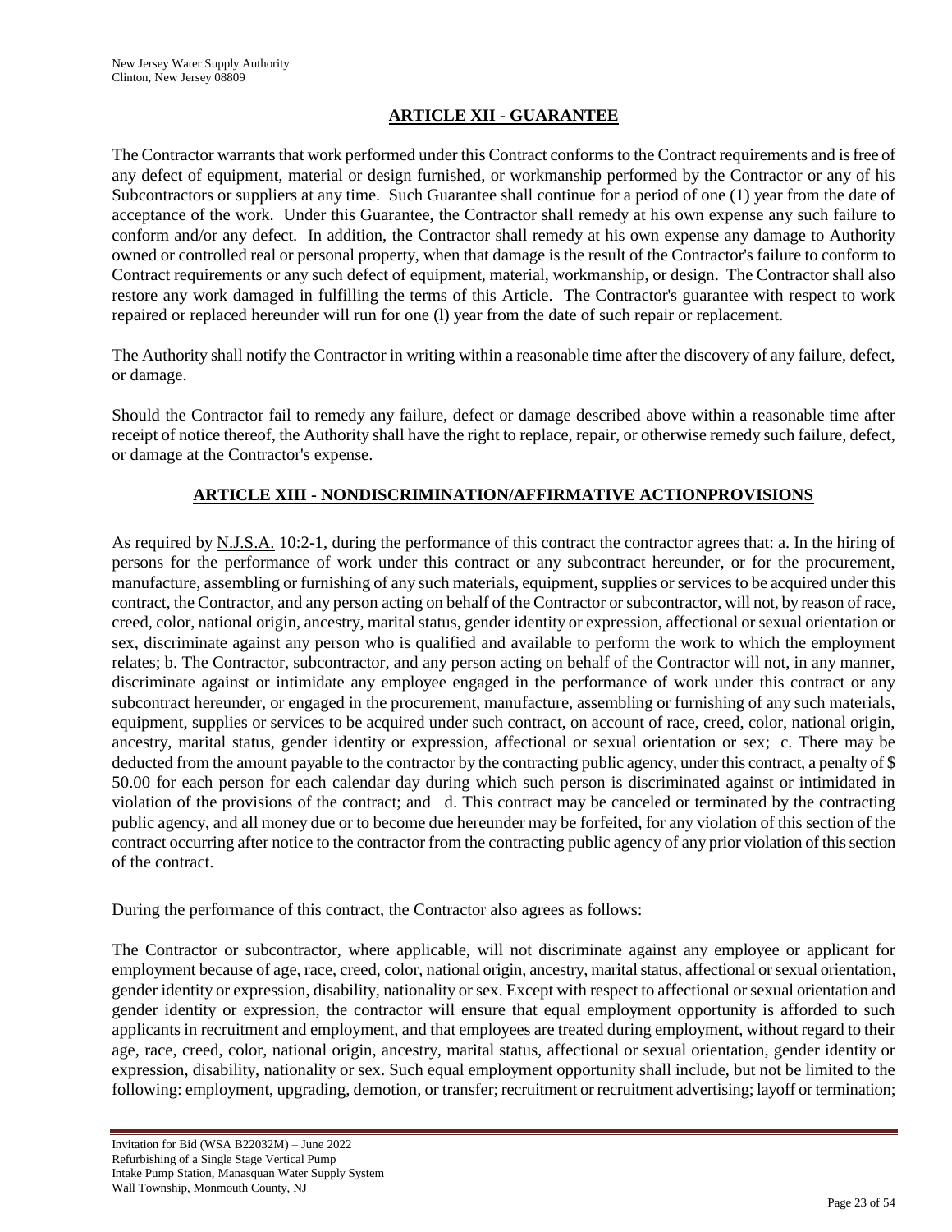## ARTICLE XII - GUARANTEE

The Contractor warrants that work performed under this Contract conforms to the Contract requirements and is free of any defect of equipment, material or design furnished, or workmanship performed by the Contractor or any of his Subcontractors or suppliers at any time. Such Guarantee shall continue for a period of one (1) year from the date of acceptance of the work. Under this Guarantee, the Contractor shall remedy at his own expense any such failure to conform and/or any defect. In addition, the Contractor shall remedy at his own expense any damage to Authority owned or controlled real or personal property, when that damage is the result of the Contractor's failure to conform to Contract requirements or any such defect of equipment, material, workmanship, or design. The Contractor shall also restore any work damaged in fulfilling the terms of this Article. The Contractor's guarantee with respect to work repaired or replaced hereunder will run for one (l) year from the date of such repair or replacement.

The Authority shall notify the Contractor in writing within a reasonable time after the discovery of any failure, defect, or damage.

Should the Contractor fail to remedy any failure, defect or damage described above within a reasonable time after receipt of notice thereof, the Authority shall have the right to replace, repair, or otherwise remedy such failure, defect, or damage at the Contractor's expense.

## ARTICLE XIII - NONDISCRIMINATION/AFFIRMATIVE ACTIONPROVISIONS

As required by N.J.S.A. 10:2-1, during the performance of this contract the contractor agrees that: a. In the hiring of persons for the performance of work under this contract or any subcontract hereunder, or for the procurement, manufacture, assembling or furnishing of any such materials, equipment, supplies or services to be acquired under this contract, the Contractor, and any person acting on behalf of the Contractor or subcontractor, will not, by reason of race, creed, color, national origin, ancestry, marital status, gender identity or expression, affectional or sexual orientation or sex, discriminate against any person who is qualified and available to perform the work to which the employment relates; b. The Contractor, subcontractor, and any person acting on behalf of the Contractor will not, in any manner, discriminate against or intimidate any employee engaged in the performance of work under this contract or any subcontract hereunder, or engaged in the procurement, manufacture, assembling or furnishing of any such materials, equipment, supplies or services to be acquired under such contract, on account of race, creed, color, national origin, ancestry, marital status, gender identity or expression, affectional or sexual orientation or sex; c. There may be deducted from the amount payable to the contractor by the contracting public agency, under this contract, a penalty of $ 50.00 for each person for each calendar day during which such person is discriminated against or intimidated in violation of the provisions of the contract; and d. This contract may be canceled or terminated by the contracting public agency, and all money due or to become due hereunder may be forfeited, for any violation of this section of the contract occurring after notice to the contractor from the contracting public agency of any prior violation of this section of the contract.

During the performance of this contract, the Contractor also agrees as follows:

The Contractor or subcontractor, where applicable, will not discriminate against any employee or applicant for employment because of age, race, creed, color, national origin, ancestry, marital status, affectional or sexual orientation, gender identity or expression, disability, nationality or sex. Except with respect to affectional or sexual orientation and gender identity or expression, the contractor will ensure that equal employment opportunity is afforded to such applicants in recruitment and employment, and that employees are treated during employment, without regard to their age, race, creed, color, national origin, ancestry, marital status, affectional or sexual orientation, gender identity or expression, disability, nationality or sex. Such equal employment opportunity shall include, but not be limited to the following: employment, upgrading, demotion, or transfer; recruitment or recruitment advertising; layoff or termination;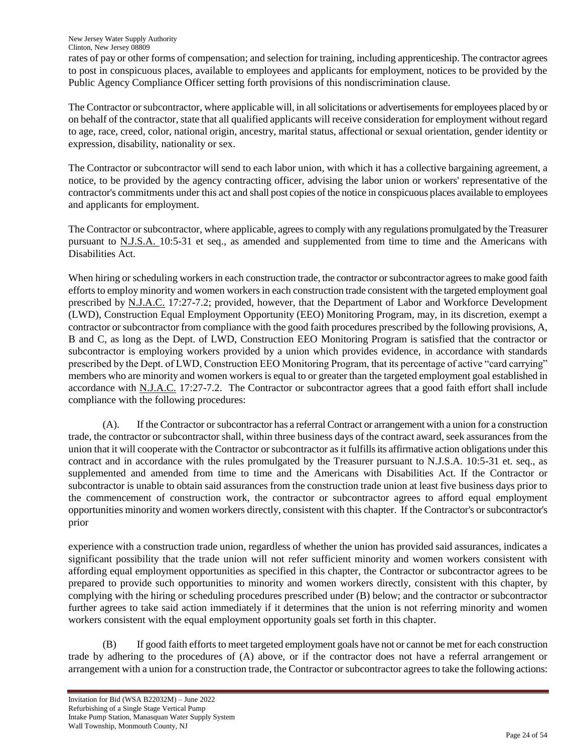rates of pay or other forms of compensation; and selection for training, including apprenticeship. The contractor agrees to post in conspicuous places, available to employees and applicants for employment, notices to be provided by the Public Agency Compliance Officer setting forth provisions of this nondiscrimination clause.

The Contractor or subcontractor, where applicable will, in all solicitations or advertisements for employees placed by or on behalf of the contractor, state that all qualified applicants will receive consideration for employment without regard to age, race, creed, color, national origin, ancestry, marital status, affectional or sexual orientation, gender identity or expression, disability, nationality or sex.

The Contractor or subcontractor will send to each labor union, with which it has a collective bargaining agreement, a notice, to be provided by the agency contracting officer, advising the labor union or workers' representative of the contractor's commitments under this act and shall post copies of the notice in conspicuous places available to employees and applicants for employment.

The Contractor or subcontractor, where applicable, agrees to comply with any regulations promulgated by the Treasurer pursuant to N.J.S.A. 10:5-31 et seq., as amended and supplemented from time to time and the Americans with Disabilities Act.

When hiring or scheduling workers in each construction trade, the contractor or subcontractor agrees to make good faith efforts to employ minority and women workers in each construction trade consistent with the targeted employment goal prescribed by N.J.A.C. 17:27-7.2; provided, however, that the Department of Labor and Workforce Development (LWD), Construction Equal Employment Opportunity (EEO) Monitoring Program, may, in its discretion, exempt a contractor or subcontractor from compliance with the good faith procedures prescribed by the following provisions, A, B and C, as long as the Dept. of LWD, Construction EEO Monitoring Program is satisfied that the contractor or subcontractor is employing workers provided by a union which provides evidence, in accordance with standards prescribed by the Dept. of LWD, Construction EEO Monitoring Program, that its percentage of active "card carrying" members who are minority and women workers is equal to or greater than the targeted employment goal established in accordance with N.J.A.C. 17:27-7.2. The Contractor or subcontractor agrees that a good faith effort shall include compliance with the following procedures:

(A). If the Contractor or subcontractor has a referral Contract or arrangement with a union for a construction trade, the contractor or subcontractor shall, within three business days of the contract award, seek assurances from the union that it will cooperate with the Contractor or subcontractor as it fulfills its affirmative action obligations under this contract and in accordance with the rules promulgated by the Treasurer pursuant to N.J.S.A. 10:5-31 et. seq., as supplemented and amended from time to time and the Americans with Disabilities Act. If the Contractor or subcontractor is unable to obtain said assurances from the construction trade union at least five business days prior to the commencement of construction work, the contractor or subcontractor agrees to afford equal employment opportunities minority and women workers directly, consistent with this chapter. If the Contractor's or subcontractor's prior experience with a construction trade union, regardless of whether the union has provided said assurances, indicates a significant possibility that the trade union will not refer sufficient minority and women workers consistent with affording equal employment opportunities as specified in this chapter, the Contractor or subcontractor agrees to be prepared to provide such opportunities to minority and women workers directly, consistent with this chapter, by complying with the hiring or scheduling procedures prescribed under (B) below; and the contractor or subcontractor further agrees to take said action immediately if it determines that the union is not referring minority and women workers consistent with the equal employment opportunity goals set forth in this chapter.

(B) If good faith efforts to meet targeted employment goals have not or cannot be met for each construction trade by adhering to the procedures of (A) above, or if the contractor does not have a referral arrangement or arrangement with a union for a construction trade, the Contractor or subcontractor agrees to take the following actions: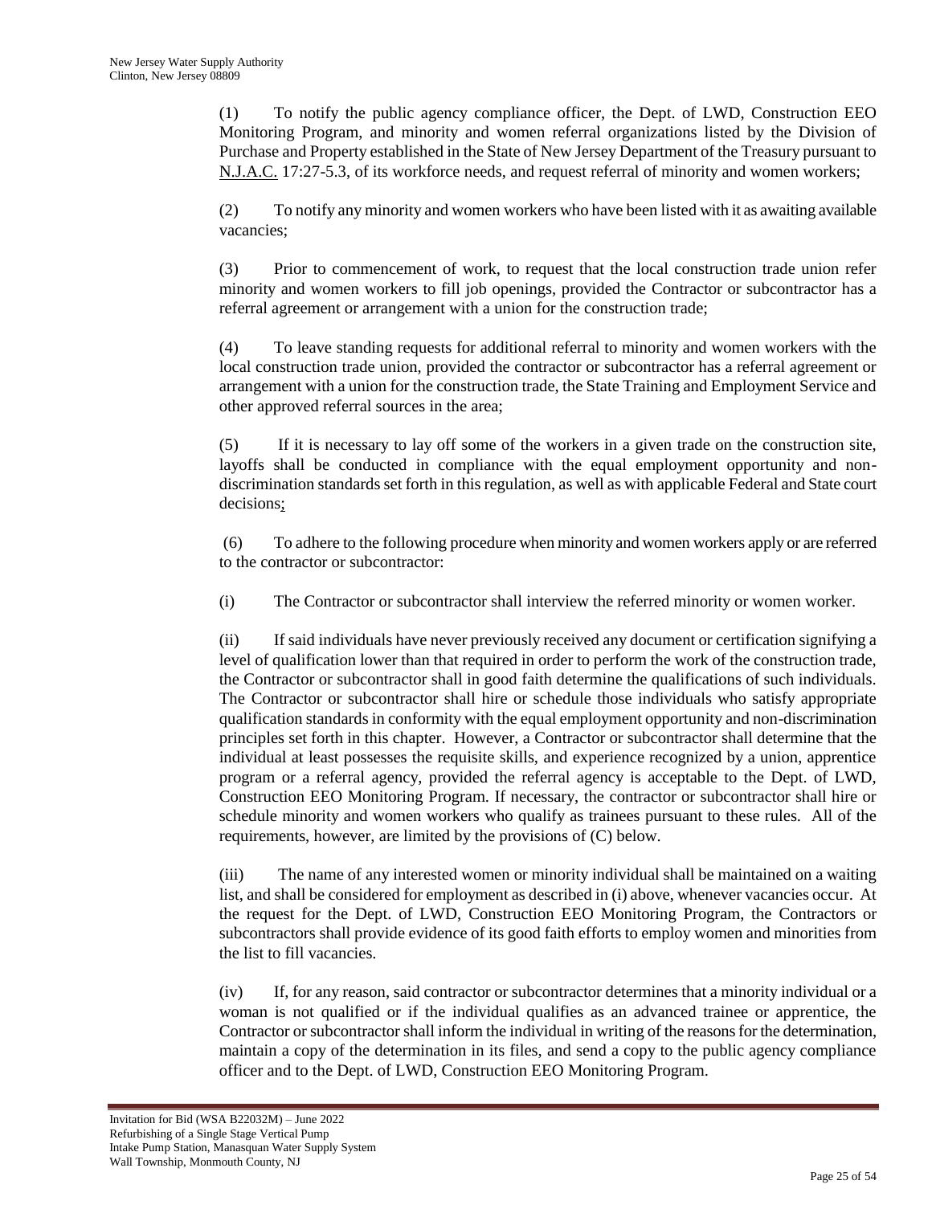(1) To notify the public agency compliance officer, the Dept. of LWD, Construction EEO Monitoring Program, and minority and women referral organizations listed by the Division of Purchase and Property established in the State of New Jersey Department of the Treasury pursuant to N.J.A.C. 17:27-5.3, of its workforce needs, and request referral of minority and women workers;

(2) To notify any minority and women workers who have been listed with it as awaiting available vacancies;

(3) Prior to commencement of work, to request that the local construction trade union refer minority and women workers to fill job openings, provided the Contractor or subcontractor has a referral agreement or arrangement with a union for the construction trade;

(4) To leave standing requests for additional referral to minority and women workers with the local construction trade union, provided the contractor or subcontractor has a referral agreement or arrangement with a union for the construction trade, the State Training and Employment Service and other approved referral sources in the area;

(5) If it is necessary to lay off some of the workers in a given trade on the construction site, layoffs shall be conducted in compliance with the equal employment opportunity and non-discrimination standards set forth in this regulation, as well as with applicable Federal and State court decisions;

(6) To adhere to the following procedure when minority and women workers apply or are referred to the contractor or subcontractor:

(i) The Contractor or subcontractor shall interview the referred minority or women worker.

(ii) If said individuals have never previously received any document or certification signifying a level of qualification lower than that required in order to perform the work of the construction trade, the Contractor or subcontractor shall in good faith determine the qualifications of such individuals. The Contractor or subcontractor shall hire or schedule those individuals who satisfy appropriate qualification standards in conformity with the equal employment opportunity and non-discrimination principles set forth in this chapter. However, a Contractor or subcontractor shall determine that the individual at least possesses the requisite skills, and experience recognized by a union, apprentice program or a referral agency, provided the referral agency is acceptable to the Dept. of LWD, Construction EEO Monitoring Program. If necessary, the contractor or subcontractor shall hire or schedule minority and women workers who qualify as trainees pursuant to these rules. All of the requirements, however, are limited by the provisions of (C) below.

(iii) The name of any interested women or minority individual shall be maintained on a waiting list, and shall be considered for employment as described in (i) above, whenever vacancies occur. At the request for the Dept. of LWD, Construction EEO Monitoring Program, the Contractors or subcontractors shall provide evidence of its good faith efforts to employ women and minorities from the list to fill vacancies.

(iv) If, for any reason, said contractor or subcontractor determines that a minority individual or a woman is not qualified or if the individual qualifies as an advanced trainee or apprentice, the Contractor or subcontractor shall inform the individual in writing of the reasons for the determination, maintain a copy of the determination in its files, and send a copy to the public agency compliance officer and to the Dept. of LWD, Construction EEO Monitoring Program.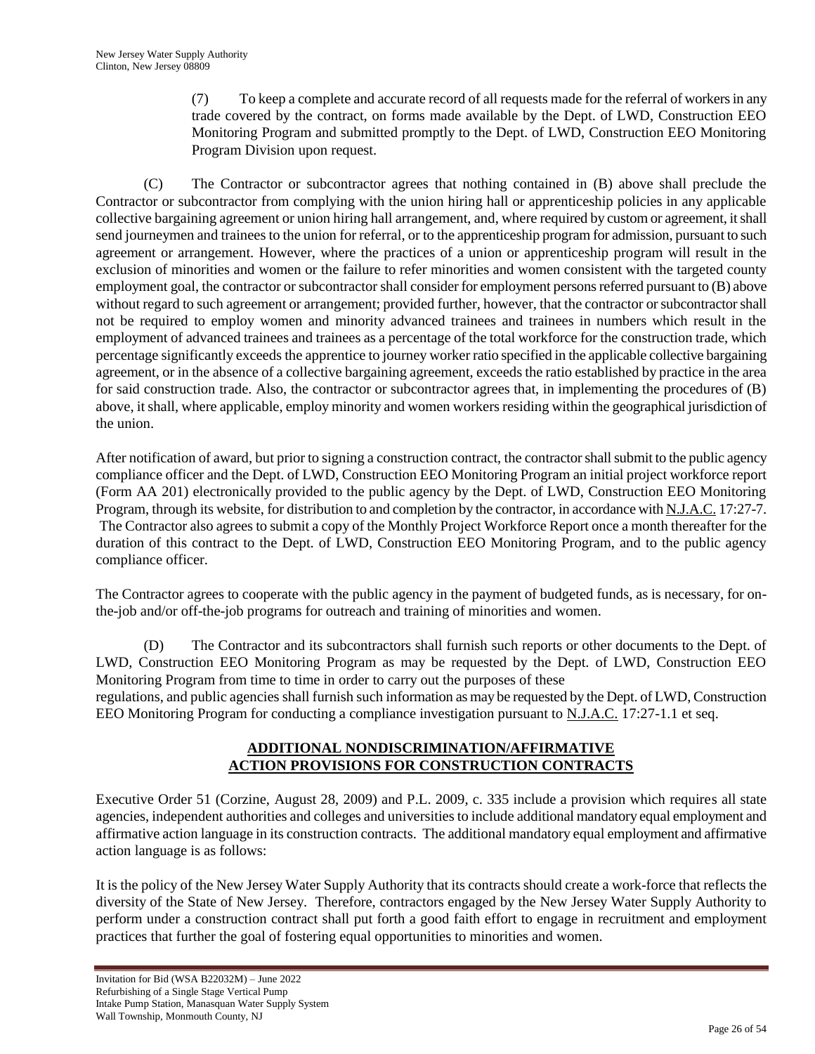(7) To keep a complete and accurate record of all requests made for the referral of workers in any trade covered by the contract, on forms made available by the Dept. of LWD, Construction EEO Monitoring Program and submitted promptly to the Dept. of LWD, Construction EEO Monitoring Program Division upon request.

(C) The Contractor or subcontractor agrees that nothing contained in (B) above shall preclude the Contractor or subcontractor from complying with the union hiring hall or apprenticeship policies in any applicable collective bargaining agreement or union hiring hall arrangement, and, where required by custom or agreement, it shall send journeymen and trainees to the union for referral, or to the apprenticeship program for admission, pursuant to such agreement or arrangement. However, where the practices of a union or apprenticeship program will result in the exclusion of minorities and women or the failure to refer minorities and women consistent with the targeted county employment goal, the contractor or subcontractor shall consider for employment persons referred pursuant to (B) above without regard to such agreement or arrangement; provided further, however, that the contractor or subcontractor shall not be required to employ women and minority advanced trainees and trainees in numbers which result in the employment of advanced trainees and trainees as a percentage of the total workforce for the construction trade, which percentage significantly exceeds the apprentice to journey worker ratio specified in the applicable collective bargaining agreement, or in the absence of a collective bargaining agreement, exceeds the ratio established by practice in the area for said construction trade. Also, the contractor or subcontractor agrees that, in implementing the procedures of (B) above, it shall, where applicable, employ minority and women workers residing within the geographical jurisdiction of the union.

After notification of award, but prior to signing a construction contract, the contractor shall submit to the public agency compliance officer and the Dept. of LWD, Construction EEO Monitoring Program an initial project workforce report (Form AA 201) electronically provided to the public agency by the Dept. of LWD, Construction EEO Monitoring Program, through its website, for distribution to and completion by the contractor, in accordance with N.J.A.C. 17:27-7. The Contractor also agrees to submit a copy of the Monthly Project Workforce Report once a month thereafter for the duration of this contract to the Dept. of LWD, Construction EEO Monitoring Program, and to the public agency compliance officer.

The Contractor agrees to cooperate with the public agency in the payment of budgeted funds, as is necessary, for on-the-job and/or off-the-job programs for outreach and training of minorities and women.

(D) The Contractor and its subcontractors shall furnish such reports or other documents to the Dept. of LWD, Construction EEO Monitoring Program as may be requested by the Dept. of LWD, Construction EEO Monitoring Program from time to time in order to carry out the purposes of these regulations, and public agencies shall furnish such information as may be requested by the Dept. of LWD, Construction EEO Monitoring Program for conducting a compliance investigation pursuant to N.J.A.C. 17:27-1.1 et seq.

## ADDITIONAL NONDISCRIMINATION/AFFIRMATIVE ACTION PROVISIONS FOR CONSTRUCTION CONTRACTS

Executive Order 51 (Corzine, August 28, 2009) and P.L. 2009, c. 335 include a provision which requires all state agencies, independent authorities and colleges and universities to include additional mandatory equal employment and affirmative action language in its construction contracts. The additional mandatory equal employment and affirmative action language is as follows:

It is the policy of the New Jersey Water Supply Authority that its contracts should create a work-force that reflects the diversity of the State of New Jersey. Therefore, contractors engaged by the New Jersey Water Supply Authority to perform under a construction contract shall put forth a good faith effort to engage in recruitment and employment practices that further the goal of fostering equal opportunities to minorities and women.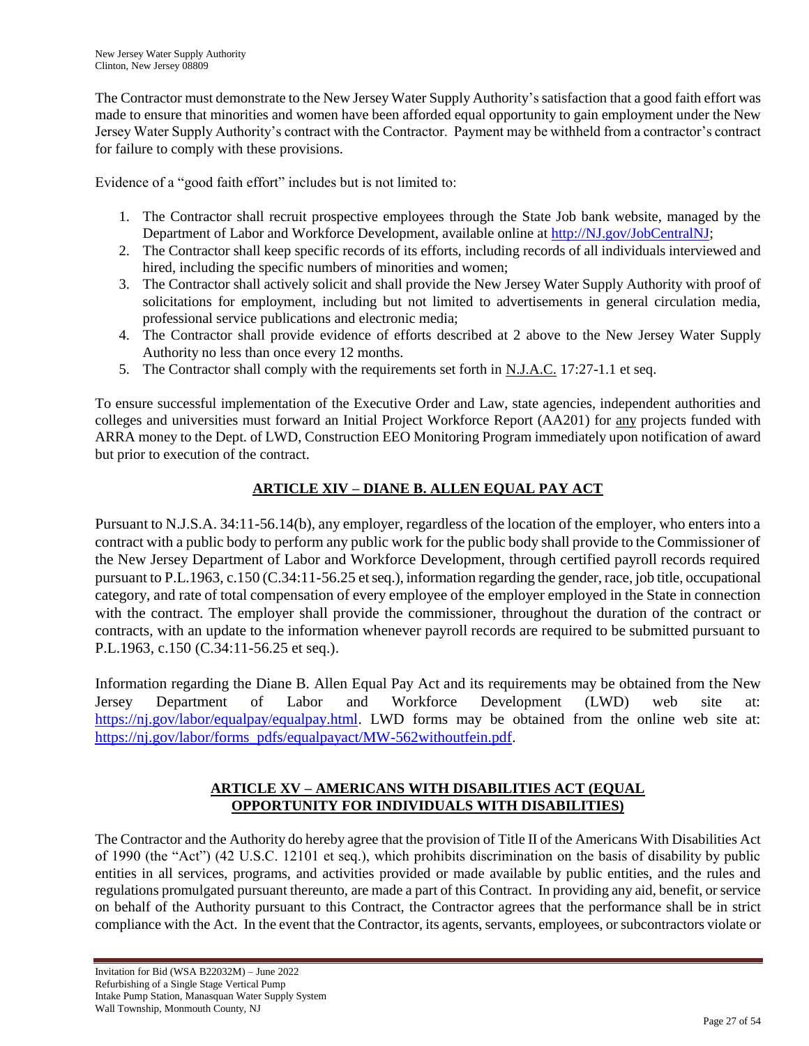The Contractor must demonstrate to the New Jersey Water Supply Authority's satisfaction that a good faith effort was made to ensure that minorities and women have been afforded equal opportunity to gain employment under the New Jersey Water Supply Authority's contract with the Contractor. Payment may be withheld from a contractor's contract for failure to comply with these provisions.

Evidence of a "good faith effort" includes but is not limited to:

1. The Contractor shall recruit prospective employees through the State Job bank website, managed by the Department of Labor and Workforce Development, available online at http://NJ.gov/JobCentralNJ;
2. The Contractor shall keep specific records of its efforts, including records of all individuals interviewed and hired, including the specific numbers of minorities and women;
3. The Contractor shall actively solicit and shall provide the New Jersey Water Supply Authority with proof of solicitations for employment, including but not limited to advertisements in general circulation media, professional service publications and electronic media;
4. The Contractor shall provide evidence of efforts described at 2 above to the New Jersey Water Supply Authority no less than once every 12 months.
5. The Contractor shall comply with the requirements set forth in N.J.A.C. 17:27-1.1 et seq.

To ensure successful implementation of the Executive Order and Law, state agencies, independent authorities and colleges and universities must forward an Initial Project Workforce Report (AA201) for any projects funded with ARRA money to the Dept. of LWD, Construction EEO Monitoring Program immediately upon notification of award but prior to execution of the contract.

## ARTICLE XIV – DIANE B. ALLEN EQUAL PAY ACT

Pursuant to N.J.S.A. 34:11-56.14(b), any employer, regardless of the location of the employer, who enters into a contract with a public body to perform any public work for the public body shall provide to the Commissioner of the New Jersey Department of Labor and Workforce Development, through certified payroll records required pursuant to P.L.1963, c.150 (C.34:11-56.25 et seq.), information regarding the gender, race, job title, occupational category, and rate of total compensation of every employee of the employer employed in the State in connection with the contract. The employer shall provide the commissioner, throughout the duration of the contract or contracts, with an update to the information whenever payroll records are required to be submitted pursuant to P.L.1963, c.150 (C.34:11-56.25 et seq.).

Information regarding the Diane B. Allen Equal Pay Act and its requirements may be obtained from the New Jersey Department of Labor and Workforce Development (LWD) web site at: https://nj.gov/labor/equalpay/equalpay.html. LWD forms may be obtained from the online web site at: https://nj.gov/labor/forms_pdfs/equalpayact/MW-562withoutfein.pdf.

## ARTICLE XV – AMERICANS WITH DISABILITIES ACT (EQUAL OPPORTUNITY FOR INDIVIDUALS WITH DISABILITIES)

The Contractor and the Authority do hereby agree that the provision of Title II of the Americans With Disabilities Act of 1990 (the "Act") (42 U.S.C. 12101 et seq.), which prohibits discrimination on the basis of disability by public entities in all services, programs, and activities provided or made available by public entities, and the rules and regulations promulgated pursuant thereunto, are made a part of this Contract. In providing any aid, benefit, or service on behalf of the Authority pursuant to this Contract, the Contractor agrees that the performance shall be in strict compliance with the Act. In the event that the Contractor, its agents, servants, employees, or subcontractors violate or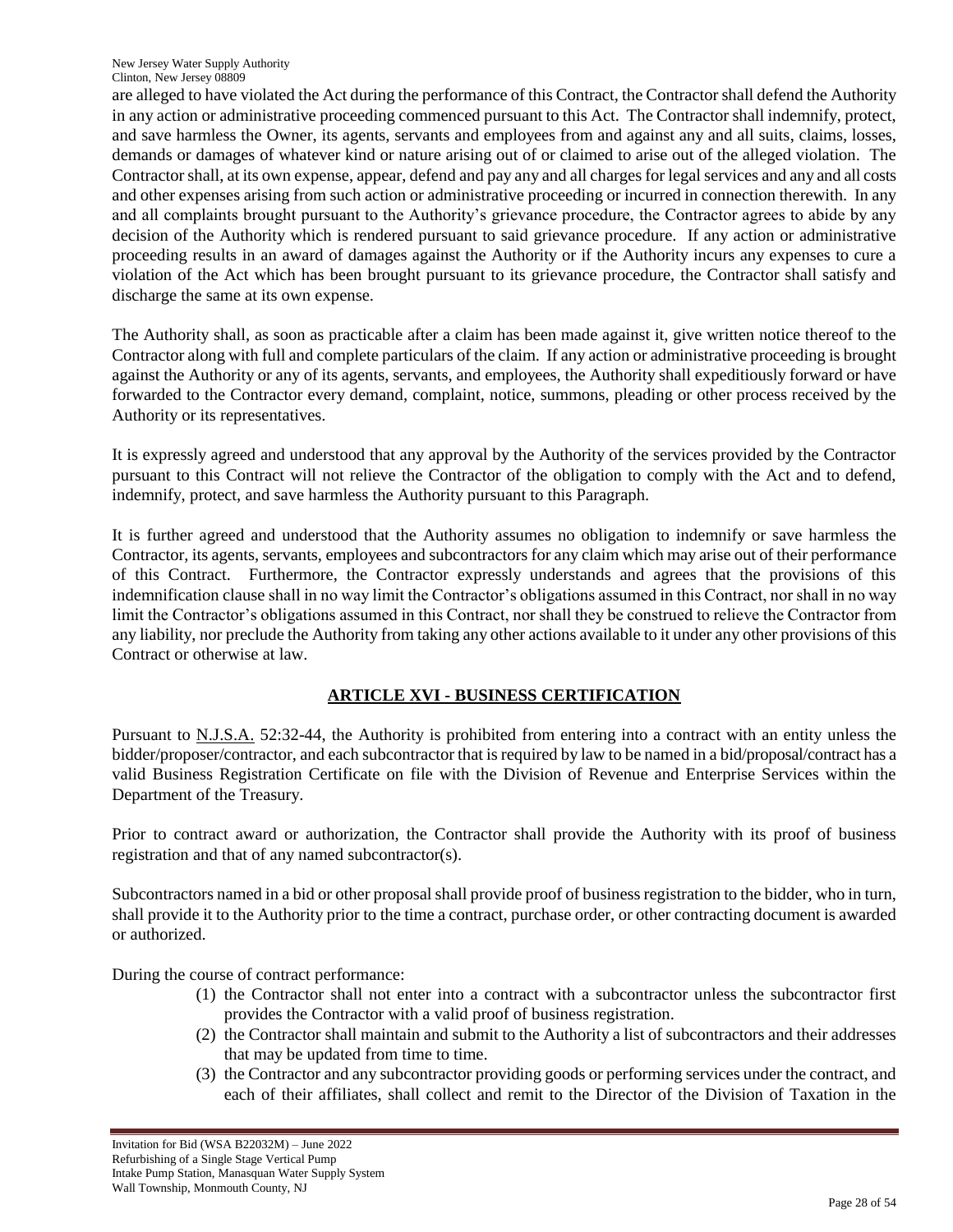are alleged to have violated the Act during the performance of this Contract, the Contractor shall defend the Authority in any action or administrative proceeding commenced pursuant to this Act. The Contractor shall indemnify, protect, and save harmless the Owner, its agents, servants and employees from and against any and all suits, claims, losses, demands or damages of whatever kind or nature arising out of or claimed to arise out of the alleged violation. The Contractor shall, at its own expense, appear, defend and pay any and all charges for legal services and any and all costs and other expenses arising from such action or administrative proceeding or incurred in connection therewith. In any and all complaints brought pursuant to the Authority's grievance procedure, the Contractor agrees to abide by any decision of the Authority which is rendered pursuant to said grievance procedure. If any action or administrative proceeding results in an award of damages against the Authority or if the Authority incurs any expenses to cure a violation of the Act which has been brought pursuant to its grievance procedure, the Contractor shall satisfy and discharge the same at its own expense.

The Authority shall, as soon as practicable after a claim has been made against it, give written notice thereof to the Contractor along with full and complete particulars of the claim. If any action or administrative proceeding is brought against the Authority or any of its agents, servants, and employees, the Authority shall expeditiously forward or have forwarded to the Contractor every demand, complaint, notice, summons, pleading or other process received by the Authority or its representatives.

It is expressly agreed and understood that any approval by the Authority of the services provided by the Contractor pursuant to this Contract will not relieve the Contractor of the obligation to comply with the Act and to defend, indemnify, protect, and save harmless the Authority pursuant to this Paragraph.

It is further agreed and understood that the Authority assumes no obligation to indemnify or save harmless the Contractor, its agents, servants, employees and subcontractors for any claim which may arise out of their performance of this Contract. Furthermore, the Contractor expressly understands and agrees that the provisions of this indemnification clause shall in no way limit the Contractor's obligations assumed in this Contract, nor shall in no way limit the Contractor's obligations assumed in this Contract, nor shall they be construed to relieve the Contractor from any liability, nor preclude the Authority from taking any other actions available to it under any other provisions of this Contract or otherwise at law.

## ARTICLE XVI - BUSINESS CERTIFICATION

Pursuant to N.J.S.A. 52:32-44, the Authority is prohibited from entering into a contract with an entity unless the bidder/proposer/contractor, and each subcontractor that is required by law to be named in a bid/proposal/contract has a valid Business Registration Certificate on file with the Division of Revenue and Enterprise Services within the Department of the Treasury.

Prior to contract award or authorization, the Contractor shall provide the Authority with its proof of business registration and that of any named subcontractor(s).

Subcontractors named in a bid or other proposal shall provide proof of business registration to the bidder, who in turn, shall provide it to the Authority prior to the time a contract, purchase order, or other contracting document is awarded or authorized.

During the course of contract performance:

(1) the Contractor shall not enter into a contract with a subcontractor unless the subcontractor first provides the Contractor with a valid proof of business registration.
(2) the Contractor shall maintain and submit to the Authority a list of subcontractors and their addresses that may be updated from time to time.
(3) the Contractor and any subcontractor providing goods or performing services under the contract, and each of their affiliates, shall collect and remit to the Director of the Division of Taxation in the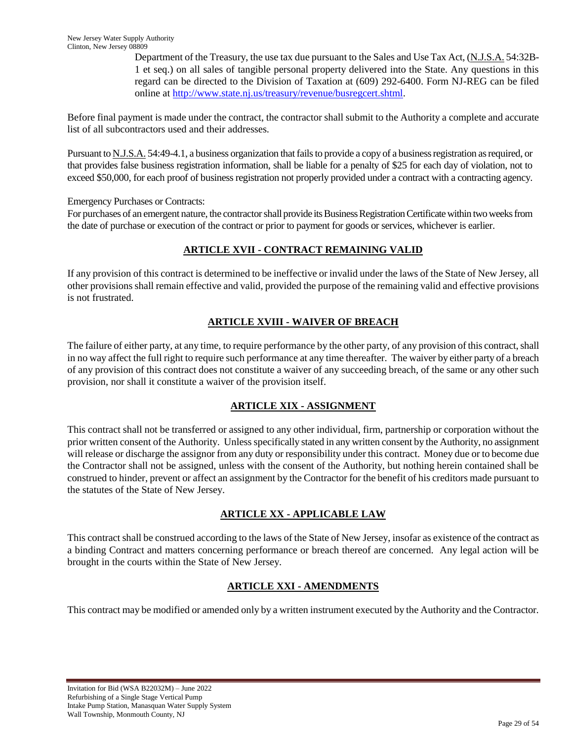Department of the Treasury, the use tax due pursuant to the Sales and Use Tax Act, (N.J.S.A. 54:32B-1 et seq.) on all sales of tangible personal property delivered into the State. Any questions in this regard can be directed to the Division of Taxation at (609) 292-6400. Form NJ-REG can be filed online at http://www.state.nj.us/treasury/revenue/busregcert.shtml.

Before final payment is made under the contract, the contractor shall submit to the Authority a complete and accurate list of all subcontractors used and their addresses.

Pursuant to N.J.S.A. 54:49-4.1, a business organization that fails to provide a copy of a business registration as required, or that provides false business registration information, shall be liable for a penalty of $25 for each day of violation, not to exceed $50,000, for each proof of business registration not properly provided under a contract with a contracting agency.

Emergency Purchases or Contracts:
For purchases of an emergent nature, the contractor shall provide its Business Registration Certificate within two weeks from the date of purchase or execution of the contract or prior to payment for goods or services, whichever is earlier.

## ARTICLE XVII - CONTRACT REMAINING VALID

If any provision of this contract is determined to be ineffective or invalid under the laws of the State of New Jersey, all other provisions shall remain effective and valid, provided the purpose of the remaining valid and effective provisions is not frustrated.

## ARTICLE XVIII - WAIVER OF BREACH

The failure of either party, at any time, to require performance by the other party, of any provision of this contract, shall in no way affect the full right to require such performance at any time thereafter. The waiver by either party of a breach of any provision of this contract does not constitute a waiver of any succeeding breach, of the same or any other such provision, nor shall it constitute a waiver of the provision itself.

## ARTICLE XIX - ASSIGNMENT

This contract shall not be transferred or assigned to any other individual, firm, partnership or corporation without the prior written consent of the Authority. Unless specifically stated in any written consent by the Authority, no assignment will release or discharge the assignor from any duty or responsibility under this contract. Money due or to become due the Contractor shall not be assigned, unless with the consent of the Authority, but nothing herein contained shall be construed to hinder, prevent or affect an assignment by the Contractor for the benefit of his creditors made pursuant to the statutes of the State of New Jersey.

## ARTICLE XX - APPLICABLE LAW

This contract shall be construed according to the laws of the State of New Jersey, insofar as existence of the contract as a binding Contract and matters concerning performance or breach thereof are concerned. Any legal action will be brought in the courts within the State of New Jersey.

## ARTICLE XXI - AMENDMENTS

This contract may be modified or amended only by a written instrument executed by the Authority and the Contractor.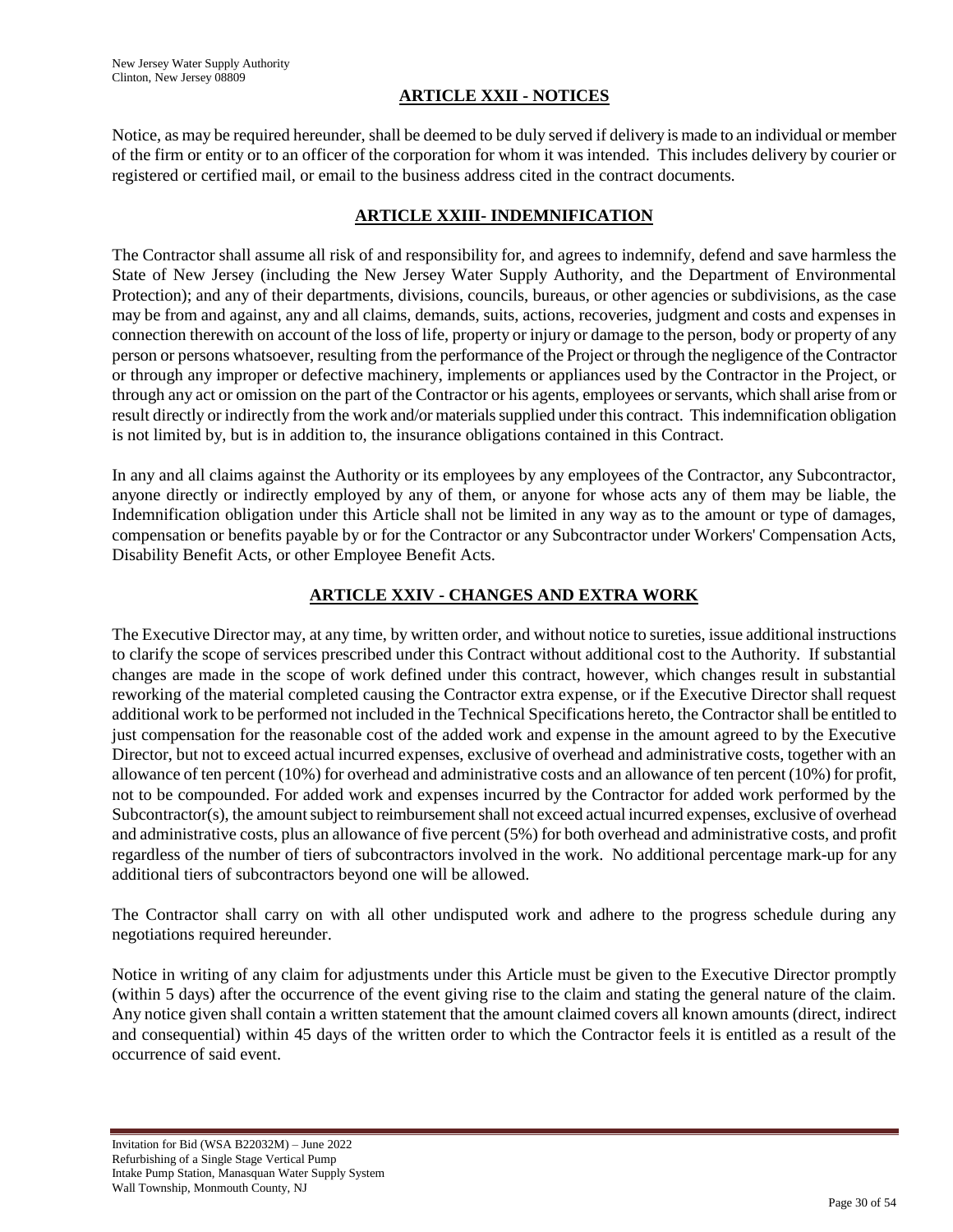## ARTICLE XXII - NOTICES

Notice, as may be required hereunder, shall be deemed to be duly served if delivery is made to an individual or member of the firm or entity or to an officer of the corporation for whom it was intended. This includes delivery by courier or registered or certified mail, or email to the business address cited in the contract documents.

## ARTICLE XXIII- INDEMNIFICATION

The Contractor shall assume all risk of and responsibility for, and agrees to indemnify, defend and save harmless the State of New Jersey (including the New Jersey Water Supply Authority, and the Department of Environmental Protection); and any of their departments, divisions, councils, bureaus, or other agencies or subdivisions, as the case may be from and against, any and all claims, demands, suits, actions, recoveries, judgment and costs and expenses in connection therewith on account of the loss of life, property or injury or damage to the person, body or property of any person or persons whatsoever, resulting from the performance of the Project or through the negligence of the Contractor or through any improper or defective machinery, implements or appliances used by the Contractor in the Project, or through any act or omission on the part of the Contractor or his agents, employees or servants, which shall arise from or result directly or indirectly from the work and/or materials supplied under this contract. This indemnification obligation is not limited by, but is in addition to, the insurance obligations contained in this Contract.

In any and all claims against the Authority or its employees by any employees of the Contractor, any Subcontractor, anyone directly or indirectly employed by any of them, or anyone for whose acts any of them may be liable, the Indemnification obligation under this Article shall not be limited in any way as to the amount or type of damages, compensation or benefits payable by or for the Contractor or any Subcontractor under Workers' Compensation Acts, Disability Benefit Acts, or other Employee Benefit Acts.

## ARTICLE XXIV - CHANGES AND EXTRA WORK

The Executive Director may, at any time, by written order, and without notice to sureties, issue additional instructions to clarify the scope of services prescribed under this Contract without additional cost to the Authority. If substantial changes are made in the scope of work defined under this contract, however, which changes result in substantial reworking of the material completed causing the Contractor extra expense, or if the Executive Director shall request additional work to be performed not included in the Technical Specifications hereto, the Contractor shall be entitled to just compensation for the reasonable cost of the added work and expense in the amount agreed to by the Executive Director, but not to exceed actual incurred expenses, exclusive of overhead and administrative costs, together with an allowance of ten percent (10%) for overhead and administrative costs and an allowance of ten percent (10%) for profit, not to be compounded. For added work and expenses incurred by the Contractor for added work performed by the Subcontractor(s), the amount subject to reimbursement shall not exceed actual incurred expenses, exclusive of overhead and administrative costs, plus an allowance of five percent (5%) for both overhead and administrative costs, and profit regardless of the number of tiers of subcontractors involved in the work. No additional percentage mark-up for any additional tiers of subcontractors beyond one will be allowed.

The Contractor shall carry on with all other undisputed work and adhere to the progress schedule during any negotiations required hereunder.

Notice in writing of any claim for adjustments under this Article must be given to the Executive Director promptly (within 5 days) after the occurrence of the event giving rise to the claim and stating the general nature of the claim. Any notice given shall contain a written statement that the amount claimed covers all known amounts (direct, indirect and consequential) within 45 days of the written order to which the Contractor feels it is entitled as a result of the occurrence of said event.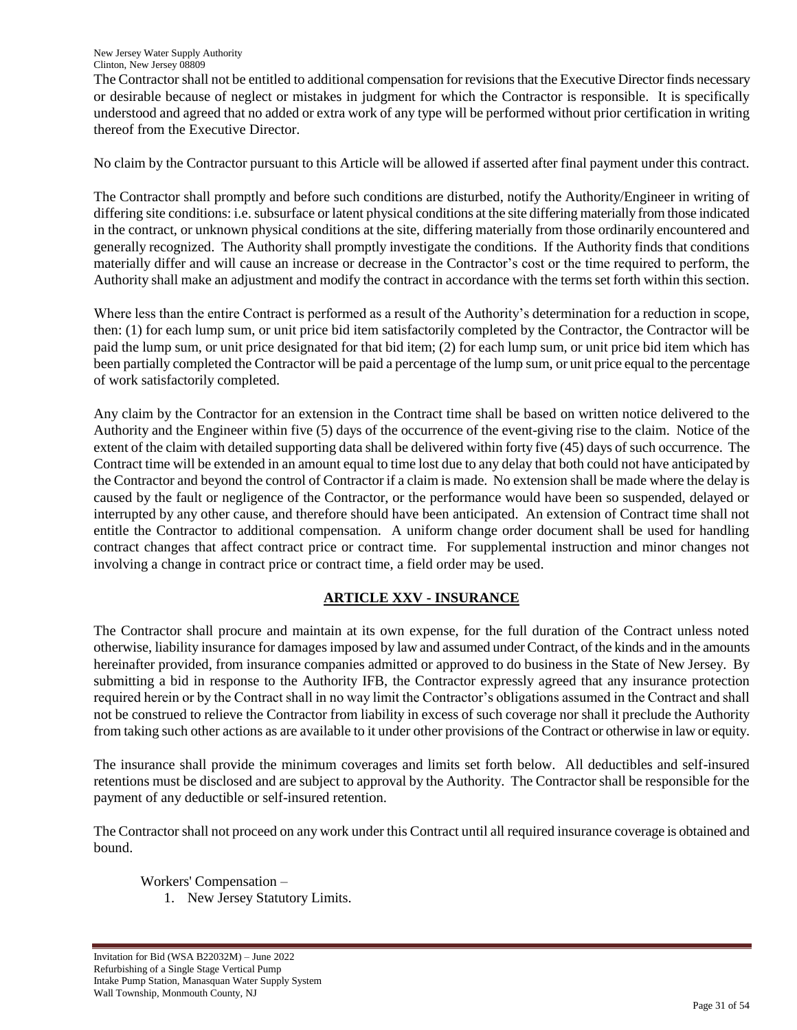The Contractor shall not be entitled to additional compensation for revisions that the Executive Director finds necessary or desirable because of neglect or mistakes in judgment for which the Contractor is responsible. It is specifically understood and agreed that no added or extra work of any type will be performed without prior certification in writing thereof from the Executive Director.

No claim by the Contractor pursuant to this Article will be allowed if asserted after final payment under this contract.

The Contractor shall promptly and before such conditions are disturbed, notify the Authority/Engineer in writing of differing site conditions: i.e. subsurface or latent physical conditions at the site differing materially from those indicated in the contract, or unknown physical conditions at the site, differing materially from those ordinarily encountered and generally recognized. The Authority shall promptly investigate the conditions. If the Authority finds that conditions materially differ and will cause an increase or decrease in the Contractor's cost or the time required to perform, the Authority shall make an adjustment and modify the contract in accordance with the terms set forth within this section.

Where less than the entire Contract is performed as a result of the Authority's determination for a reduction in scope, then: (1) for each lump sum, or unit price bid item satisfactorily completed by the Contractor, the Contractor will be paid the lump sum, or unit price designated for that bid item; (2) for each lump sum, or unit price bid item which has been partially completed the Contractor will be paid a percentage of the lump sum, or unit price equal to the percentage of work satisfactorily completed.

Any claim by the Contractor for an extension in the Contract time shall be based on written notice delivered to the Authority and the Engineer within five (5) days of the occurrence of the event-giving rise to the claim. Notice of the extent of the claim with detailed supporting data shall be delivered within forty five (45) days of such occurrence. The Contract time will be extended in an amount equal to time lost due to any delay that both could not have anticipated by the Contractor and beyond the control of Contractor if a claim is made. No extension shall be made where the delay is caused by the fault or negligence of the Contractor, or the performance would have been so suspended, delayed or interrupted by any other cause, and therefore should have been anticipated. An extension of Contract time shall not entitle the Contractor to additional compensation. A uniform change order document shall be used for handling contract changes that affect contract price or contract time. For supplemental instruction and minor changes not involving a change in contract price or contract time, a field order may be used.

## ARTICLE XXV - INSURANCE

The Contractor shall procure and maintain at its own expense, for the full duration of the Contract unless noted otherwise, liability insurance for damages imposed by law and assumed under Contract, of the kinds and in the amounts hereinafter provided, from insurance companies admitted or approved to do business in the State of New Jersey. By submitting a bid in response to the Authority IFB, the Contractor expressly agreed that any insurance protection required herein or by the Contract shall in no way limit the Contractor's obligations assumed in the Contract and shall not be construed to relieve the Contractor from liability in excess of such coverage nor shall it preclude the Authority from taking such other actions as are available to it under other provisions of the Contract or otherwise in law or equity.

The insurance shall provide the minimum coverages and limits set forth below. All deductibles and self-insured retentions must be disclosed and are subject to approval by the Authority. The Contractor shall be responsible for the payment of any deductible or self-insured retention.

The Contractor shall not proceed on any work under this Contract until all required insurance coverage is obtained and bound.

Workers' Compensation –

1. New Jersey Statutory Limits.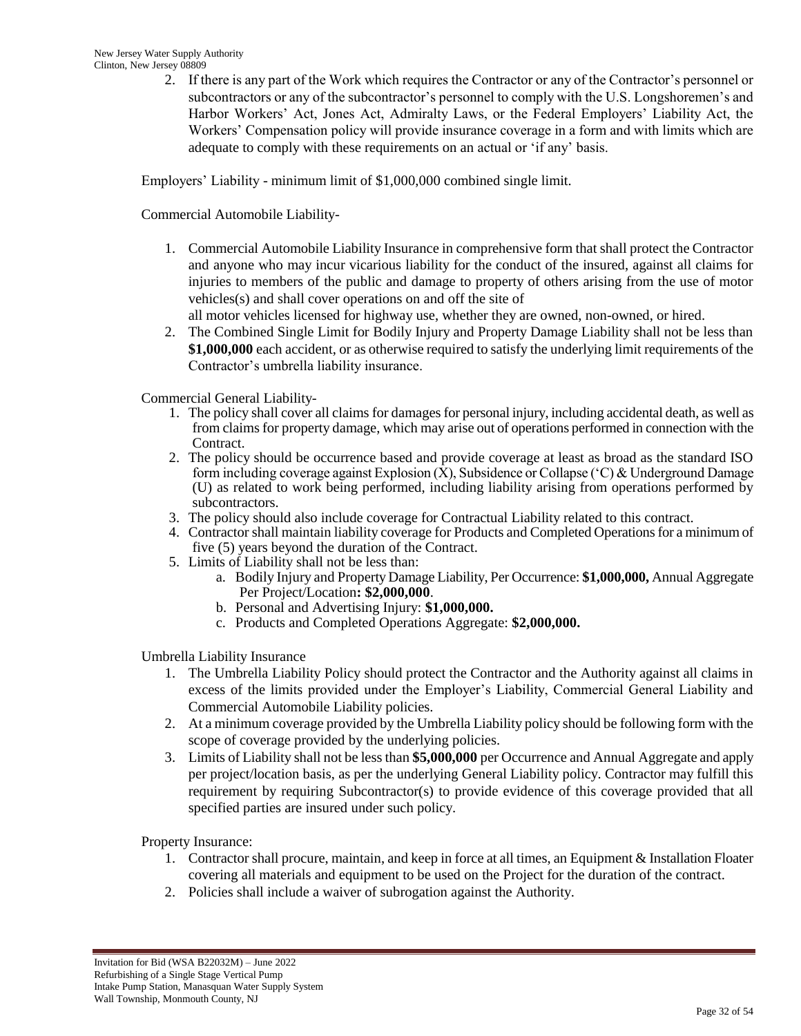2. If there is any part of the Work which requires the Contractor or any of the Contractor's personnel or subcontractors or any of the subcontractor's personnel to comply with the U.S. Longshoremen's and Harbor Workers' Act, Jones Act, Admiralty Laws, or the Federal Employers' Liability Act, the Workers' Compensation policy will provide insurance coverage in a form and with limits which are adequate to comply with these requirements on an actual or 'if any' basis.

Employers' Liability - minimum limit of $1,000,000 combined single limit.

Commercial Automobile Liability-

1. Commercial Automobile Liability Insurance in comprehensive form that shall protect the Contractor and anyone who may incur vicarious liability for the conduct of the insured, against all claims for injuries to members of the public and damage to property of others arising from the use of motor vehicles(s) and shall cover operations on and off the site of all motor vehicles licensed for highway use, whether they are owned, non-owned, or hired.
2. The Combined Single Limit for Bodily Injury and Property Damage Liability shall not be less than **$1,000,000** each accident, or as otherwise required to satisfy the underlying limit requirements of the Contractor's umbrella liability insurance.

Commercial General Liability-

1. The policy shall cover all claims for damages for personal injury, including accidental death, as well as from claims for property damage, which may arise out of operations performed in connection with the Contract.
2. The policy should be occurrence based and provide coverage at least as broad as the standard ISO form including coverage against Explosion (X), Subsidence or Collapse ('C) & Underground Damage (U) as related to work being performed, including liability arising from operations performed by subcontractors.
3. The policy should also include coverage for Contractual Liability related to this contract.
4. Contractor shall maintain liability coverage for Products and Completed Operations for a minimum of five (5) years beyond the duration of the Contract.
5. Limits of Liability shall not be less than:
    a. Bodily Injury and Property Damage Liability, Per Occurrence: **$1,000,000,** Annual Aggregate Per Project/Location**: $2,000,000**.
    b. Personal and Advertising Injury: **$1,000,000.**
    c. Products and Completed Operations Aggregate: **$2,000,000.**

Umbrella Liability Insurance

1. The Umbrella Liability Policy should protect the Contractor and the Authority against all claims in excess of the limits provided under the Employer's Liability, Commercial General Liability and Commercial Automobile Liability policies.
2. At a minimum coverage provided by the Umbrella Liability policy should be following form with the scope of coverage provided by the underlying policies.
3. Limits of Liability shall not be less than **$5,000,000** per Occurrence and Annual Aggregate and apply per project/location basis, as per the underlying General Liability policy. Contractor may fulfill this requirement by requiring Subcontractor(s) to provide evidence of this coverage provided that all specified parties are insured under such policy.

Property Insurance:

1. Contractor shall procure, maintain, and keep in force at all times, an Equipment & Installation Floater covering all materials and equipment to be used on the Project for the duration of the contract.
2. Policies shall include a waiver of subrogation against the Authority.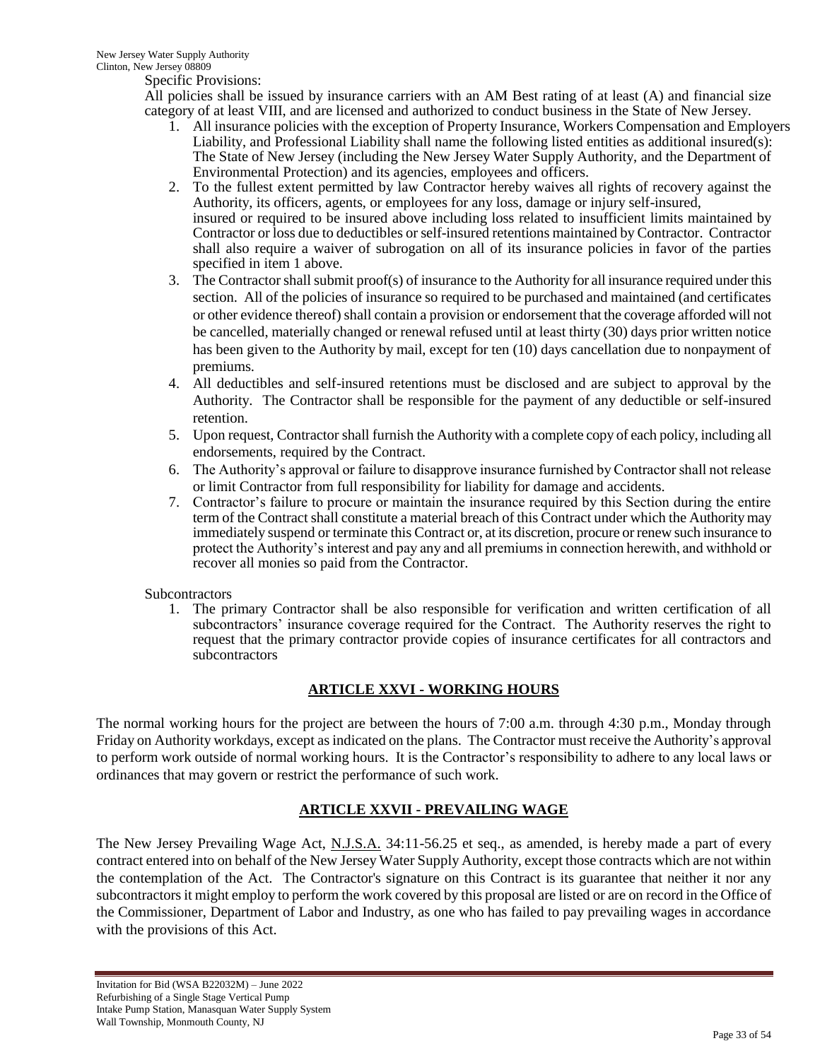Specific Provisions:

All policies shall be issued by insurance carriers with an AM Best rating of at least (A) and financial size category of at least VIII, and are licensed and authorized to conduct business in the State of New Jersey.

1. All insurance policies with the exception of Property Insurance, Workers Compensation and Employers Liability, and Professional Liability shall name the following listed entities as additional insured(s): The State of New Jersey (including the New Jersey Water Supply Authority, and the Department of Environmental Protection) and its agencies, employees and officers.
2. To the fullest extent permitted by law Contractor hereby waives all rights of recovery against the Authority, its officers, agents, or employees for any loss, damage or injury self-insured, insured or required to be insured above including loss related to insufficient limits maintained by Contractor or loss due to deductibles or self-insured retentions maintained by Contractor. Contractor shall also require a waiver of subrogation on all of its insurance policies in favor of the parties specified in item 1 above.
3. The Contractor shall submit proof(s) of insurance to the Authority for all insurance required under this section. All of the policies of insurance so required to be purchased and maintained (and certificates or other evidence thereof) shall contain a provision or endorsement that the coverage afforded will not be cancelled, materially changed or renewal refused until at least thirty (30) days prior written notice has been given to the Authority by mail, except for ten (10) days cancellation due to nonpayment of premiums.
4. All deductibles and self-insured retentions must be disclosed and are subject to approval by the Authority. The Contractor shall be responsible for the payment of any deductible or self-insured retention.
5. Upon request, Contractor shall furnish the Authority with a complete copy of each policy, including all endorsements, required by the Contract.
6. The Authority's approval or failure to disapprove insurance furnished by Contractor shall not release or limit Contractor from full responsibility for liability for damage and accidents.
7. Contractor's failure to procure or maintain the insurance required by this Section during the entire term of the Contract shall constitute a material breach of this Contract under which the Authority may immediately suspend or terminate this Contract or, at its discretion, procure or renew such insurance to protect the Authority's interest and pay any and all premiums in connection herewith, and withhold or recover all monies so paid from the Contractor.

Subcontractors

1. The primary Contractor shall be also responsible for verification and written certification of all subcontractors' insurance coverage required for the Contract. The Authority reserves the right to request that the primary contractor provide copies of insurance certificates for all contractors and subcontractors

## ARTICLE XXVI - WORKING HOURS

The normal working hours for the project are between the hours of 7:00 a.m. through 4:30 p.m., Monday through Friday on Authority workdays, except as indicated on the plans. The Contractor must receive the Authority's approval to perform work outside of normal working hours. It is the Contractor's responsibility to adhere to any local laws or ordinances that may govern or restrict the performance of such work.

## ARTICLE XXVII - PREVAILING WAGE

The New Jersey Prevailing Wage Act, N.J.S.A. 34:11-56.25 et seq., as amended, is hereby made a part of every contract entered into on behalf of the New Jersey Water Supply Authority, except those contracts which are not within the contemplation of the Act. The Contractor's signature on this Contract is its guarantee that neither it nor any subcontractors it might employ to perform the work covered by this proposal are listed or are on record in the Office of the Commissioner, Department of Labor and Industry, as one who has failed to pay prevailing wages in accordance with the provisions of this Act.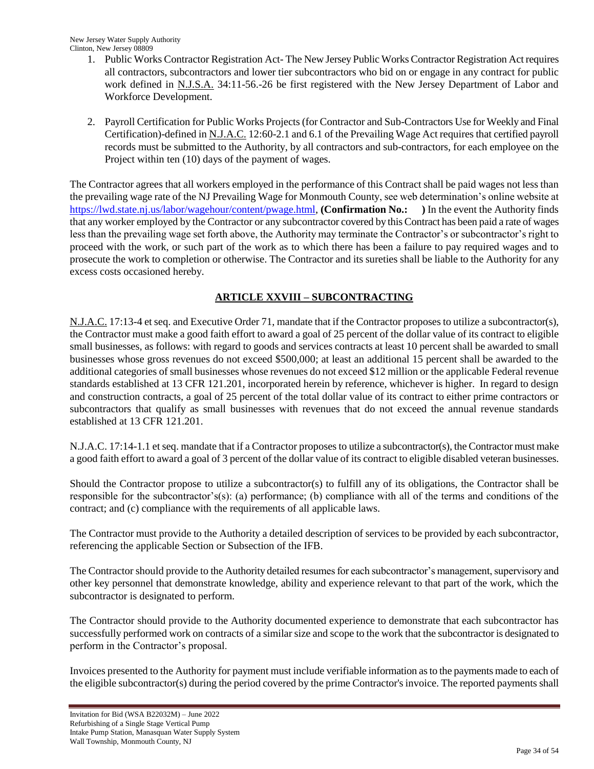1. Public Works Contractor Registration Act- The New Jersey Public Works Contractor Registration Act requires all contractors, subcontractors and lower tier subcontractors who bid on or engage in any contract for public work defined in N.J.S.A. 34:11-56.-26 be first registered with the New Jersey Department of Labor and Workforce Development.

2. Payroll Certification for Public Works Projects (for Contractor and Sub-Contractors Use for Weekly and Final Certification)-defined in N.J.A.C. 12:60-2.1 and 6.1 of the Prevailing Wage Act requires that certified payroll records must be submitted to the Authority, by all contractors and sub-contractors, for each employee on the Project within ten (10) days of the payment of wages.

The Contractor agrees that all workers employed in the performance of this Contract shall be paid wages not less than the prevailing wage rate of the NJ Prevailing Wage for Monmouth County, see web determination's online website at https://lwd.state.nj.us/labor/wagehour/content/pwage.html, **(Confirmation No.: )** In the event the Authority finds that any worker employed by the Contractor or any subcontractor covered by this Contract has been paid a rate of wages less than the prevailing wage set forth above, the Authority may terminate the Contractor's or subcontractor's right to proceed with the work, or such part of the work as to which there has been a failure to pay required wages and to prosecute the work to completion or otherwise. The Contractor and its sureties shall be liable to the Authority for any excess costs occasioned hereby.

## ARTICLE XXVIII – SUBCONTRACTING

N.J.A.C. 17:13-4 et seq. and Executive Order 71, mandate that if the Contractor proposes to utilize a subcontractor(s), the Contractor must make a good faith effort to award a goal of 25 percent of the dollar value of its contract to eligible small businesses, as follows: with regard to goods and services contracts at least 10 percent shall be awarded to small businesses whose gross revenues do not exceed $500,000; at least an additional 15 percent shall be awarded to the additional categories of small businesses whose revenues do not exceed $12 million or the applicable Federal revenue standards established at 13 CFR 121.201, incorporated herein by reference, whichever is higher. In regard to design and construction contracts, a goal of 25 percent of the total dollar value of its contract to either prime contractors or subcontractors that qualify as small businesses with revenues that do not exceed the annual revenue standards established at 13 CFR 121.201.

N.J.A.C. 17:14-1.1 et seq. mandate that if a Contractor proposes to utilize a subcontractor(s), the Contractor must make a good faith effort to award a goal of 3 percent of the dollar value of its contract to eligible disabled veteran businesses.

Should the Contractor propose to utilize a subcontractor(s) to fulfill any of its obligations, the Contractor shall be responsible for the subcontractor's(s): (a) performance; (b) compliance with all of the terms and conditions of the contract; and (c) compliance with the requirements of all applicable laws.

The Contractor must provide to the Authority a detailed description of services to be provided by each subcontractor, referencing the applicable Section or Subsection of the IFB.

The Contractor should provide to the Authority detailed resumes for each subcontractor's management, supervisory and other key personnel that demonstrate knowledge, ability and experience relevant to that part of the work, which the subcontractor is designated to perform.

The Contractor should provide to the Authority documented experience to demonstrate that each subcontractor has successfully performed work on contracts of a similar size and scope to the work that the subcontractor is designated to perform in the Contractor's proposal.

Invoices presented to the Authority for payment must include verifiable information as to the payments made to each of the eligible subcontractor(s) during the period covered by the prime Contractor's invoice. The reported payments shall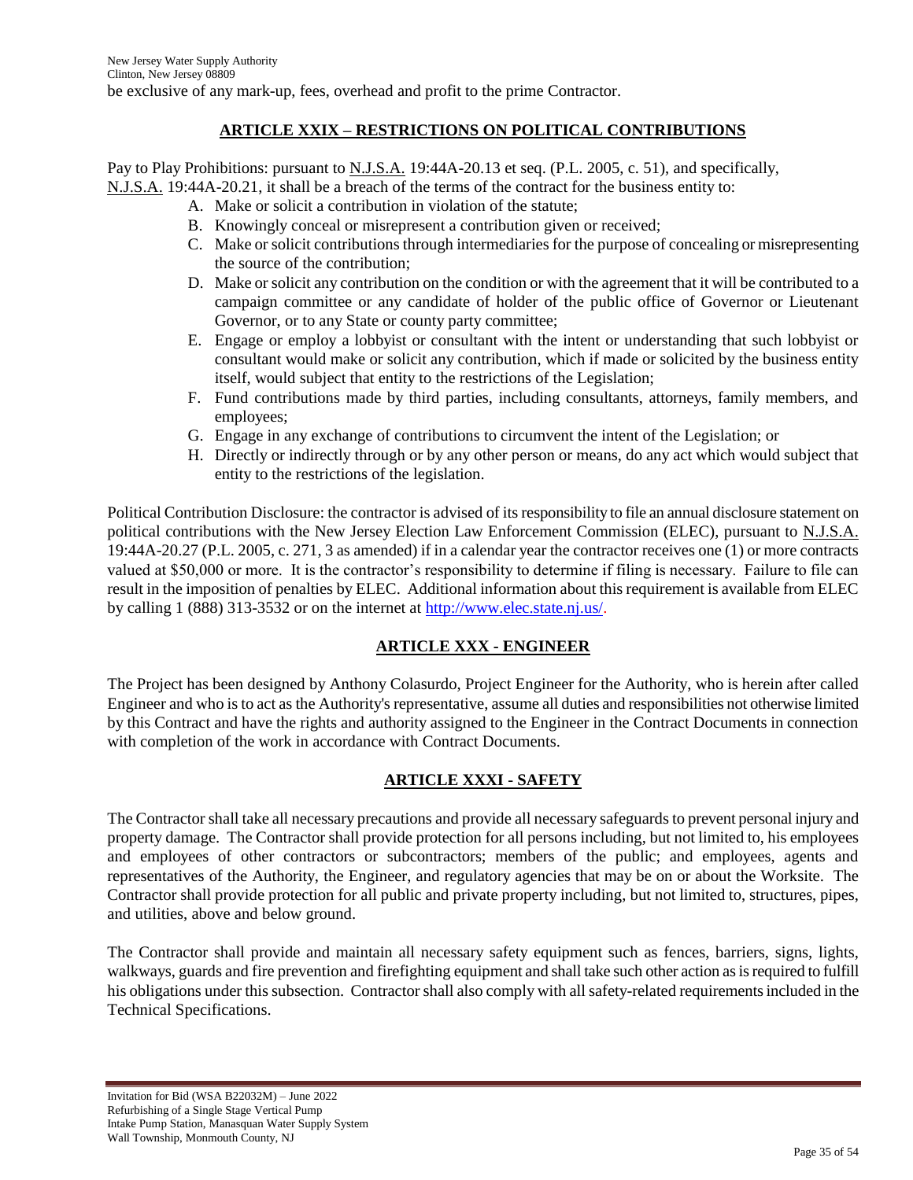be exclusive of any mark-up, fees, overhead and profit to the prime Contractor.

## ARTICLE XXIX – RESTRICTIONS ON POLITICAL CONTRIBUTIONS

Pay to Play Prohibitions: pursuant to N.J.S.A. 19:44A-20.13 et seq. (P.L. 2005, c. 51), and specifically, N.J.S.A. 19:44A-20.21, it shall be a breach of the terms of the contract for the business entity to:

A. Make or solicit a contribution in violation of the statute;
B. Knowingly conceal or misrepresent a contribution given or received;
C. Make or solicit contributions through intermediaries for the purpose of concealing or misrepresenting the source of the contribution;
D. Make or solicit any contribution on the condition or with the agreement that it will be contributed to a campaign committee or any candidate of holder of the public office of Governor or Lieutenant Governor, or to any State or county party committee;
E. Engage or employ a lobbyist or consultant with the intent or understanding that such lobbyist or consultant would make or solicit any contribution, which if made or solicited by the business entity itself, would subject that entity to the restrictions of the Legislation;
F. Fund contributions made by third parties, including consultants, attorneys, family members, and employees;
G. Engage in any exchange of contributions to circumvent the intent of the Legislation; or
H. Directly or indirectly through or by any other person or means, do any act which would subject that entity to the restrictions of the legislation.

Political Contribution Disclosure: the contractor is advised of its responsibility to file an annual disclosure statement on political contributions with the New Jersey Election Law Enforcement Commission (ELEC), pursuant to N.J.S.A. 19:44A-20.27 (P.L. 2005, c. 271, 3 as amended) if in a calendar year the contractor receives one (1) or more contracts valued at $50,000 or more. It is the contractor's responsibility to determine if filing is necessary. Failure to file can result in the imposition of penalties by ELEC. Additional information about this requirement is available from ELEC by calling 1 (888) 313-3532 or on the internet at http://www.elec.state.nj.us/.

## ARTICLE XXX - ENGINEER

The Project has been designed by Anthony Colasurdo, Project Engineer for the Authority, who is herein after called Engineer and who is to act as the Authority's representative, assume all duties and responsibilities not otherwise limited by this Contract and have the rights and authority assigned to the Engineer in the Contract Documents in connection with completion of the work in accordance with Contract Documents.

## ARTICLE XXXI - SAFETY

The Contractor shall take all necessary precautions and provide all necessary safeguards to prevent personal injury and property damage. The Contractor shall provide protection for all persons including, but not limited to, his employees and employees of other contractors or subcontractors; members of the public; and employees, agents and representatives of the Authority, the Engineer, and regulatory agencies that may be on or about the Worksite. The Contractor shall provide protection for all public and private property including, but not limited to, structures, pipes, and utilities, above and below ground.

The Contractor shall provide and maintain all necessary safety equipment such as fences, barriers, signs, lights, walkways, guards and fire prevention and firefighting equipment and shall take such other action as is required to fulfill his obligations under this subsection. Contractor shall also comply with all safety-related requirements included in the Technical Specifications.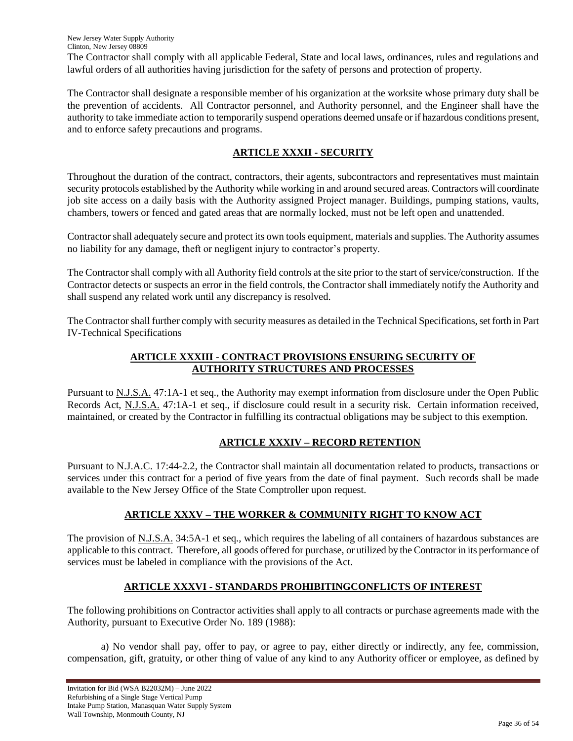The Contractor shall comply with all applicable Federal, State and local laws, ordinances, rules and regulations and lawful orders of all authorities having jurisdiction for the safety of persons and protection of property.

The Contractor shall designate a responsible member of his organization at the worksite whose primary duty shall be the prevention of accidents. All Contractor personnel, and Authority personnel, and the Engineer shall have the authority to take immediate action to temporarily suspend operations deemed unsafe or if hazardous conditions present, and to enforce safety precautions and programs.

## ARTICLE XXXII - SECURITY

Throughout the duration of the contract, contractors, their agents, subcontractors and representatives must maintain security protocols established by the Authority while working in and around secured areas. Contractors will coordinate job site access on a daily basis with the Authority assigned Project manager. Buildings, pumping stations, vaults, chambers, towers or fenced and gated areas that are normally locked, must not be left open and unattended.

Contractor shall adequately secure and protect its own tools equipment, materials and supplies. The Authority assumes no liability for any damage, theft or negligent injury to contractor's property.

The Contractor shall comply with all Authority field controls at the site prior to the start of service/construction. If the Contractor detects or suspects an error in the field controls, the Contractor shall immediately notify the Authority and shall suspend any related work until any discrepancy is resolved.

The Contractor shall further comply with security measures as detailed in the Technical Specifications, set forth in Part IV-Technical Specifications

## ARTICLE XXXIII - CONTRACT PROVISIONS ENSURING SECURITY OF AUTHORITY STRUCTURES AND PROCESSES

Pursuant to N.J.S.A. 47:1A-1 et seq., the Authority may exempt information from disclosure under the Open Public Records Act, N.J.S.A. 47:1A-1 et seq., if disclosure could result in a security risk. Certain information received, maintained, or created by the Contractor in fulfilling its contractual obligations may be subject to this exemption.

## ARTICLE XXXIV – RECORD RETENTION

Pursuant to N.J.A.C. 17:44-2.2, the Contractor shall maintain all documentation related to products, transactions or services under this contract for a period of five years from the date of final payment. Such records shall be made available to the New Jersey Office of the State Comptroller upon request.

## ARTICLE XXXV – THE WORKER & COMMUNITY RIGHT TO KNOW ACT

The provision of N.J.S.A. 34:5A-1 et seq., which requires the labeling of all containers of hazardous substances are applicable to this contract. Therefore, all goods offered for purchase, or utilized by the Contractor in its performance of services must be labeled in compliance with the provisions of the Act.

## ARTICLE XXXVI - STANDARDS PROHIBITINGCONFLICTS OF INTEREST

The following prohibitions on Contractor activities shall apply to all contracts or purchase agreements made with the Authority, pursuant to Executive Order No. 189 (1988):

a) No vendor shall pay, offer to pay, or agree to pay, either directly or indirectly, any fee, commission, compensation, gift, gratuity, or other thing of value of any kind to any Authority officer or employee, as defined by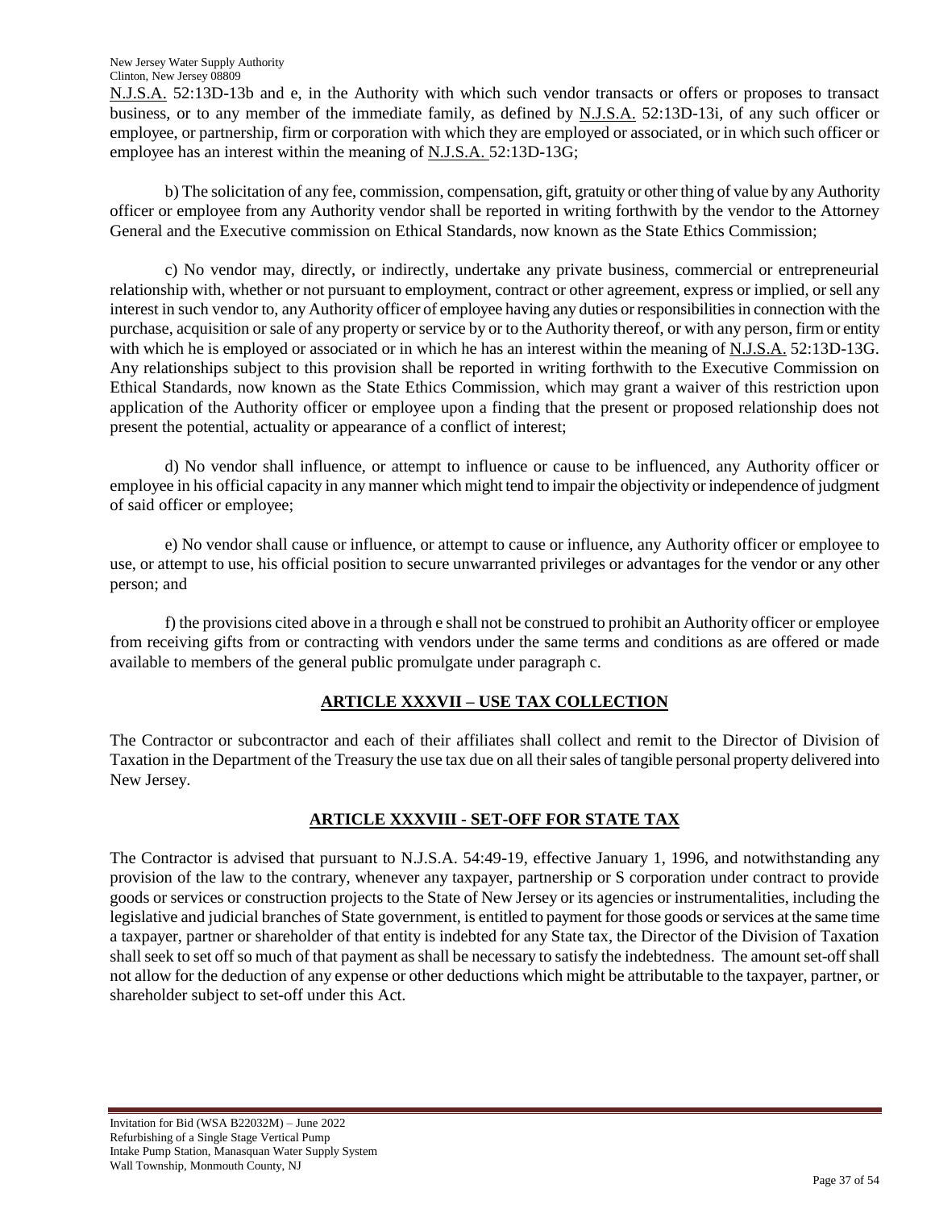N.J.S.A. 52:13D-13b and e, in the Authority with which such vendor transacts or offers or proposes to transact business, or to any member of the immediate family, as defined by N.J.S.A. 52:13D-13i, of any such officer or employee, or partnership, firm or corporation with which they are employed or associated, or in which such officer or employee has an interest within the meaning of N.J.S.A. 52:13D-13G;

b) The solicitation of any fee, commission, compensation, gift, gratuity or other thing of value by any Authority officer or employee from any Authority vendor shall be reported in writing forthwith by the vendor to the Attorney General and the Executive commission on Ethical Standards, now known as the State Ethics Commission;

c) No vendor may, directly, or indirectly, undertake any private business, commercial or entrepreneurial relationship with, whether or not pursuant to employment, contract or other agreement, express or implied, or sell any interest in such vendor to, any Authority officer of employee having any duties or responsibilities in connection with the purchase, acquisition or sale of any property or service by or to the Authority thereof, or with any person, firm or entity with which he is employed or associated or in which he has an interest within the meaning of N.J.S.A. 52:13D-13G. Any relationships subject to this provision shall be reported in writing forthwith to the Executive Commission on Ethical Standards, now known as the State Ethics Commission, which may grant a waiver of this restriction upon application of the Authority officer or employee upon a finding that the present or proposed relationship does not present the potential, actuality or appearance of a conflict of interest;

d) No vendor shall influence, or attempt to influence or cause to be influenced, any Authority officer or employee in his official capacity in any manner which might tend to impair the objectivity or independence of judgment of said officer or employee;

e) No vendor shall cause or influence, or attempt to cause or influence, any Authority officer or employee to use, or attempt to use, his official position to secure unwarranted privileges or advantages for the vendor or any other person; and

f) the provisions cited above in a through e shall not be construed to prohibit an Authority officer or employee from receiving gifts from or contracting with vendors under the same terms and conditions as are offered or made available to members of the general public promulgate under paragraph c.

## ARTICLE XXXVII – USE TAX COLLECTION

The Contractor or subcontractor and each of their affiliates shall collect and remit to the Director of Division of Taxation in the Department of the Treasury the use tax due on all their sales of tangible personal property delivered into New Jersey.

## ARTICLE XXXVIII - SET-OFF FOR STATE TAX

The Contractor is advised that pursuant to N.J.S.A. 54:49-19, effective January 1, 1996, and notwithstanding any provision of the law to the contrary, whenever any taxpayer, partnership or S corporation under contract to provide goods or services or construction projects to the State of New Jersey or its agencies or instrumentalities, including the legislative and judicial branches of State government, is entitled to payment for those goods or services at the same time a taxpayer, partner or shareholder of that entity is indebted for any State tax, the Director of the Division of Taxation shall seek to set off so much of that payment as shall be necessary to satisfy the indebtedness. The amount set-off shall not allow for the deduction of any expense or other deductions which might be attributable to the taxpayer, partner, or shareholder subject to set-off under this Act.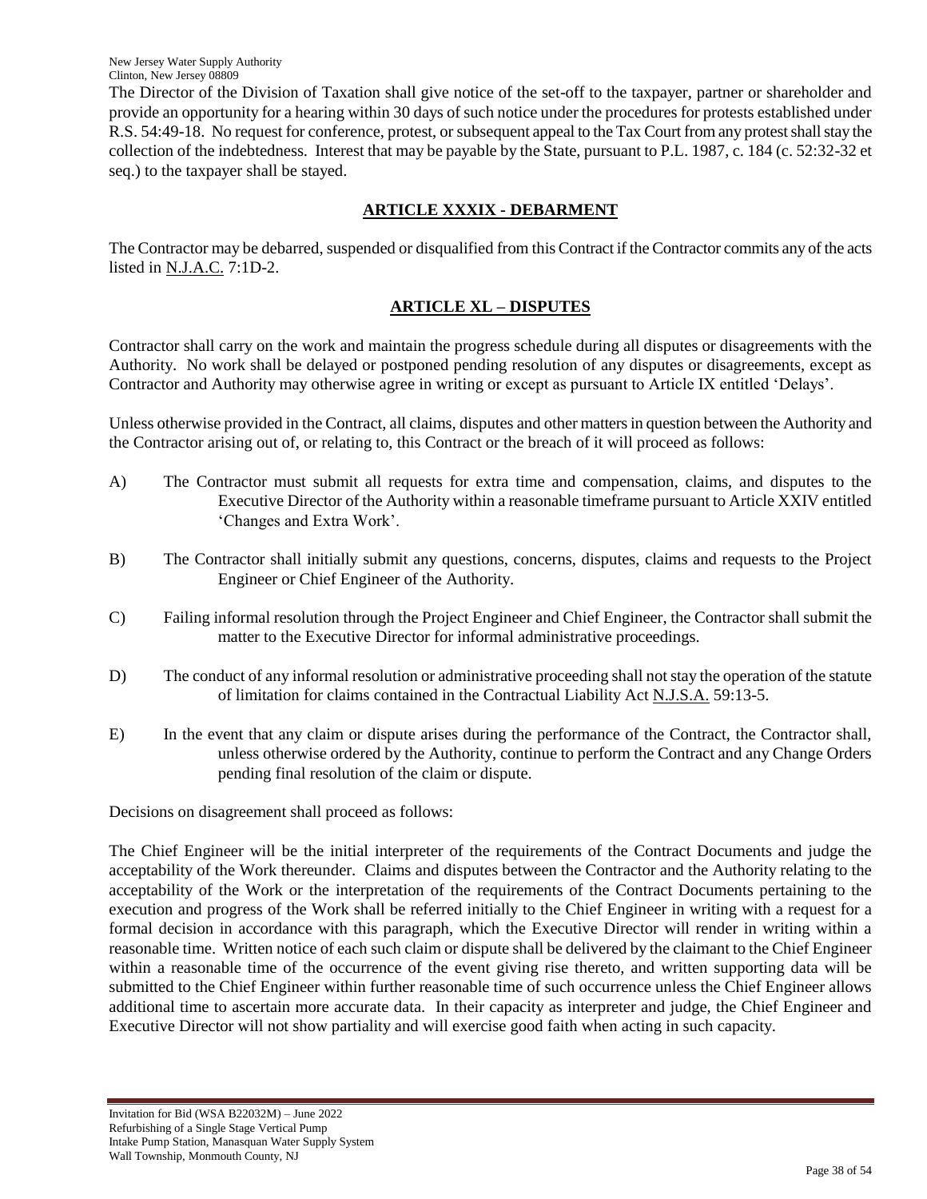The Director of the Division of Taxation shall give notice of the set-off to the taxpayer, partner or shareholder and provide an opportunity for a hearing within 30 days of such notice under the procedures for protests established under R.S. 54:49-18. No request for conference, protest, or subsequent appeal to the Tax Court from any protest shall stay the collection of the indebtedness. Interest that may be payable by the State, pursuant to P.L. 1987, c. 184 (c. 52:32-32 et seq.) to the taxpayer shall be stayed.

## ARTICLE XXXIX - DEBARMENT

The Contractor may be debarred, suspended or disqualified from this Contract if the Contractor commits any of the acts listed in N.J.A.C. 7:1D-2.

## ARTICLE XL – DISPUTES

Contractor shall carry on the work and maintain the progress schedule during all disputes or disagreements with the Authority. No work shall be delayed or postponed pending resolution of any disputes or disagreements, except as Contractor and Authority may otherwise agree in writing or except as pursuant to Article IX entitled 'Delays'.

Unless otherwise provided in the Contract, all claims, disputes and other matters in question between the Authority and the Contractor arising out of, or relating to, this Contract or the breach of it will proceed as follows:

A) The Contractor must submit all requests for extra time and compensation, claims, and disputes to the Executive Director of the Authority within a reasonable timeframe pursuant to Article XXIV entitled 'Changes and Extra Work'.

B) The Contractor shall initially submit any questions, concerns, disputes, claims and requests to the Project Engineer or Chief Engineer of the Authority.

C) Failing informal resolution through the Project Engineer and Chief Engineer, the Contractor shall submit the matter to the Executive Director for informal administrative proceedings.

D) The conduct of any informal resolution or administrative proceeding shall not stay the operation of the statute of limitation for claims contained in the Contractual Liability Act N.J.S.A. 59:13-5.

E) In the event that any claim or dispute arises during the performance of the Contract, the Contractor shall, unless otherwise ordered by the Authority, continue to perform the Contract and any Change Orders pending final resolution of the claim or dispute.

Decisions on disagreement shall proceed as follows:

The Chief Engineer will be the initial interpreter of the requirements of the Contract Documents and judge the acceptability of the Work thereunder. Claims and disputes between the Contractor and the Authority relating to the acceptability of the Work or the interpretation of the requirements of the Contract Documents pertaining to the execution and progress of the Work shall be referred initially to the Chief Engineer in writing with a request for a formal decision in accordance with this paragraph, which the Executive Director will render in writing within a reasonable time. Written notice of each such claim or dispute shall be delivered by the claimant to the Chief Engineer within a reasonable time of the occurrence of the event giving rise thereto, and written supporting data will be submitted to the Chief Engineer within further reasonable time of such occurrence unless the Chief Engineer allows additional time to ascertain more accurate data. In their capacity as interpreter and judge, the Chief Engineer and Executive Director will not show partiality and will exercise good faith when acting in such capacity.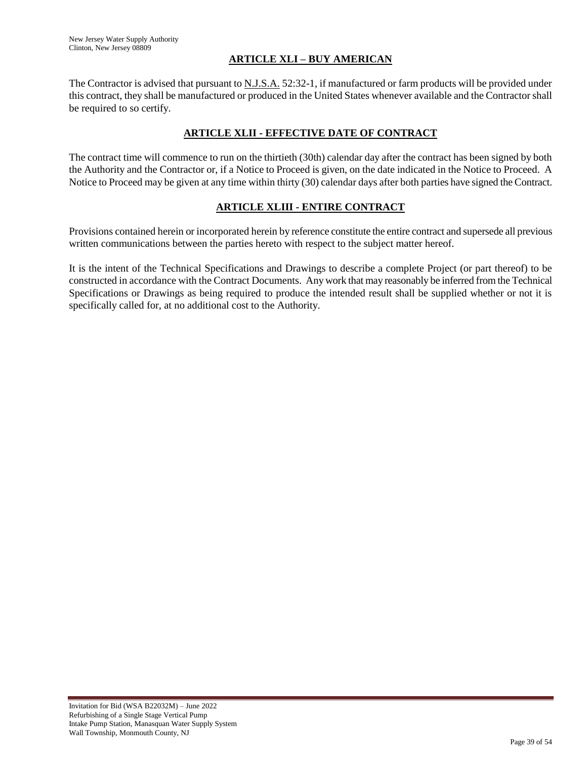## ARTICLE XLI – BUY AMERICAN

The Contractor is advised that pursuant to N.J.S.A. 52:32-1, if manufactured or farm products will be provided under this contract, they shall be manufactured or produced in the United States whenever available and the Contractor shall be required to so certify.

## ARTICLE XLII - EFFECTIVE DATE OF CONTRACT

The contract time will commence to run on the thirtieth (30th) calendar day after the contract has been signed by both the Authority and the Contractor or, if a Notice to Proceed is given, on the date indicated in the Notice to Proceed. A Notice to Proceed may be given at any time within thirty (30) calendar days after both parties have signed the Contract.

## ARTICLE XLIII - ENTIRE CONTRACT

Provisions contained herein or incorporated herein by reference constitute the entire contract and supersede all previous written communications between the parties hereto with respect to the subject matter hereof.

It is the intent of the Technical Specifications and Drawings to describe a complete Project (or part thereof) to be constructed in accordance with the Contract Documents. Any work that may reasonably be inferred from the Technical Specifications or Drawings as being required to produce the intended result shall be supplied whether or not it is specifically called for, at no additional cost to the Authority.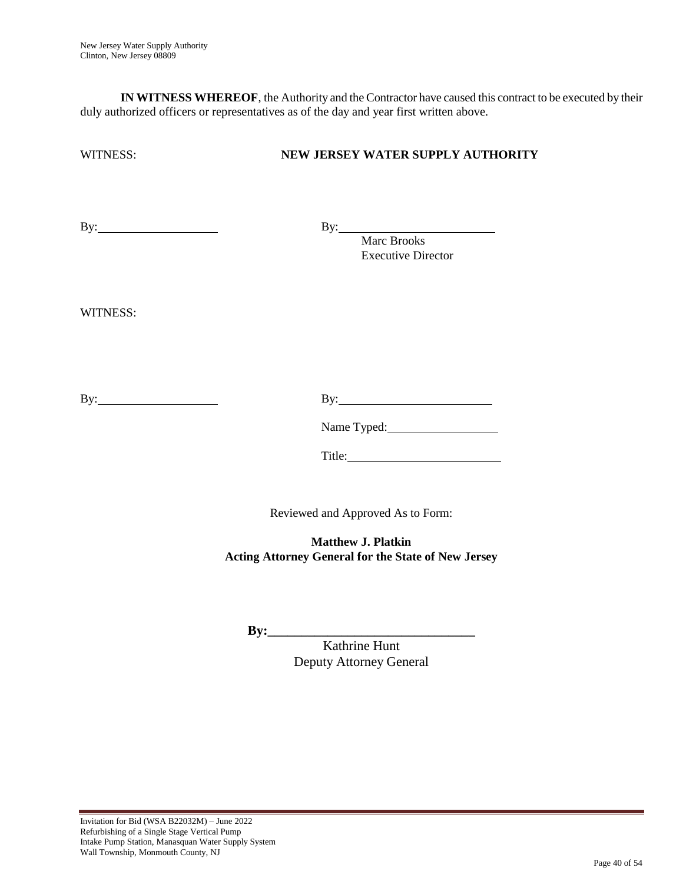**IN WITNESS WHEREOF**, the Authority and the Contractor have caused this contract to be executed by their duly authorized officers or representatives as of the day and year first written above.

WITNESS: **NEW JERSEY WATER SUPPLY AUTHORITY**

By:____________________ By:_________________________
Marc Brooks
Executive Director

WITNESS:

By:____________________ By:_________________________

Name Typed:__________________

Title:_________________________

Reviewed and Approved As to Form:

**Matthew J. Platkin**
**Acting Attorney General for the State of New Jersey**

**By:_______________________________**
Kathrine Hunt
Deputy Attorney General

Invitation for Bid (WSA B22032M) – June 2022
Refurbishing of a Single Stage Vertical Pump
Intake Pump Station, Manasquan Water Supply System
Wall Township, Monmouth County, NJ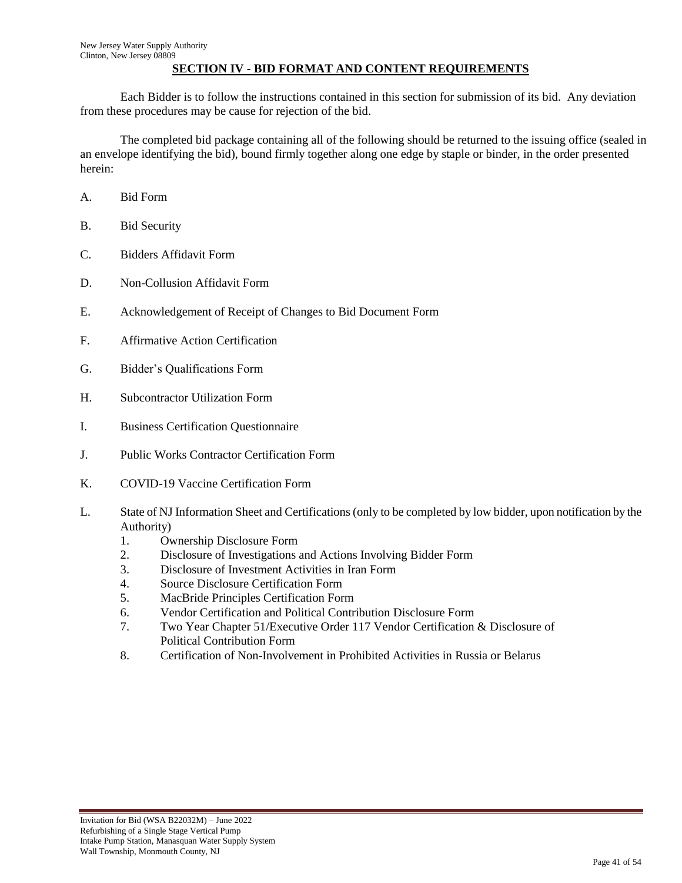## SECTION IV - BID FORMAT AND CONTENT REQUIREMENTS

Each Bidder is to follow the instructions contained in this section for submission of its bid. Any deviation from these procedures may be cause for rejection of the bid.

The completed bid package containing all of the following should be returned to the issuing office (sealed in an envelope identifying the bid), bound firmly together along one edge by staple or binder, in the order presented herein:

A. Bid Form

B. Bid Security

C. Bidders Affidavit Form

D. Non-Collusion Affidavit Form

E. Acknowledgement of Receipt of Changes to Bid Document Form

F. Affirmative Action Certification

G. Bidder's Qualifications Form

H. Subcontractor Utilization Form

I. Business Certification Questionnaire

J. Public Works Contractor Certification Form

K. COVID-19 Vaccine Certification Form

L. State of NJ Information Sheet and Certifications (only to be completed by low bidder, upon notification by the Authority)
   1. Ownership Disclosure Form
   2. Disclosure of Investigations and Actions Involving Bidder Form
   3. Disclosure of Investment Activities in Iran Form
   4. Source Disclosure Certification Form
   5. MacBride Principles Certification Form
   6. Vendor Certification and Political Contribution Disclosure Form
   7. Two Year Chapter 51/Executive Order 117 Vendor Certification & Disclosure of Political Contribution Form
   8. Certification of Non-Involvement in Prohibited Activities in Russia or Belarus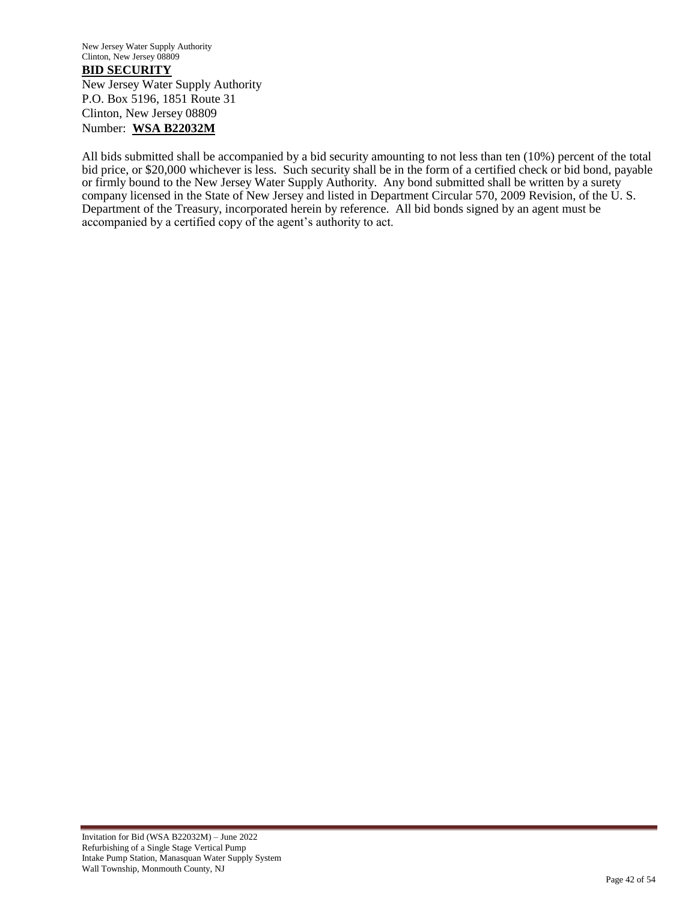## BID SECURITY

New Jersey Water Supply Authority
P.O. Box 5196, 1851 Route 31
Clinton, New Jersey 08809
Number: **WSA B22032M**

All bids submitted shall be accompanied by a bid security amounting to not less than ten (10%) percent of the total bid price, or $20,000 whichever is less. Such security shall be in the form of a certified check or bid bond, payable or firmly bound to the New Jersey Water Supply Authority. Any bond submitted shall be written by a surety company licensed in the State of New Jersey and listed in Department Circular 570, 2009 Revision, of the U. S. Department of the Treasury, incorporated herein by reference. All bid bonds signed by an agent must be accompanied by a certified copy of the agent's authority to act.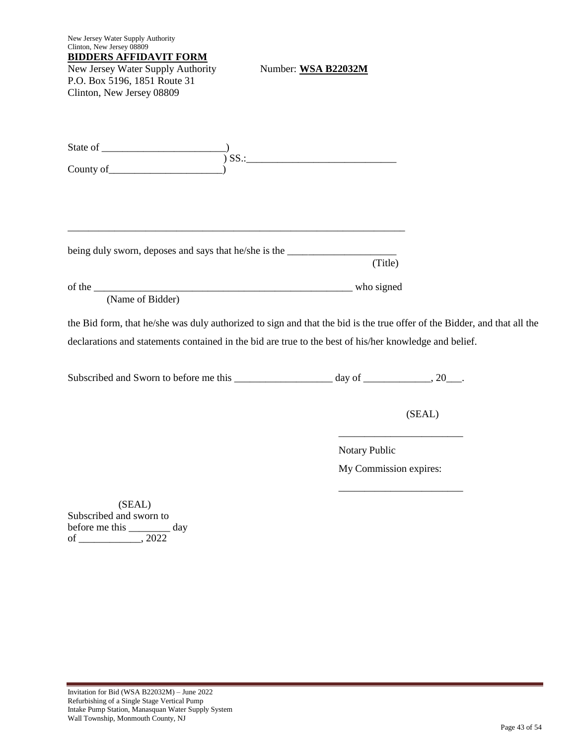New Jersey Water Supply Authority
Clinton, New Jersey 08809

**BIDDERS AFFIDAVIT FORM**

New Jersey Water Supply Authority Number: **WSA B22032M**
P.O. Box 5196, 1851 Route 31
Clinton, New Jersey 08809

State of ________________________)
) SS.:_____________________________
County of______________________)

____________________________________________________________________

being duly sworn, deposes and says that he/she is the _____________________
(Title)

of the ____________________________________________________ who signed
(Name of Bidder)

the Bid form, that he/she was duly authorized to sign and that the bid is the true offer of the Bidder, and that all the declarations and statements contained in the bid are true to the best of his/her knowledge and belief.

Subscribed and Sworn to before me this ___________________ day of _____________, 20___.

(SEAL)

________________________

Notary Public

My Commission expires:

________________________

(SEAL)
Subscribed and sworn to
before me this ________ day
of ____________, 2022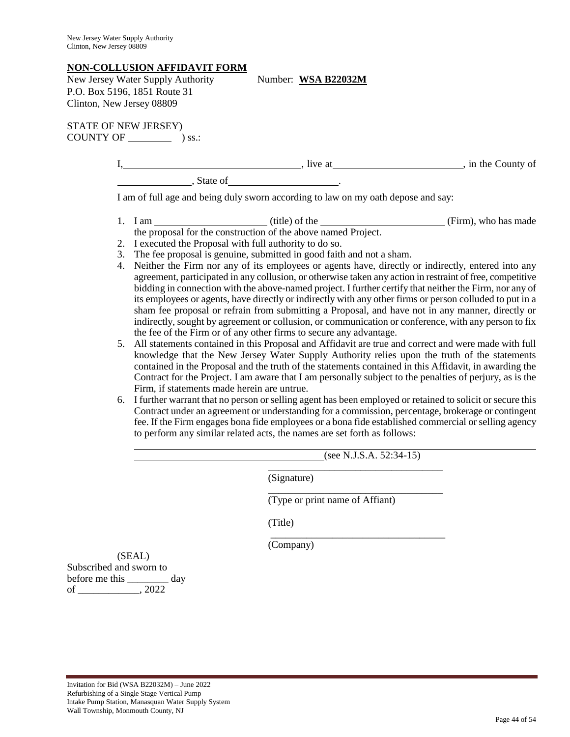## NON-COLLUSION AFFIDAVIT FORM

New Jersey Water Supply Authority Number: **WSA B22032M**
P.O. Box 5196, 1851 Route 31
Clinton, New Jersey 08809

STATE OF NEW JERSEY)
COUNTY OF ________ ) ss.:

I, ________________________________, live at ________________________, in the County of ______________, State of ____________________.

I am of full age and being duly sworn according to law on my oath depose and say:

1. I am ____________________ (title) of the ______________________ (Firm), who has made the proposal for the construction of the above named Project.
2. I executed the Proposal with full authority to do so.
3. The fee proposal is genuine, submitted in good faith and not a sham.
4. Neither the Firm nor any of its employees or agents have, directly or indirectly, entered into any agreement, participated in any collusion, or otherwise taken any action in restraint of free, competitive bidding in connection with the above-named project. I further certify that neither the Firm, nor any of its employees or agents, have directly or indirectly with any other firms or person colluded to put in a sham fee proposal or refrain from submitting a Proposal, and have not in any manner, directly or indirectly, sought by agreement or collusion, or communication or conference, with any person to fix the fee of the Firm or of any other firms to secure any advantage.
5. All statements contained in this Proposal and Affidavit are true and correct and were made with full knowledge that the New Jersey Water Supply Authority relies upon the truth of the statements contained in the Proposal and the truth of the statements contained in this Affidavit, in awarding the Contract for the Project. I am aware that I am personally subject to the penalties of perjury, as is the Firm, if statements made herein are untrue.
6. I further warrant that no person or selling agent has been employed or retained to solicit or secure this Contract under an agreement or understanding for a commission, percentage, brokerage or contingent fee. If the Firm engages bona fide employees or a bona fide established commercial or selling agency to perform any similar related acts, the names are set forth as follows:

_______________________________________________________________________

____________________________________(see N.J.S.A. 52:34-15)

__________________________________
(Signature)

__________________________________
(Type or print name of Affiant)

(Title)

__________________________________
(Company)

(SEAL)
Subscribed and sworn to
before me this ________ day
of ____________, 2022

Invitation for Bid (WSA B22032M) – June 2022
Refurbishing of a Single Stage Vertical Pump
Intake Pump Station, Manasquan Water Supply System
Wall Township, Monmouth County, NJ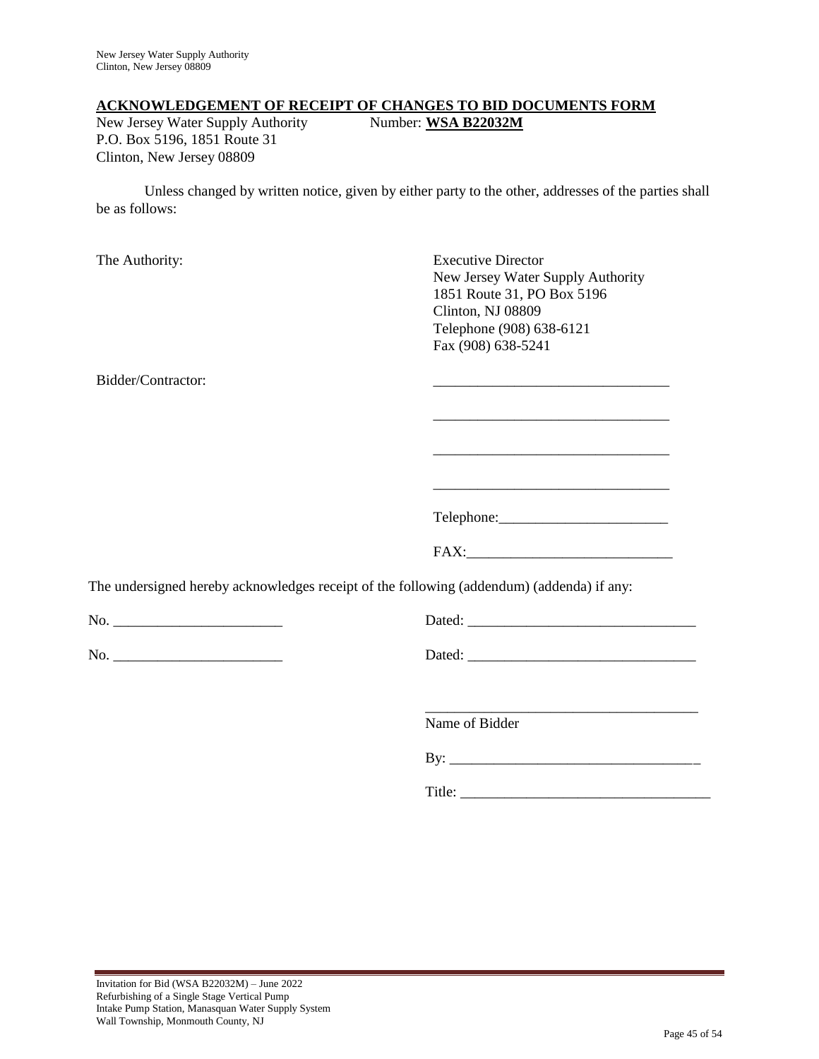## ACKNOWLEDGEMENT OF RECEIPT OF CHANGES TO BID DOCUMENTS FORM

New Jersey Water Supply Authority  Number: **WSA B22032M**
P.O. Box 5196, 1851 Route 31
Clinton, New Jersey 08809

Unless changed by written notice, given by either party to the other, addresses of the parties shall be as follows:

The Authority:

Executive Director
New Jersey Water Supply Authority
1851 Route 31, PO Box 5196
Clinton, NJ 08809
Telephone (908) 638-6121
Fax (908) 638-5241

Bidder/Contractor:

________________________________

________________________________

________________________________

________________________________

Telephone:______________________

FAX:___________________________

The undersigned hereby acknowledges receipt of the following (addendum) (addenda) if any:

No. ______________________  Dated: ______________________________

No. ______________________  Dated: ______________________________

____________________________________
Name of Bidder

By: _________________________________

Title: _________________________________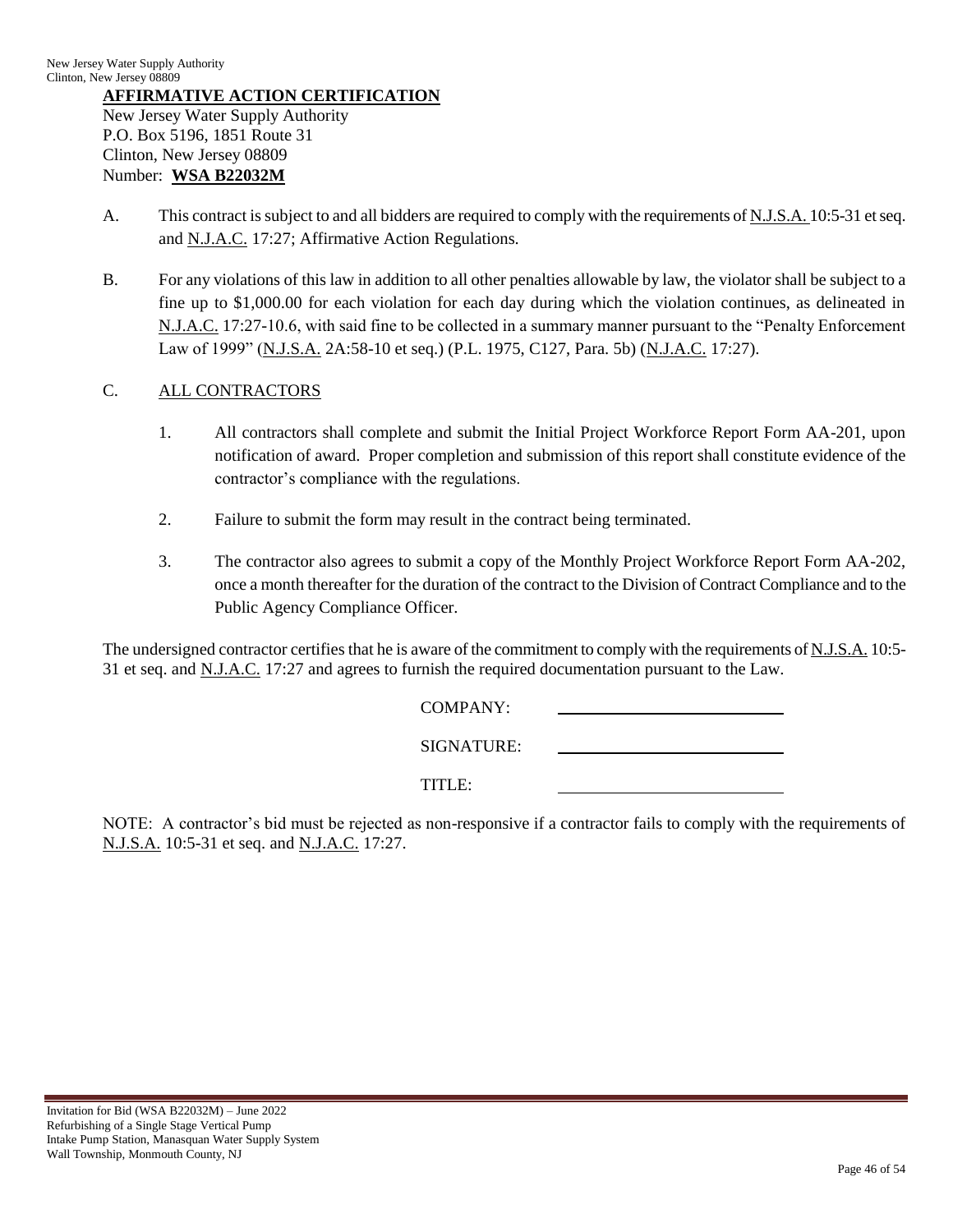## AFFIRMATIVE ACTION CERTIFICATION

New Jersey Water Supply Authority
P.O. Box 5196, 1851 Route 31
Clinton, New Jersey 08809
Number: **WSA B22032M**

A. This contract is subject to and all bidders are required to comply with the requirements of N.J.S.A. 10:5-31 et seq. and N.J.A.C. 17:27; Affirmative Action Regulations.

B. For any violations of this law in addition to all other penalties allowable by law, the violator shall be subject to a fine up to $1,000.00 for each violation for each day during which the violation continues, as delineated in N.J.A.C. 17:27-10.6, with said fine to be collected in a summary manner pursuant to the "Penalty Enforcement Law of 1999" (N.J.S.A. 2A:58-10 et seq.) (P.L. 1975, C127, Para. 5b) (N.J.A.C. 17:27).

C. ALL CONTRACTORS

1. All contractors shall complete and submit the Initial Project Workforce Report Form AA-201, upon notification of award. Proper completion and submission of this report shall constitute evidence of the contractor's compliance with the regulations.

2. Failure to submit the form may result in the contract being terminated.

3. The contractor also agrees to submit a copy of the Monthly Project Workforce Report Form AA-202, once a month thereafter for the duration of the contract to the Division of Contract Compliance and to the Public Agency Compliance Officer.

The undersigned contractor certifies that he is aware of the commitment to comply with the requirements of N.J.S.A. 10:5-31 et seq. and N.J.A.C. 17:27 and agrees to furnish the required documentation pursuant to the Law.

COMPANY: ____________________________

SIGNATURE: ____________________________

TITLE: ____________________________

NOTE: A contractor's bid must be rejected as non-responsive if a contractor fails to comply with the requirements of N.J.S.A. 10:5-31 et seq. and N.J.A.C. 17:27.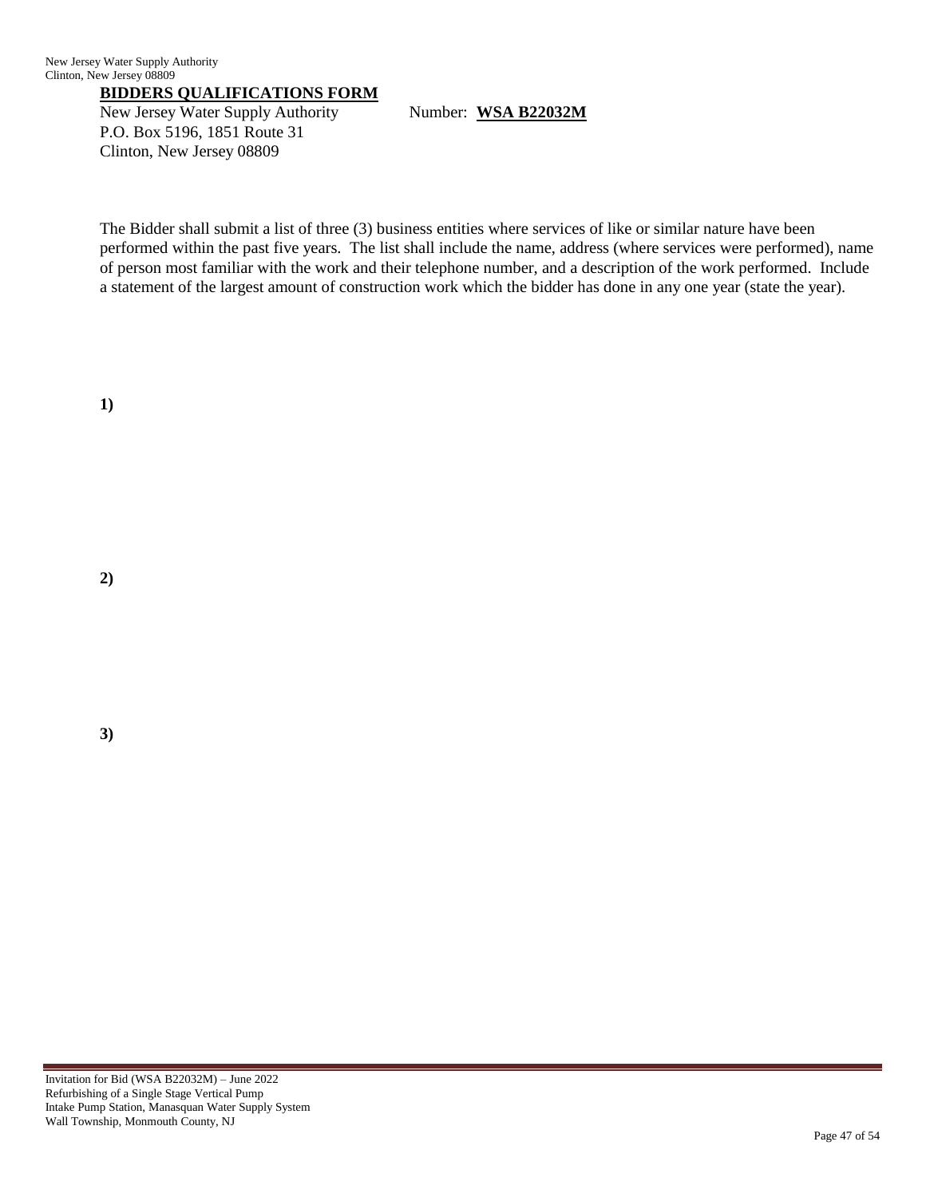## BIDDERS QUALIFICATIONS FORM

New Jersey Water Supply Authority  
P.O. Box 5196, 1851 Route 31  
Clinton, New Jersey 08809

Number: **WSA B22032M**

The Bidder shall submit a list of three (3) business entities where services of like or similar nature have been performed within the past five years. The list shall include the name, address (where services were performed), name of person most familiar with the work and their telephone number, and a description of the work performed. Include a statement of the largest amount of construction work which the bidder has done in any one year (state the year).

**1)**

**2)**

**3)**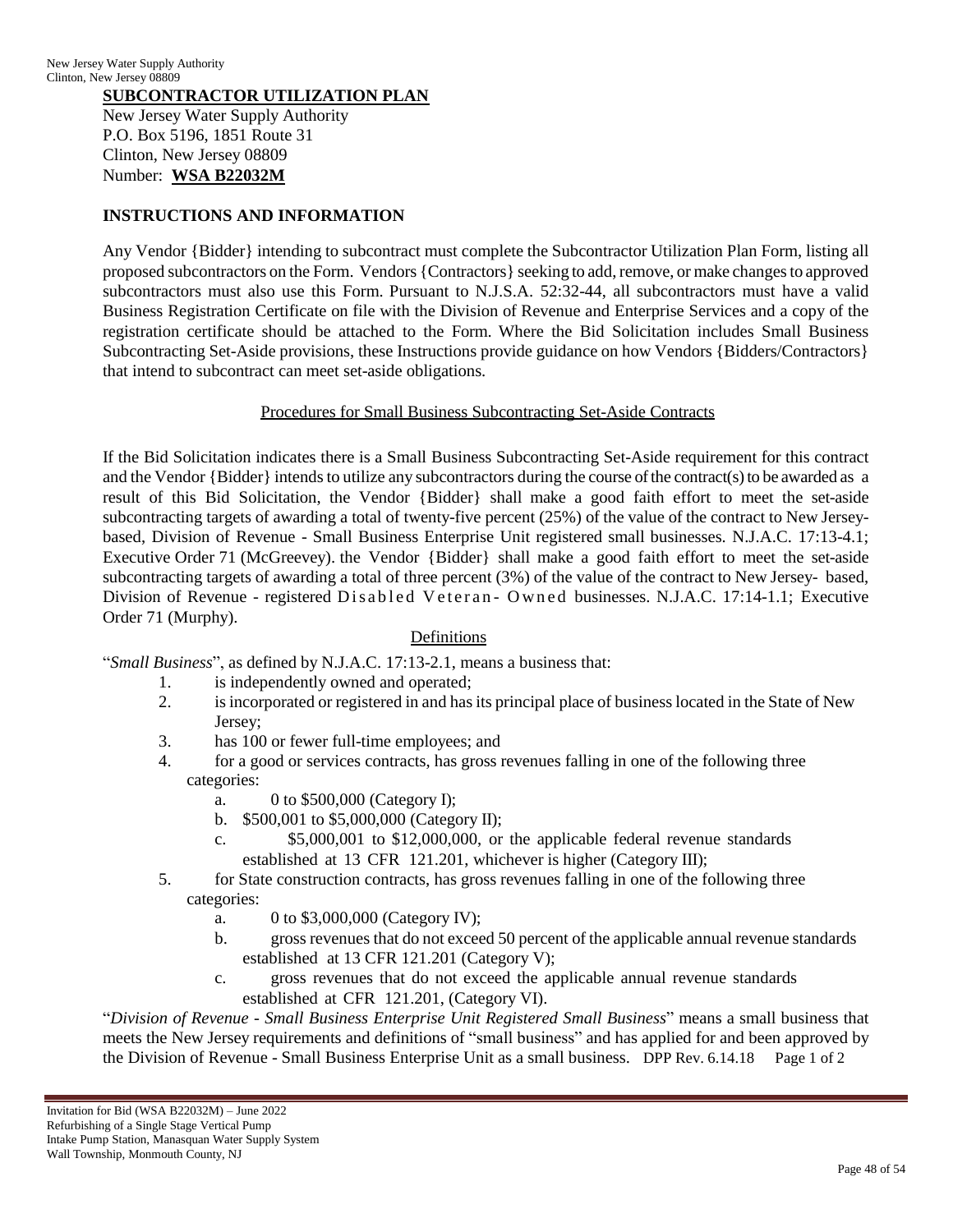## SUBCONTRACTOR UTILIZATION PLAN

New Jersey Water Supply Authority
P.O. Box 5196, 1851 Route 31
Clinton, New Jersey 08809
Number: **WSA B22032M**

### INSTRUCTIONS AND INFORMATION

Any Vendor {Bidder} intending to subcontract must complete the Subcontractor Utilization Plan Form, listing all proposed subcontractors on the Form. Vendors {Contractors} seeking to add, remove, or make changes to approved subcontractors must also use this Form. Pursuant to N.J.S.A. 52:32-44, all subcontractors must have a valid Business Registration Certificate on file with the Division of Revenue and Enterprise Services and a copy of the registration certificate should be attached to the Form. Where the Bid Solicitation includes Small Business Subcontracting Set-Aside provisions, these Instructions provide guidance on how Vendors {Bidders/Contractors} that intend to subcontract can meet set-aside obligations.

Procedures for Small Business Subcontracting Set-Aside Contracts

If the Bid Solicitation indicates there is a Small Business Subcontracting Set-Aside requirement for this contract and the Vendor {Bidder} intends to utilize any subcontractors during the course of the contract(s) to be awarded as a result of this Bid Solicitation, the Vendor {Bidder} shall make a good faith effort to meet the set-aside subcontracting targets of awarding a total of twenty-five percent (25%) of the value of the contract to New Jersey-based, Division of Revenue - Small Business Enterprise Unit registered small businesses. N.J.A.C. 17:13-4.1; Executive Order 71 (McGreevey). the Vendor {Bidder} shall make a good faith effort to meet the set-aside subcontracting targets of awarding a total of three percent (3%) of the value of the contract to New Jersey- based, Division of Revenue - registered Disabled Veteran- Owned businesses. N.J.A.C. 17:14-1.1; Executive Order 71 (Murphy).

Definitions

"*Small Business*", as defined by N.J.A.C. 17:13-2.1, means a business that:

1. is independently owned and operated;
2. is incorporated or registered in and has its principal place of business located in the State of New Jersey;
3. has 100 or fewer full-time employees; and
4. for a good or services contracts, has gross revenues falling in one of the following three categories:
   a. 0 to $500,000 (Category I);
   b. $500,001 to $5,000,000 (Category II);
   c. $5,000,001 to $12,000,000, or the applicable federal revenue standards established at 13 CFR 121.201, whichever is higher (Category III);
5. for State construction contracts, has gross revenues falling in one of the following three categories:
   a. 0 to $3,000,000 (Category IV);
   b. gross revenues that do not exceed 50 percent of the applicable annual revenue standards established at 13 CFR 121.201 (Category V);
   c. gross revenues that do not exceed the applicable annual revenue standards established at CFR 121.201, (Category VI).

"*Division of Revenue - Small Business Enterprise Unit Registered Small Business*" means a small business that meets the New Jersey requirements and definitions of "small business" and has applied for and been approved by the Division of Revenue - Small Business Enterprise Unit as a small business. DPP Rev. 6.14.18 Page 1 of 2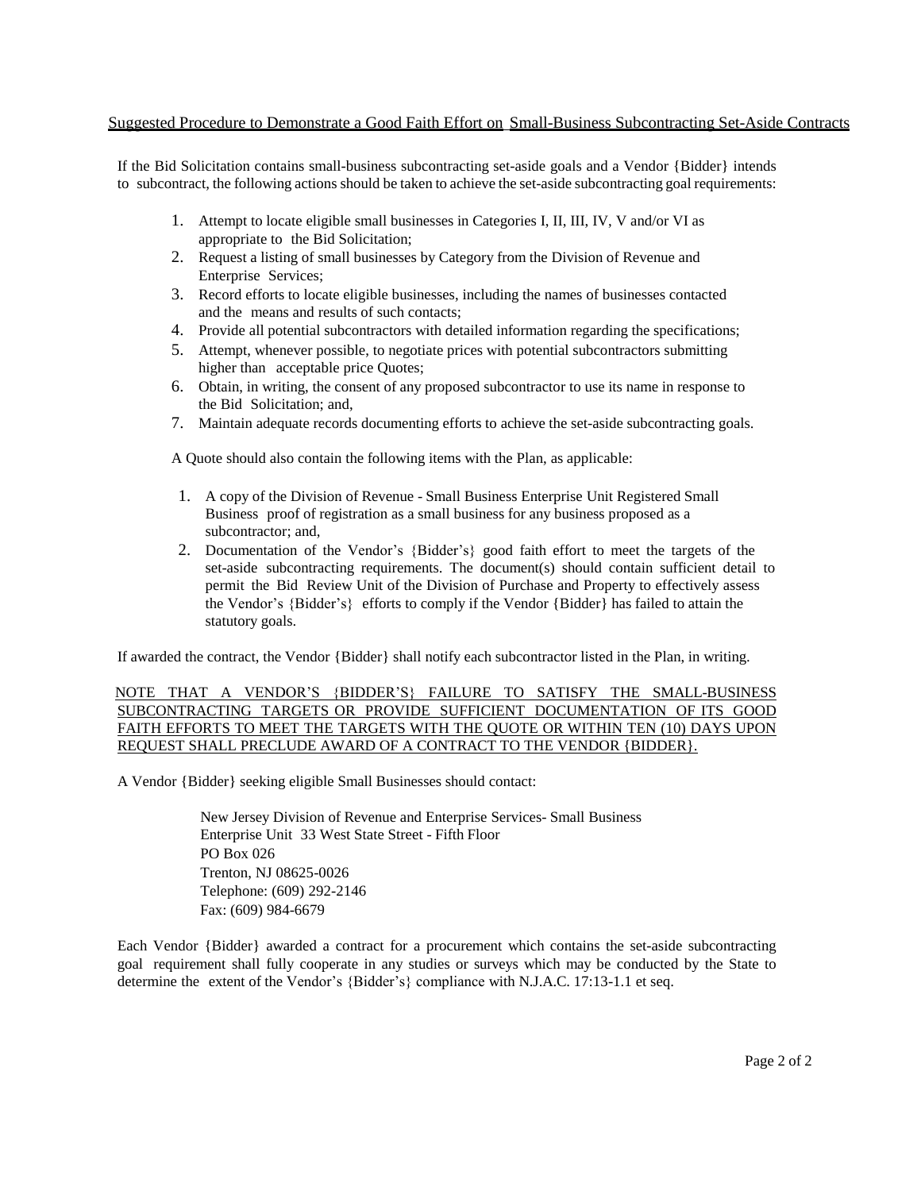## Suggested Procedure to Demonstrate a Good Faith Effort on Small-Business Subcontracting Set-Aside Contracts

If the Bid Solicitation contains small-business subcontracting set-aside goals and a Vendor {Bidder} intends to subcontract, the following actions should be taken to achieve the set-aside subcontracting goal requirements:

1. Attempt to locate eligible small businesses in Categories I, II, III, IV, V and/or VI as appropriate to the Bid Solicitation;
2. Request a listing of small businesses by Category from the Division of Revenue and Enterprise Services;
3. Record efforts to locate eligible businesses, including the names of businesses contacted and the means and results of such contacts;
4. Provide all potential subcontractors with detailed information regarding the specifications;
5. Attempt, whenever possible, to negotiate prices with potential subcontractors submitting higher than acceptable price Quotes;
6. Obtain, in writing, the consent of any proposed subcontractor to use its name in response to the Bid Solicitation; and,
7. Maintain adequate records documenting efforts to achieve the set-aside subcontracting goals.

A Quote should also contain the following items with the Plan, as applicable:

1. A copy of the Division of Revenue - Small Business Enterprise Unit Registered Small Business proof of registration as a small business for any business proposed as a subcontractor; and,
2. Documentation of the Vendor's {Bidder's} good faith effort to meet the targets of the set-aside subcontracting requirements. The document(s) should contain sufficient detail to permit the Bid Review Unit of the Division of Purchase and Property to effectively assess the Vendor's {Bidder's} efforts to comply if the Vendor {Bidder} has failed to attain the statutory goals.

If awarded the contract, the Vendor {Bidder} shall notify each subcontractor listed in the Plan, in writing.

NOTE THAT A VENDOR'S {BIDDER'S} FAILURE TO SATISFY THE SMALL-BUSINESS SUBCONTRACTING TARGETS OR PROVIDE SUFFICIENT DOCUMENTATION OF ITS GOOD FAITH EFFORTS TO MEET THE TARGETS WITH THE QUOTE OR WITHIN TEN (10) DAYS UPON REQUEST SHALL PRECLUDE AWARD OF A CONTRACT TO THE VENDOR {BIDDER}.

A Vendor {Bidder} seeking eligible Small Businesses should contact:

New Jersey Division of Revenue and Enterprise Services- Small Business Enterprise Unit 33 West State Street - Fifth Floor
PO Box 026
Trenton, NJ 08625-0026
Telephone: (609) 292-2146
Fax: (609) 984-6679

Each Vendor {Bidder} awarded a contract for a procurement which contains the set-aside subcontracting goal requirement shall fully cooperate in any studies or surveys which may be conducted by the State to determine the extent of the Vendor's {Bidder's} compliance with N.J.A.C. 17:13-1.1 et seq.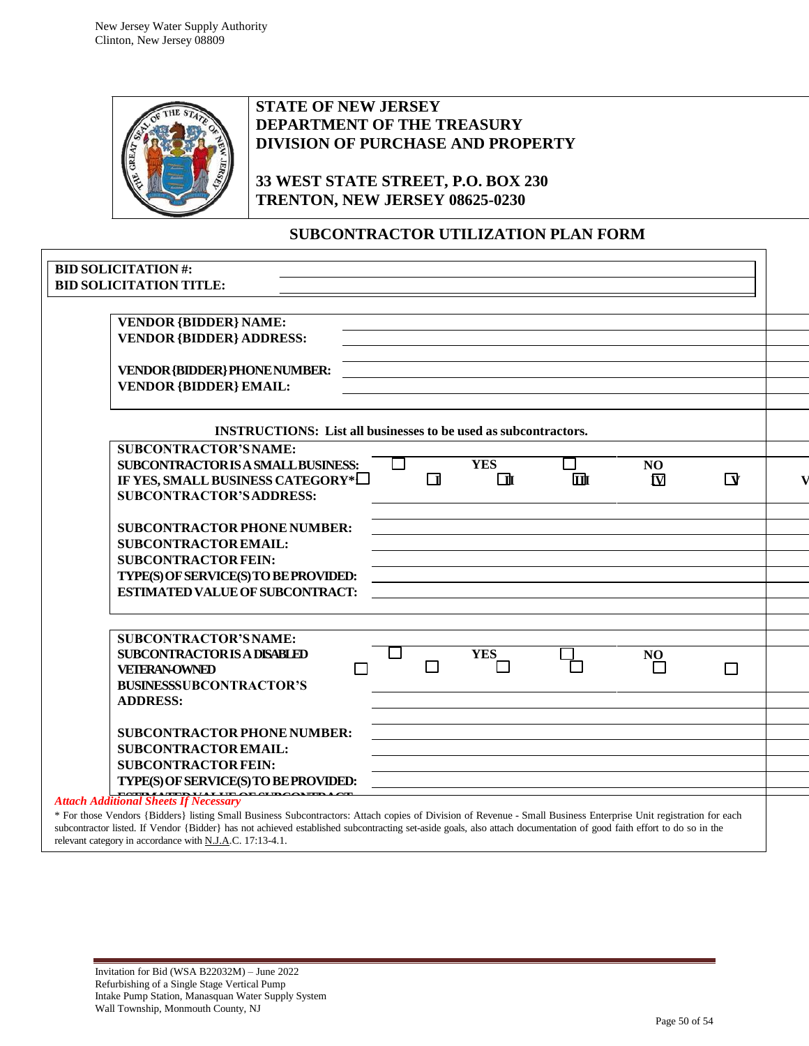New Jersey Water Supply Authority
Clinton, New Jersey 08809

**STATE OF NEW JERSEY**
**DEPARTMENT OF THE TREASURY**
**DIVISION OF PURCHASE AND PROPERTY**

**33 WEST STATE STREET, P.O. BOX 230**
**TRENTON, NEW JERSEY 08625-0230**

## SUBCONTRACTOR UTILIZATION PLAN FORM

**BID SOLICITATION #:** ______________________
**BID SOLICITATION TITLE:** ______________________

**VENDOR {BIDDER} NAME:** ______________________
**VENDOR {BIDDER} ADDRESS:** ______________________

**VENDOR {BIDDER} PHONE NUMBER:** ______________________
**VENDOR {BIDDER} EMAIL:** ______________________

**INSTRUCTIONS: List all businesses to be used as subcontractors.**

**SUBCONTRACTOR'S NAME:** ______________________
**SUBCONTRACTOR IS A SMALL BUSINESS:** ☐ **YES** ☐ **NO**
**IF YES, SMALL BUSINESS CATEGORY*** ☐ ☐ I ☐ II ☐ III ☐ IV ☐ V
**SUBCONTRACTOR'S ADDRESS:** ______________________

**SUBCONTRACTOR PHONE NUMBER:** ______________________
**SUBCONTRACTOR EMAIL:** ______________________
**SUBCONTRACTOR FEIN:** ______________________
**TYPE(S) OF SERVICE(S) TO BE PROVIDED:** ______________________
**ESTIMATED VALUE OF SUBCONTRACT:** ______________________

**SUBCONTRACTOR'S NAME:** ______________________
**SUBCONTRACTOR IS A DISABLED VETERAN-OWNED BUSINESS** ☐ **YES** ☐ **NO** ☐ ☐ ☐ ☐ ☐ ☐
**SUBCONTRACTOR'S ADDRESS:** ______________________

**SUBCONTRACTOR PHONE NUMBER:** ______________________
**SUBCONTRACTOR EMAIL:** ______________________
**SUBCONTRACTOR FEIN:** ______________________
**TYPE(S) OF SERVICE(S) TO BE PROVIDED:** ______________________
**ESTIMATED VALUE OF SUBCONTRACT:** ______________________

***Attach Additional Sheets If Necessary***

\* For those Vendors {Bidders} listing Small Business Subcontractors: Attach copies of Division of Revenue - Small Business Enterprise Unit registration for each subcontractor listed. If Vendor {Bidder} has not achieved established subcontracting set-aside goals, also attach documentation of good faith effort to do so in the relevant category in accordance with N.J.A.C. 17:13-4.1.

Invitation for Bid (WSA B22032M) – June 2022
Refurbishing of a Single Stage Vertical Pump
Intake Pump Station, Manasquan Water Supply System
Wall Township, Monmouth County, NJ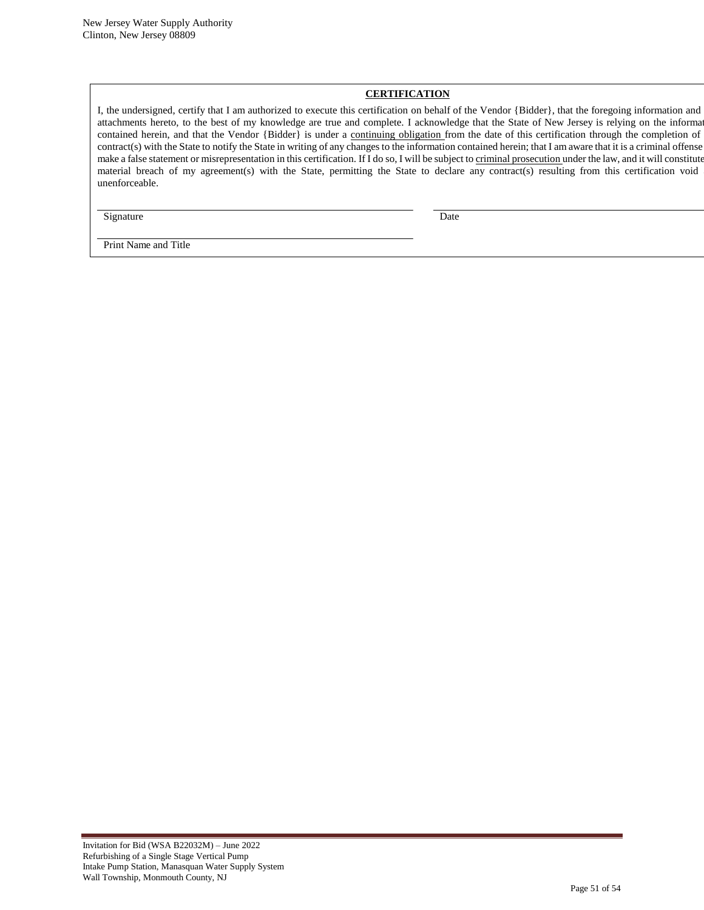## CERTIFICATION

I, the undersigned, certify that I am authorized to execute this certification on behalf of the Vendor {Bidder}, that the foregoing information and attachments hereto, to the best of my knowledge are true and complete. I acknowledge that the State of New Jersey is relying on the informat contained herein, and that the Vendor {Bidder} is under a <u>continuing obligation</u> from the date of this certification through the completion of contract(s) with the State to notify the State in writing of any changes to the information contained herein; that I am aware that it is a criminal offense make a false statement or misrepresentation in this certification. If I do so, I will be subject to <u>criminal prosecution</u> under the law, and it will constitute material breach of my agreement(s) with the State, permitting the State to declare any contract(s) resulting from this certification void unenforceable.

\_\_\_\_\_\_\_\_\_\_\_\_\_\_\_\_\_\_\_\_\_\_\_\_\_\_\_\_\_\_ \_\_\_\_\_\_\_\_\_\_\_\_\_\_\_\_\_\_\_\_\_\_\_\_\_\_\_\_\_\_

Signature Date

\_\_\_\_\_\_\_\_\_\_\_\_\_\_\_\_\_\_\_\_\_\_\_\_\_\_\_\_\_\_

Print Name and Title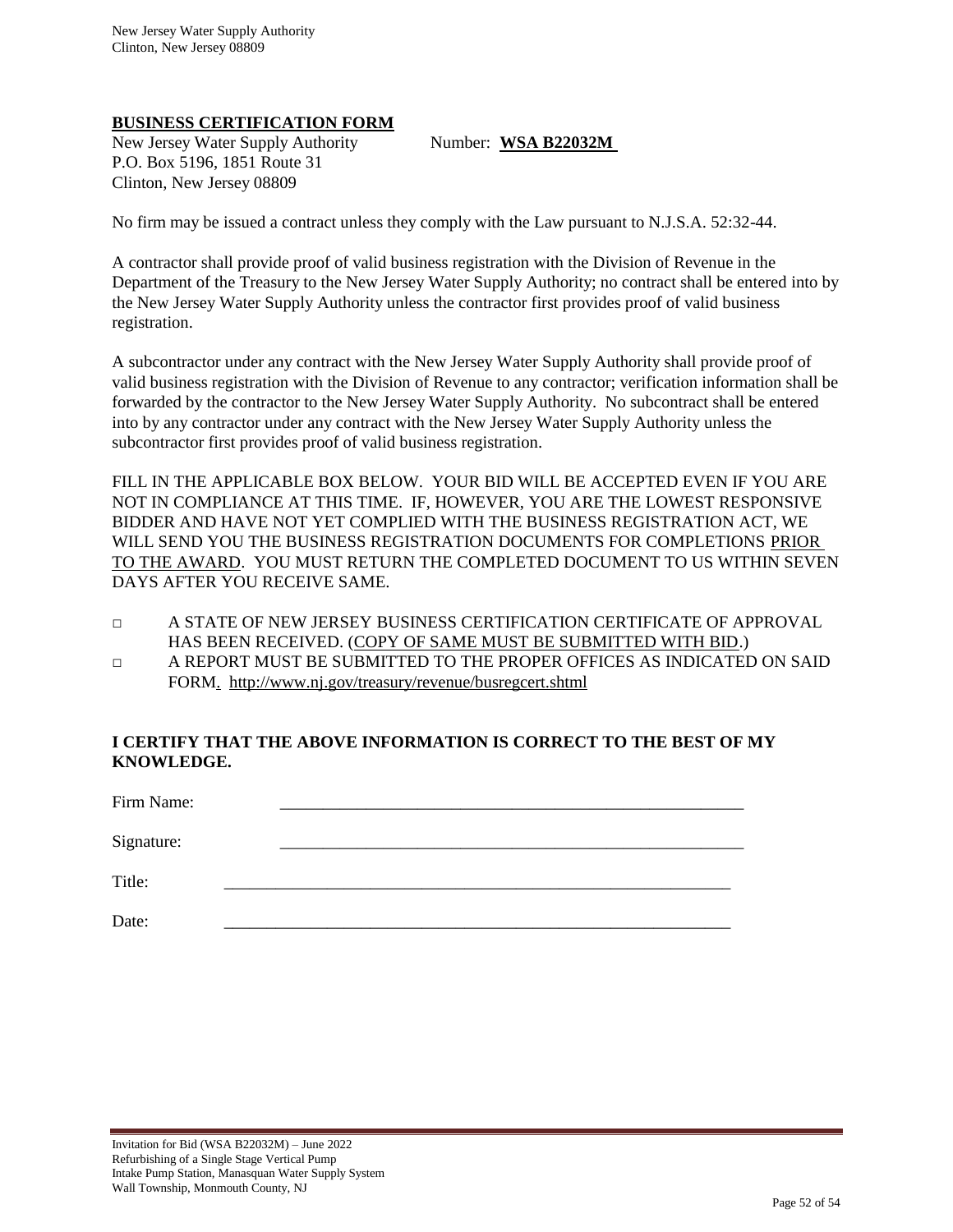## BUSINESS CERTIFICATION FORM

New Jersey Water Supply Authority                Number: **WSA B22032M**
P.O. Box 5196, 1851 Route 31
Clinton, New Jersey 08809

No firm may be issued a contract unless they comply with the Law pursuant to N.J.S.A. 52:32-44.

A contractor shall provide proof of valid business registration with the Division of Revenue in the Department of the Treasury to the New Jersey Water Supply Authority; no contract shall be entered into by the New Jersey Water Supply Authority unless the contractor first provides proof of valid business registration.

A subcontractor under any contract with the New Jersey Water Supply Authority shall provide proof of valid business registration with the Division of Revenue to any contractor; verification information shall be forwarded by the contractor to the New Jersey Water Supply Authority. No subcontract shall be entered into by any contractor under any contract with the New Jersey Water Supply Authority unless the subcontractor first provides proof of valid business registration.

FILL IN THE APPLICABLE BOX BELOW. YOUR BID WILL BE ACCEPTED EVEN IF YOU ARE NOT IN COMPLIANCE AT THIS TIME. IF, HOWEVER, YOU ARE THE LOWEST RESPONSIVE BIDDER AND HAVE NOT YET COMPLIED WITH THE BUSINESS REGISTRATION ACT, WE WILL SEND YOU THE BUSINESS REGISTRATION DOCUMENTS FOR COMPLETIONS PRIOR TO THE AWARD. YOU MUST RETURN THE COMPLETED DOCUMENT TO US WITHIN SEVEN DAYS AFTER YOU RECEIVE SAME.

- ☐ A STATE OF NEW JERSEY BUSINESS CERTIFICATION CERTIFICATE OF APPROVAL HAS BEEN RECEIVED. (COPY OF SAME MUST BE SUBMITTED WITH BID.)
- ☐ A REPORT MUST BE SUBMITTED TO THE PROPER OFFICES AS INDICATED ON SAID FORM. http://www.nj.gov/treasury/revenue/busregcert.shtml

**I CERTIFY THAT THE ABOVE INFORMATION IS CORRECT TO THE BEST OF MY KNOWLEDGE.**

Firm Name: ______________________________________________

Signature: ______________________________________________

Title: ______________________________________________

Date: ______________________________________________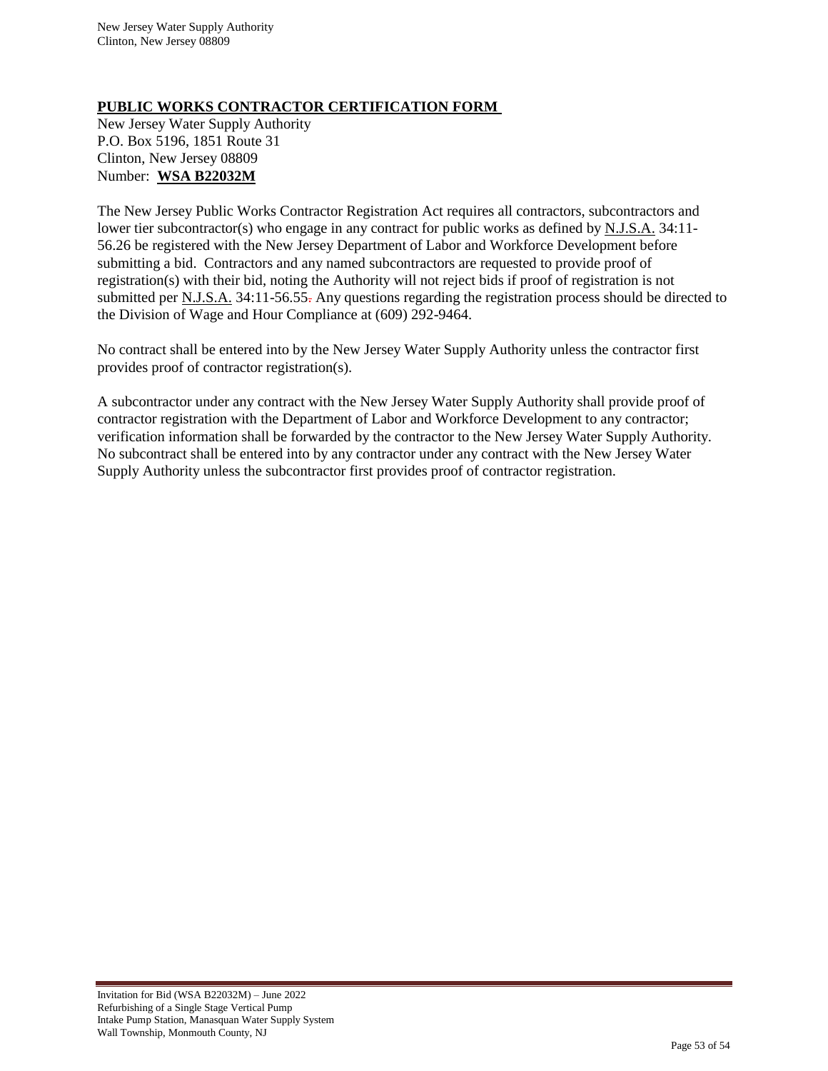## PUBLIC WORKS CONTRACTOR CERTIFICATION FORM

New Jersey Water Supply Authority
P.O. Box 5196, 1851 Route 31
Clinton, New Jersey 08809
Number: **WSA B22032M**

The New Jersey Public Works Contractor Registration Act requires all contractors, subcontractors and lower tier subcontractor(s) who engage in any contract for public works as defined by N.J.S.A. 34:11-56.26 be registered with the New Jersey Department of Labor and Workforce Development before submitting a bid. Contractors and any named subcontractors are requested to provide proof of registration(s) with their bid, noting the Authority will not reject bids if proof of registration is not submitted per N.J.S.A. 34:11-56.55. Any questions regarding the registration process should be directed to the Division of Wage and Hour Compliance at (609) 292-9464.

No contract shall be entered into by the New Jersey Water Supply Authority unless the contractor first provides proof of contractor registration(s).

A subcontractor under any contract with the New Jersey Water Supply Authority shall provide proof of contractor registration with the Department of Labor and Workforce Development to any contractor; verification information shall be forwarded by the contractor to the New Jersey Water Supply Authority. No subcontract shall be entered into by any contractor under any contract with the New Jersey Water Supply Authority unless the subcontractor first provides proof of contractor registration.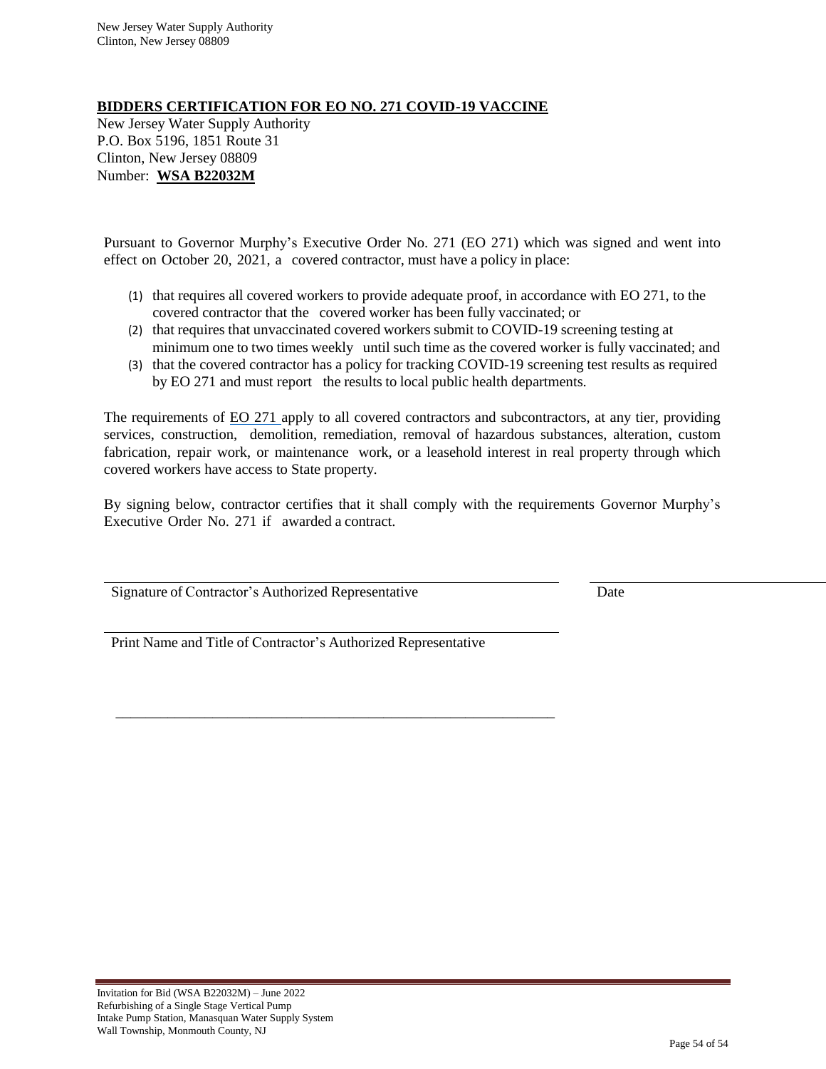## BIDDERS CERTIFICATION FOR EO NO. 271 COVID-19 VACCINE

New Jersey Water Supply Authority
P.O. Box 5196, 1851 Route 31
Clinton, New Jersey 08809
Number: **WSA B22032M**

Pursuant to Governor Murphy's Executive Order No. 271 (EO 271) which was signed and went into effect on October 20, 2021, a covered contractor, must have a policy in place:

(1) that requires all covered workers to provide adequate proof, in accordance with EO 271, to the covered contractor that the covered worker has been fully vaccinated; or
(2) that requires that unvaccinated covered workers submit to COVID-19 screening testing at minimum one to two times weekly until such time as the covered worker is fully vaccinated; and
(3) that the covered contractor has a policy for tracking COVID-19 screening test results as required by EO 271 and must report the results to local public health departments.

The requirements of EO 271 apply to all covered contractors and subcontractors, at any tier, providing services, construction, demolition, remediation, removal of hazardous substances, alteration, custom fabrication, repair work, or maintenance work, or a leasehold interest in real property through which covered workers have access to State property.

By signing below, contractor certifies that it shall comply with the requirements Governor Murphy's Executive Order No. 271 if awarded a contract.

\_\_\_\_\_\_\_\_\_\_\_\_\_\_\_\_\_\_\_\_\_\_\_\_\_\_\_\_\_\_\_\_\_\_\_\_\_\_\_\_\_\_\_\_ \_\_\_\_\_\_\_\_\_\_\_\_\_\_\_\_\_\_\_\_
Signature of Contractor's Authorized Representative Date

\_\_\_\_\_\_\_\_\_\_\_\_\_\_\_\_\_\_\_\_\_\_\_\_\_\_\_\_\_\_\_\_\_\_\_\_\_\_\_\_\_\_\_\_
Print Name and Title of Contractor's Authorized Representative

\_\_\_\_\_\_\_\_\_\_\_\_\_\_\_\_\_\_\_\_\_\_\_\_\_\_\_\_\_\_\_\_\_\_\_\_\_\_\_\_\_\_\_\_

Invitation for Bid (WSA B22032M) – June 2022
Refurbishing of a Single Stage Vertical Pump
Intake Pump Station, Manasquan Water Supply System
Wall Township, Monmouth County, NJ